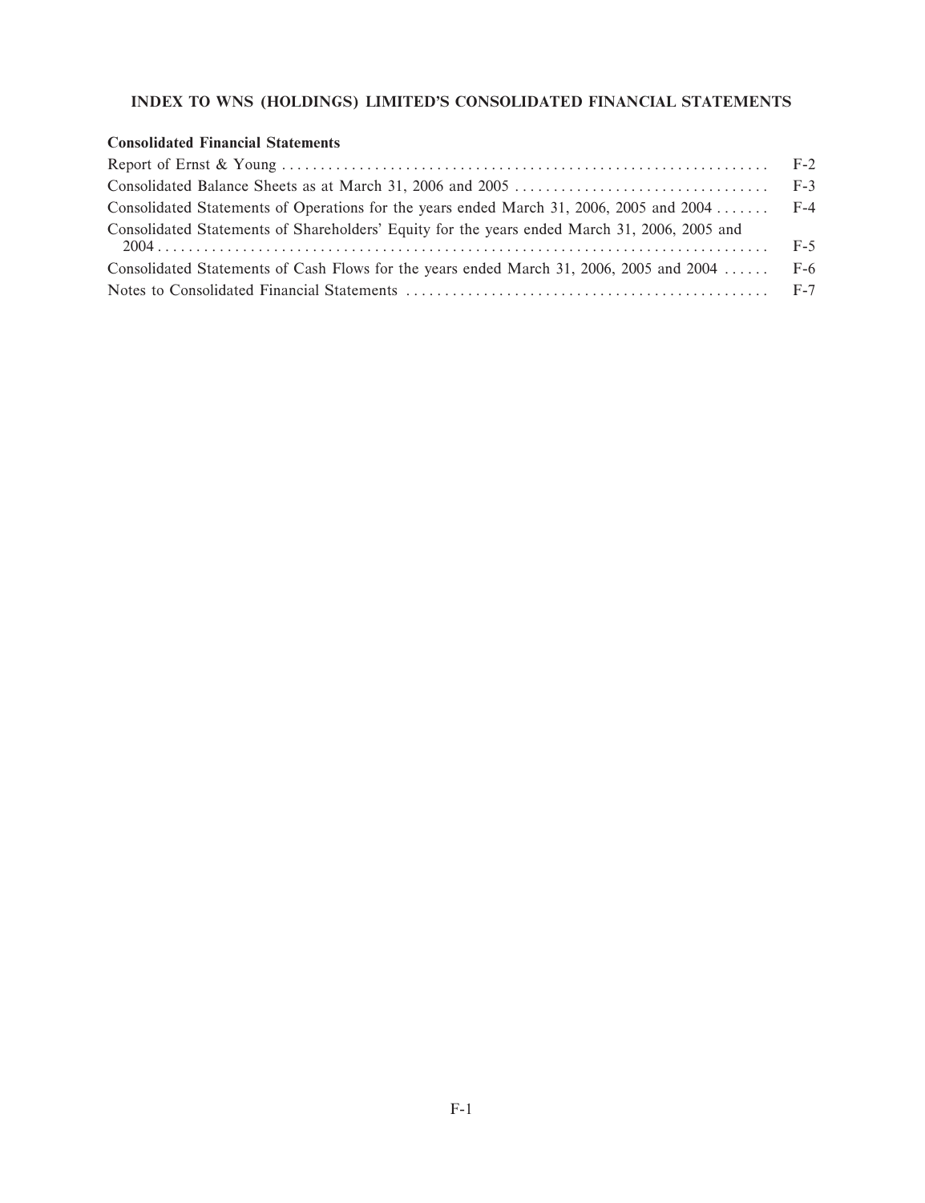# INDEX TO WNS (HOLDINGS) LIMITED'S CONSOLIDATED FINANCIAL STATEMENTS

**Consolidated Financial Statements**

| | |
|---|---|
| Report of Ernst & Young | F-2 |
| Consolidated Balance Sheets as at March 31, 2006 and 2005 | F-3 |
| Consolidated Statements of Operations for the years ended March 31, 2006, 2005 and 2004 | F-4 |
| Consolidated Statements of Shareholders' Equity for the years ended March 31, 2006, 2005 and 2004 | F-5 |
| Consolidated Statements of Cash Flows for the years ended March 31, 2006, 2005 and 2004 | F-6 |
| Notes to Consolidated Financial Statements | F-7 |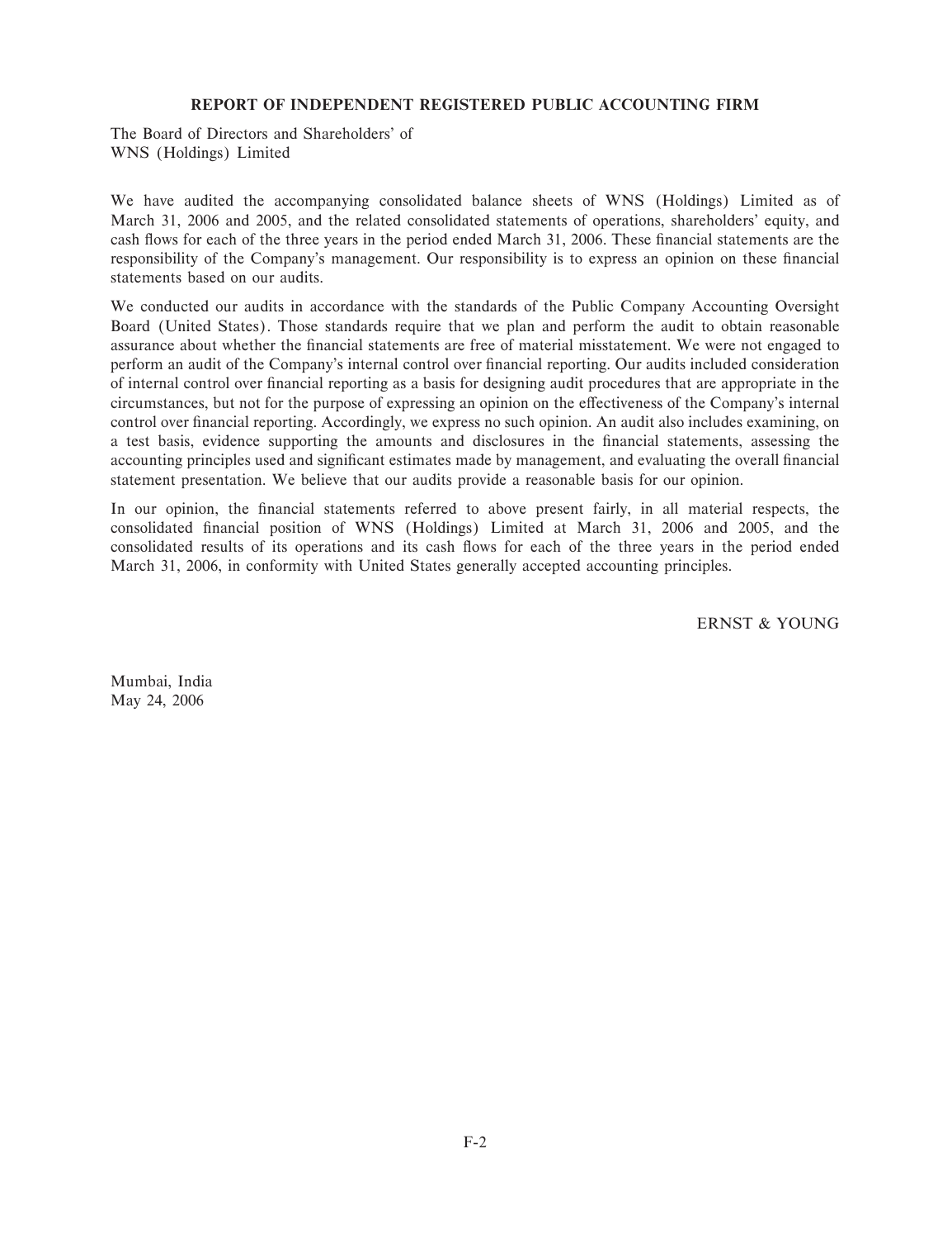## REPORT OF INDEPENDENT REGISTERED PUBLIC ACCOUNTING FIRM

The Board of Directors and Shareholders' of
WNS (Holdings) Limited

We have audited the accompanying consolidated balance sheets of WNS (Holdings) Limited as of March 31, 2006 and 2005, and the related consolidated statements of operations, shareholders' equity, and cash flows for each of the three years in the period ended March 31, 2006. These financial statements are the responsibility of the Company's management. Our responsibility is to express an opinion on these financial statements based on our audits.

We conducted our audits in accordance with the standards of the Public Company Accounting Oversight Board (United States). Those standards require that we plan and perform the audit to obtain reasonable assurance about whether the financial statements are free of material misstatement. We were not engaged to perform an audit of the Company's internal control over financial reporting. Our audits included consideration of internal control over financial reporting as a basis for designing audit procedures that are appropriate in the circumstances, but not for the purpose of expressing an opinion on the effectiveness of the Company's internal control over financial reporting. Accordingly, we express no such opinion. An audit also includes examining, on a test basis, evidence supporting the amounts and disclosures in the financial statements, assessing the accounting principles used and significant estimates made by management, and evaluating the overall financial statement presentation. We believe that our audits provide a reasonable basis for our opinion.

In our opinion, the financial statements referred to above present fairly, in all material respects, the consolidated financial position of WNS (Holdings) Limited at March 31, 2006 and 2005, and the consolidated results of its operations and its cash flows for each of the three years in the period ended March 31, 2006, in conformity with United States generally accepted accounting principles.

ERNST & YOUNG

Mumbai, India
May 24, 2006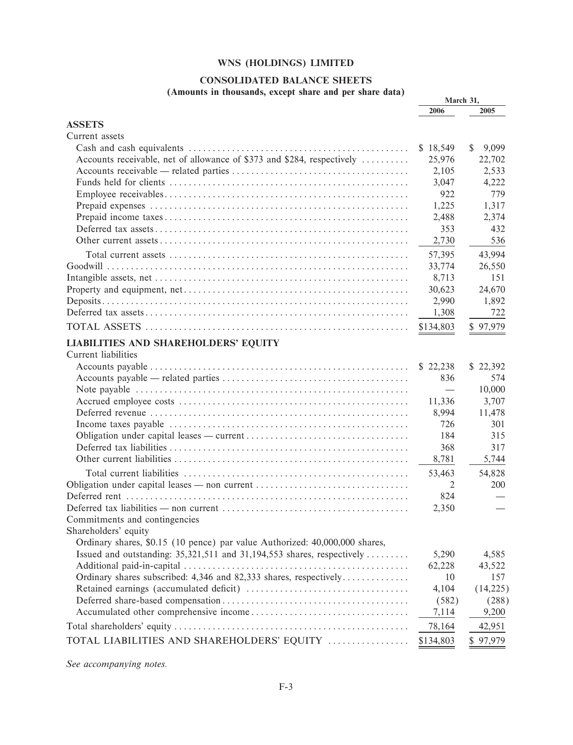# WNS (HOLDINGS) LIMITED

## CONSOLIDATED BALANCE SHEETS

**(Amounts in thousands, except share and per share data)**

| | March 31, 2006 | March 31, 2005 |
|---|---|---|
| **ASSETS** | | |
| Current assets | | |
| Cash and cash equivalents | $ 18,549 | $ 9,099 |
| Accounts receivable, net of allowance of $373 and $284, respectively | 25,976 | 22,702 |
| Accounts receivable — related parties | 2,105 | 2,533 |
| Funds held for clients | 3,047 | 4,222 |
| Employee receivables | 922 | 779 |
| Prepaid expenses | 1,225 | 1,317 |
| Prepaid income taxes | 2,488 | 2,374 |
| Deferred tax assets | 353 | 432 |
| Other current assets | 2,730 | 536 |
| Total current assets | 57,395 | 43,994 |
| Goodwill | 33,774 | 26,550 |
| Intangible assets, net | 8,713 | 151 |
| Property and equipment, net | 30,623 | 24,670 |
| Deposits | 2,990 | 1,892 |
| Deferred tax assets | 1,308 | 722 |
| TOTAL ASSETS | $134,803 | $ 97,979 |
| **LIABILITIES AND SHAREHOLDERS' EQUITY** | | |
| Current liabilities | | |
| Accounts payable | $ 22,238 | $ 22,392 |
| Accounts payable — related parties | 836 | 574 |
| Note payable | — | 10,000 |
| Accrued employee costs | 11,336 | 3,707 |
| Deferred revenue | 8,994 | 11,478 |
| Income taxes payable | 726 | 301 |
| Obligation under capital leases — current | 184 | 315 |
| Deferred tax liabilities | 368 | 317 |
| Other current liabilities | 8,781 | 5,744 |
| Total current liabilities | 53,463 | 54,828 |
| Obligation under capital leases — non current | 2 | 200 |
| Deferred rent | 824 | — |
| Deferred tax liabilities — non current | 2,350 | — |
| Commitments and contingencies | | |
| Shareholders' equity | | |
| Ordinary shares, $0.15 (10 pence) par value Authorized: 40,000,000 shares, Issued and outstanding: 35,321,511 and 31,194,553 shares, respectively | 5,290 | 4,585 |
| Additional paid-in-capital | 62,228 | 43,522 |
| Ordinary shares subscribed: 4,346 and 82,333 shares, respectively | 10 | 157 |
| Retained earnings (accumulated deficit) | 4,104 | (14,225) |
| Deferred share-based compensation | (582) | (288) |
| Accumulated other comprehensive income | 7,114 | 9,200 |
| Total shareholders' equity | 78,164 | 42,951 |
| TOTAL LIABILITIES AND SHAREHOLDERS' EQUITY | $134,803 | $ 97,979 |

*See accompanying notes.*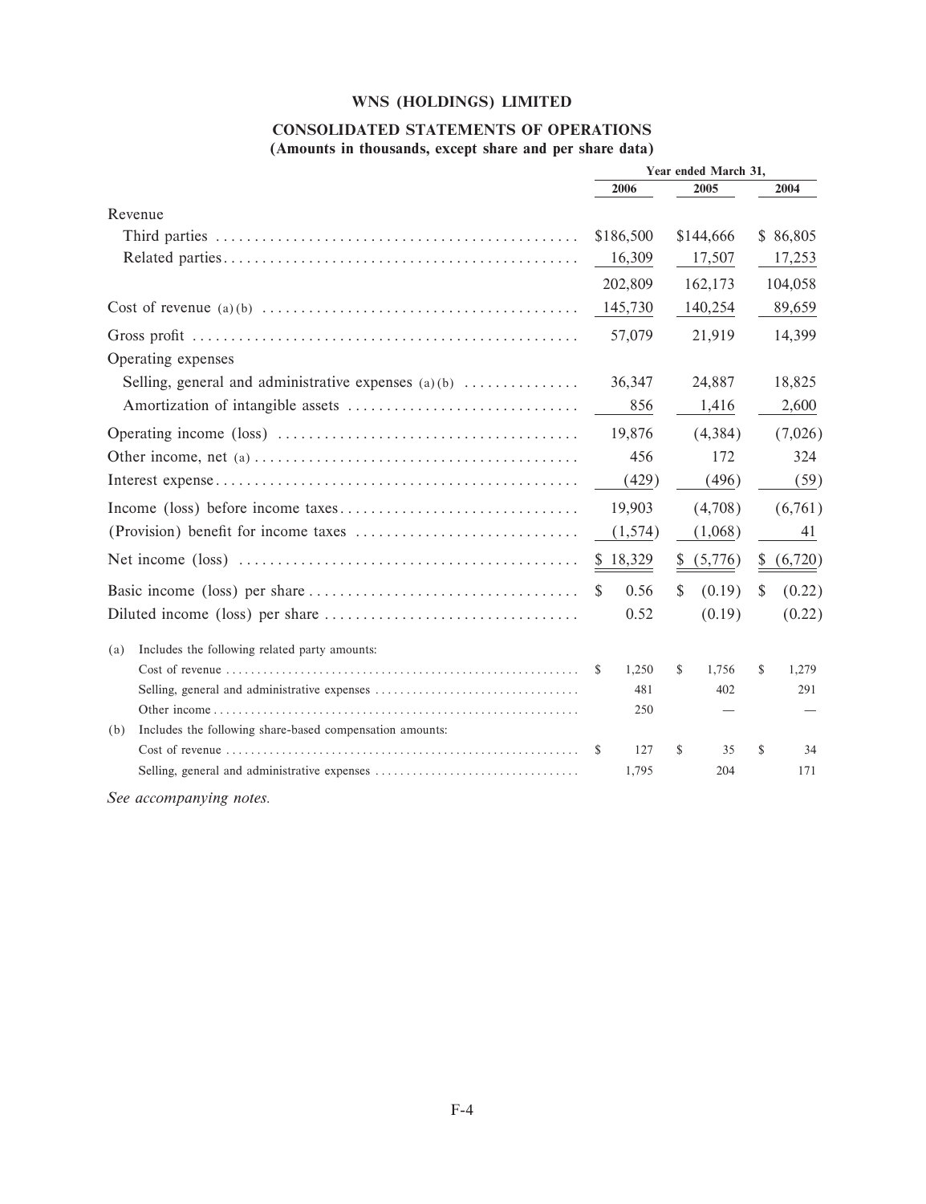# WNS (HOLDINGS) LIMITED

## CONSOLIDATED STATEMENTS OF OPERATIONS

**(Amounts in thousands, except share and per share data)**

| | Year ended March 31, | | |
|---|---|---|---|
| | 2006 | 2005 | 2004 |
| Revenue | | | |
| Third parties | $186,500 | $144,666 | $ 86,805 |
| Related parties | 16,309 | 17,507 | 17,253 |
| | 202,809 | 162,173 | 104,058 |
| Cost of revenue (a)(b) | 145,730 | 140,254 | 89,659 |
| Gross profit | 57,079 | 21,919 | 14,399 |
| Operating expenses | | | |
| Selling, general and administrative expenses (a)(b) | 36,347 | 24,887 | 18,825 |
| Amortization of intangible assets | 856 | 1,416 | 2,600 |
| Operating income (loss) | 19,876 | (4,384) | (7,026) |
| Other income, net (a) | 456 | 172 | 324 |
| Interest expense | (429) | (496) | (59) |
| Income (loss) before income taxes | 19,903 | (4,708) | (6,761) |
| (Provision) benefit for income taxes | (1,574) | (1,068) | 41 |
| Net income (loss) | $ 18,329 | $ (5,776) | $ (6,720) |
| Basic income (loss) per share | $ 0.56 | $ (0.19) | $ (0.22) |
| Diluted income (loss) per share | 0.52 | (0.19) | (0.22) |

| | 2006 | 2005 | 2004 |
|---|---|---|---|
| (a) Includes the following related party amounts: | | | |
| Cost of revenue | $ 1,250 | $ 1,756 | $ 1,279 |
| Selling, general and administrative expenses | 481 | 402 | 291 |
| Other income | 250 | — | — |
| (b) Includes the following share-based compensation amounts: | | | |
| Cost of revenue | $ 127 | $ 35 | $ 34 |
| Selling, general and administrative expenses | 1,795 | 204 | 171 |

*See accompanying notes.*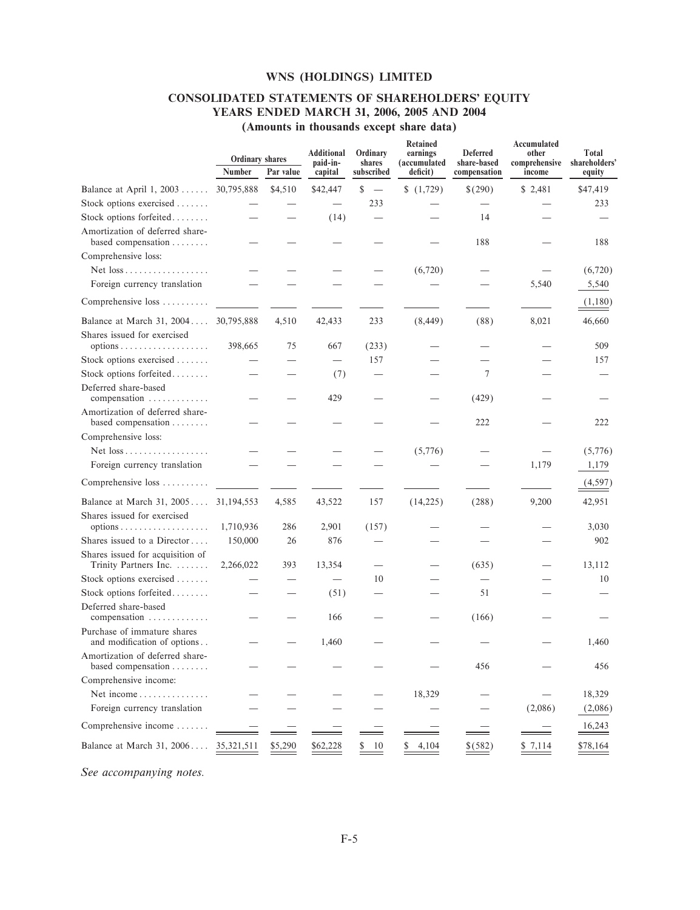# WNS (HOLDINGS) LIMITED

## CONSOLIDATED STATEMENTS OF SHAREHOLDERS' EQUITY YEARS ENDED MARCH 31, 2006, 2005 AND 2004

### (Amounts in thousands except share data)

| | Ordinary shares | | Additional paid-in-capital | Ordinary shares subscribed | Retained earnings (accumulated deficit) | Deferred share-based compensation | Accumulated other comprehensive income | Total shareholders' equity |
|---|---|---|---|---|---|---|---|---|
| | Number | Par value | | | | | | |
| Balance at April 1, 2003 | 30,795,888 | $4,510 | $42,447 | $ — | $ (1,729) | $(290) | $ 2,481 | $47,419 |
| Stock options exercised | — | — | — | 233 | — | — | — | 233 |
| Stock options forfeited | — | — | (14) | — | — | 14 | — | — |
| Amortization of deferred share-based compensation | — | — | — | — | — | 188 | — | 188 |
| Comprehensive loss: | | | | | | | | |
| Net loss | — | — | — | — | (6,720) | — | — | (6,720) |
| Foreign currency translation | — | — | — | — | — | — | 5,540 | 5,540 |
| Comprehensive loss | | | | | | | | (1,180) |
| Balance at March 31, 2004 | 30,795,888 | 4,510 | 42,433 | 233 | (8,449) | (88) | 8,021 | 46,660 |
| Shares issued for exercised options | 398,665 | 75 | 667 | (233) | — | — | — | 509 |
| Stock options exercised | — | — | — | 157 | — | — | — | 157 |
| Stock options forfeited | — | — | (7) | — | — | 7 | — | — |
| Deferred share-based compensation | — | — | 429 | — | — | (429) | — | — |
| Amortization of deferred share-based compensation | — | — | — | — | — | 222 | — | 222 |
| Comprehensive loss: | | | | | | | | |
| Net loss | — | — | — | — | (5,776) | — | — | (5,776) |
| Foreign currency translation | — | — | — | — | — | — | 1,179 | 1,179 |
| Comprehensive loss | | | | | | | | (4,597) |
| Balance at March 31, 2005 | 31,194,553 | 4,585 | 43,522 | 157 | (14,225) | (288) | 9,200 | 42,951 |
| Shares issued for exercised options | 1,710,936 | 286 | 2,901 | (157) | — | — | — | 3,030 |
| Shares issued to a Director | 150,000 | 26 | 876 | — | — | — | — | 902 |
| Shares issued for acquisition of Trinity Partners Inc. | 2,266,022 | 393 | 13,354 | — | — | (635) | — | 13,112 |
| Stock options exercised | — | — | — | 10 | — | — | — | 10 |
| Stock options forfeited | — | — | (51) | — | — | 51 | — | — |
| Deferred share-based compensation | — | — | 166 | — | — | (166) | — | — |
| Purchase of immature shares and modification of options | — | — | 1,460 | — | — | — | — | 1,460 |
| Amortization of deferred share-based compensation | — | — | — | — | — | 456 | — | 456 |
| Comprehensive income: | | | | | | | | |
| Net income | — | — | — | — | 18,329 | — | — | 18,329 |
| Foreign currency translation | — | — | — | — | — | — | (2,086) | (2,086) |
| Comprehensive income | — | — | — | — | — | — | — | 16,243 |
| Balance at March 31, 2006 | 35,321,511 | $5,290 | $62,228 | $ 10 | $ 4,104 | $(582) | $ 7,114 | $78,164 |

*See accompanying notes.*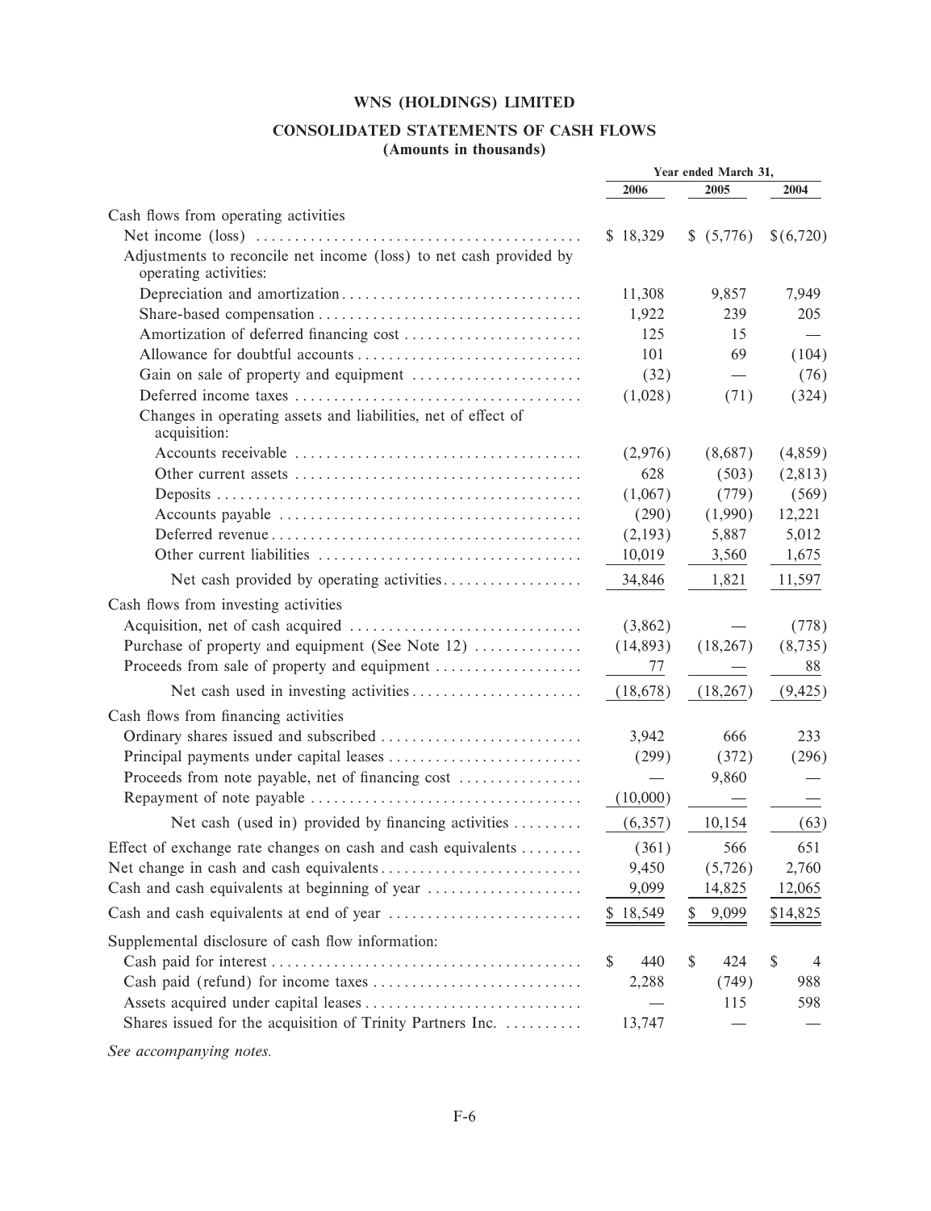# WNS (HOLDINGS) LIMITED

## CONSOLIDATED STATEMENTS OF CASH FLOWS
### (Amounts in thousands)

| | Year ended March 31, | | |
|---|---|---|---|
| | 2006 | 2005 | 2004 |
| Cash flows from operating activities | | | |
| Net income (loss) | $ 18,329 | $ (5,776) | $(6,720) |
| Adjustments to reconcile net income (loss) to net cash provided by operating activities: | | | |
| Depreciation and amortization | 11,308 | 9,857 | 7,949 |
| Share-based compensation | 1,922 | 239 | 205 |
| Amortization of deferred financing cost | 125 | 15 | — |
| Allowance for doubtful accounts | 101 | 69 | (104) |
| Gain on sale of property and equipment | (32) | — | (76) |
| Deferred income taxes | (1,028) | (71) | (324) |
| Changes in operating assets and liabilities, net of effect of acquisition: | | | |
| Accounts receivable | (2,976) | (8,687) | (4,859) |
| Other current assets | 628 | (503) | (2,813) |
| Deposits | (1,067) | (779) | (569) |
| Accounts payable | (290) | (1,990) | 12,221 |
| Deferred revenue | (2,193) | 5,887 | 5,012 |
| Other current liabilities | 10,019 | 3,560 | 1,675 |
| Net cash provided by operating activities | 34,846 | 1,821 | 11,597 |
| Cash flows from investing activities | | | |
| Acquisition, net of cash acquired | (3,862) | — | (778) |
| Purchase of property and equipment (See Note 12) | (14,893) | (18,267) | (8,735) |
| Proceeds from sale of property and equipment | 77 | — | 88 |
| Net cash used in investing activities | (18,678) | (18,267) | (9,425) |
| Cash flows from financing activities | | | |
| Ordinary shares issued and subscribed | 3,942 | 666 | 233 |
| Principal payments under capital leases | (299) | (372) | (296) |
| Proceeds from note payable, net of financing cost | — | 9,860 | — |
| Repayment of note payable | (10,000) | — | — |
| Net cash (used in) provided by financing activities | (6,357) | 10,154 | (63) |
| Effect of exchange rate changes on cash and cash equivalents | (361) | 566 | 651 |
| Net change in cash and cash equivalents | 9,450 | (5,726) | 2,760 |
| Cash and cash equivalents at beginning of year | 9,099 | 14,825 | 12,065 |
| Cash and cash equivalents at end of year | $ 18,549 | $ 9,099 | $14,825 |
| Supplemental disclosure of cash flow information: | | | |
| Cash paid for interest | $ 440 | $ 424 | $ 4 |
| Cash paid (refund) for income taxes | 2,288 | (749) | 988 |
| Assets acquired under capital leases | — | 115 | 598 |
| Shares issued for the acquisition of Trinity Partners Inc. | 13,747 | — | — |

*See accompanying notes.*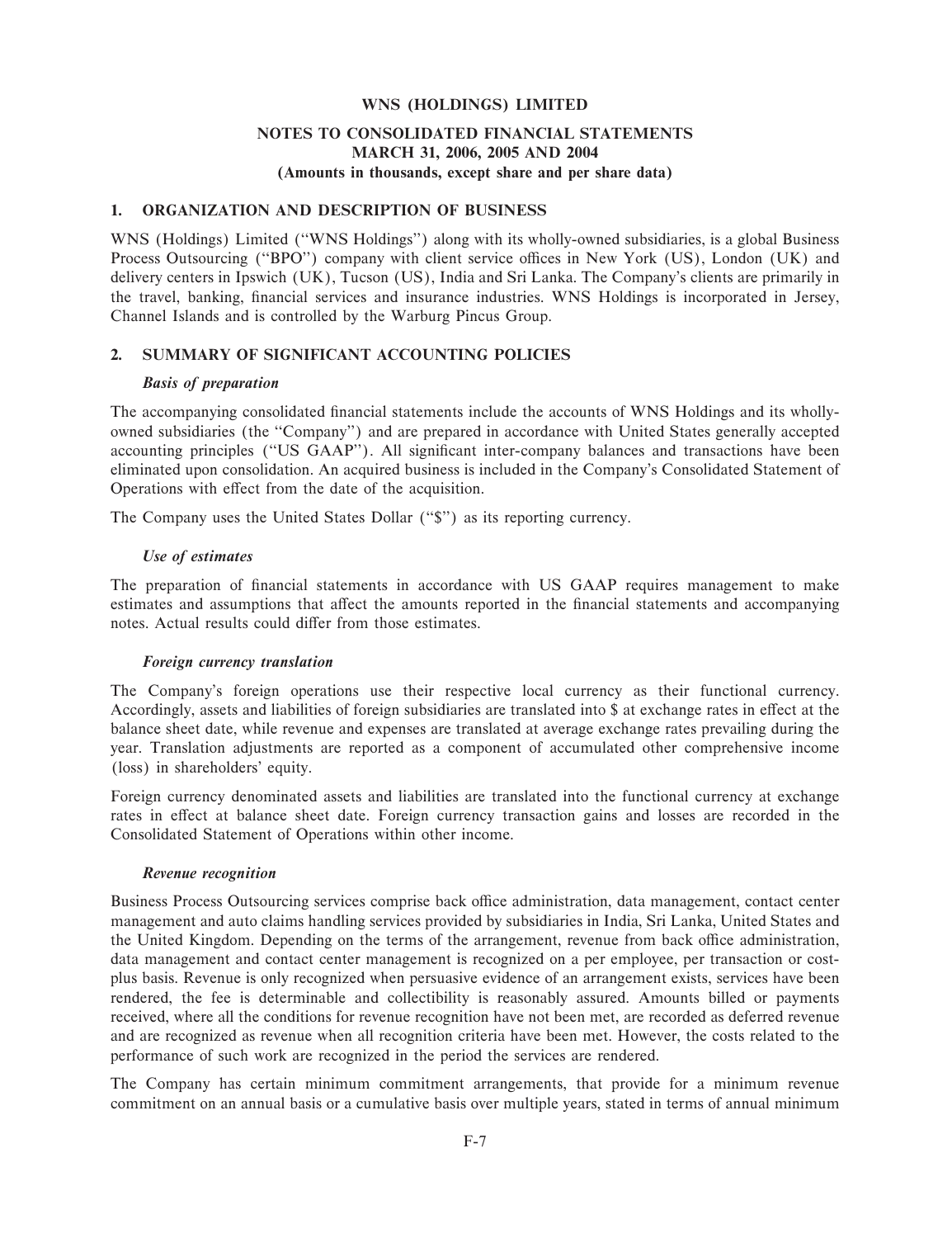# WNS (HOLDINGS) LIMITED

## NOTES TO CONSOLIDATED FINANCIAL STATEMENTS MARCH 31, 2006, 2005 AND 2004

**(Amounts in thousands, except share and per share data)**

## 1. ORGANIZATION AND DESCRIPTION OF BUSINESS

WNS (Holdings) Limited (''WNS Holdings'') along with its wholly-owned subsidiaries, is a global Business Process Outsourcing (''BPO'') company with client service offices in New York (US), London (UK) and delivery centers in Ipswich (UK), Tucson (US), India and Sri Lanka. The Company's clients are primarily in the travel, banking, financial services and insurance industries. WNS Holdings is incorporated in Jersey, Channel Islands and is controlled by the Warburg Pincus Group.

## 2. SUMMARY OF SIGNIFICANT ACCOUNTING POLICIES

### *Basis of preparation*

The accompanying consolidated financial statements include the accounts of WNS Holdings and its wholly-owned subsidiaries (the ''Company'') and are prepared in accordance with United States generally accepted accounting principles (''US GAAP''). All significant inter-company balances and transactions have been eliminated upon consolidation. An acquired business is included in the Company's Consolidated Statement of Operations with effect from the date of the acquisition.

The Company uses the United States Dollar (''$'') as its reporting currency.

### *Use of estimates*

The preparation of financial statements in accordance with US GAAP requires management to make estimates and assumptions that affect the amounts reported in the financial statements and accompanying notes. Actual results could differ from those estimates.

### *Foreign currency translation*

The Company's foreign operations use their respective local currency as their functional currency. Accordingly, assets and liabilities of foreign subsidiaries are translated into $ at exchange rates in effect at the balance sheet date, while revenue and expenses are translated at average exchange rates prevailing during the year. Translation adjustments are reported as a component of accumulated other comprehensive income (loss) in shareholders' equity.

Foreign currency denominated assets and liabilities are translated into the functional currency at exchange rates in effect at balance sheet date. Foreign currency transaction gains and losses are recorded in the Consolidated Statement of Operations within other income.

### *Revenue recognition*

Business Process Outsourcing services comprise back office administration, data management, contact center management and auto claims handling services provided by subsidiaries in India, Sri Lanka, United States and the United Kingdom. Depending on the terms of the arrangement, revenue from back office administration, data management and contact center management is recognized on a per employee, per transaction or cost-plus basis. Revenue is only recognized when persuasive evidence of an arrangement exists, services have been rendered, the fee is determinable and collectibility is reasonably assured. Amounts billed or payments received, where all the conditions for revenue recognition have not been met, are recorded as deferred revenue and are recognized as revenue when all recognition criteria have been met. However, the costs related to the performance of such work are recognized in the period the services are rendered.

The Company has certain minimum commitment arrangements, that provide for a minimum revenue commitment on an annual basis or a cumulative basis over multiple years, stated in terms of annual minimum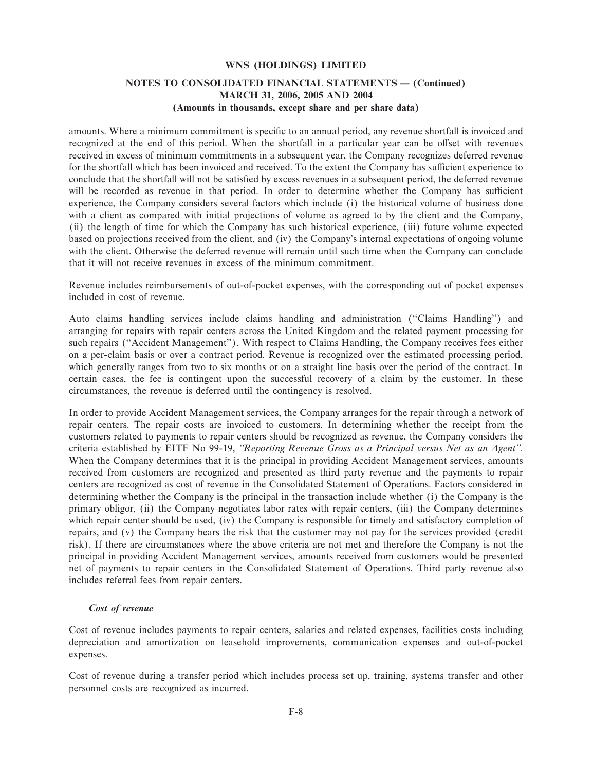amounts. Where a minimum commitment is specific to an annual period, any revenue shortfall is invoiced and recognized at the end of this period. When the shortfall in a particular year can be offset with revenues received in excess of minimum commitments in a subsequent year, the Company recognizes deferred revenue for the shortfall which has been invoiced and received. To the extent the Company has sufficient experience to conclude that the shortfall will not be satisfied by excess revenues in a subsequent period, the deferred revenue will be recorded as revenue in that period. In order to determine whether the Company has sufficient experience, the Company considers several factors which include (i) the historical volume of business done with a client as compared with initial projections of volume as agreed to by the client and the Company, (ii) the length of time for which the Company has such historical experience, (iii) future volume expected based on projections received from the client, and (iv) the Company's internal expectations of ongoing volume with the client. Otherwise the deferred revenue will remain until such time when the Company can conclude that it will not receive revenues in excess of the minimum commitment.

Revenue includes reimbursements of out-of-pocket expenses, with the corresponding out of pocket expenses included in cost of revenue.

Auto claims handling services include claims handling and administration (''Claims Handling'') and arranging for repairs with repair centers across the United Kingdom and the related payment processing for such repairs (''Accident Management''). With respect to Claims Handling, the Company receives fees either on a per-claim basis or over a contract period. Revenue is recognized over the estimated processing period, which generally ranges from two to six months or on a straight line basis over the period of the contract. In certain cases, the fee is contingent upon the successful recovery of a claim by the customer. In these circumstances, the revenue is deferred until the contingency is resolved.

In order to provide Accident Management services, the Company arranges for the repair through a network of repair centers. The repair costs are invoiced to customers. In determining whether the receipt from the customers related to payments to repair centers should be recognized as revenue, the Company considers the criteria established by EITF No 99-19, *''Reporting Revenue Gross as a Principal versus Net as an Agent''.* When the Company determines that it is the principal in providing Accident Management services, amounts received from customers are recognized and presented as third party revenue and the payments to repair centers are recognized as cost of revenue in the Consolidated Statement of Operations. Factors considered in determining whether the Company is the principal in the transaction include whether (i) the Company is the primary obligor, (ii) the Company negotiates labor rates with repair centers, (iii) the Company determines which repair center should be used, (iv) the Company is responsible for timely and satisfactory completion of repairs, and (v) the Company bears the risk that the customer may not pay for the services provided (credit risk). If there are circumstances where the above criteria are not met and therefore the Company is not the principal in providing Accident Management services, amounts received from customers would be presented net of payments to repair centers in the Consolidated Statement of Operations. Third party revenue also includes referral fees from repair centers.

***Cost of revenue***

Cost of revenue includes payments to repair centers, salaries and related expenses, facilities costs including depreciation and amortization on leasehold improvements, communication expenses and out-of-pocket expenses.

Cost of revenue during a transfer period which includes process set up, training, systems transfer and other personnel costs are recognized as incurred.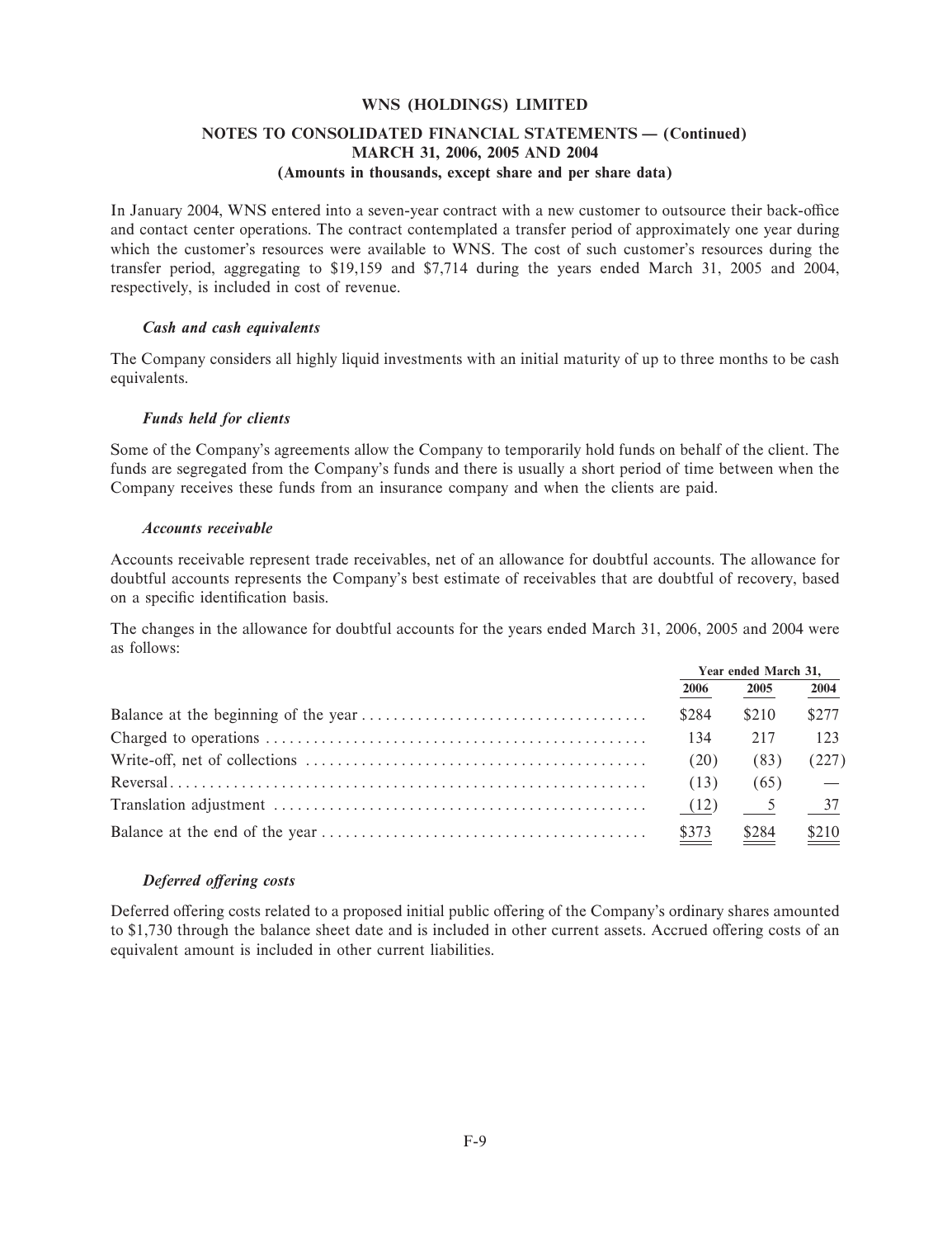In January 2004, WNS entered into a seven-year contract with a new customer to outsource their back-office and contact center operations. The contract contemplated a transfer period of approximately one year during which the customer's resources were available to WNS. The cost of such customer's resources during the transfer period, aggregating to $19,159 and $7,714 during the years ended March 31, 2005 and 2004, respectively, is included in cost of revenue.

***Cash and cash equivalents***

The Company considers all highly liquid investments with an initial maturity of up to three months to be cash equivalents.

***Funds held for clients***

Some of the Company's agreements allow the Company to temporarily hold funds on behalf of the client. The funds are segregated from the Company's funds and there is usually a short period of time between when the Company receives these funds from an insurance company and when the clients are paid.

***Accounts receivable***

Accounts receivable represent trade receivables, net of an allowance for doubtful accounts. The allowance for doubtful accounts represents the Company's best estimate of receivables that are doubtful of recovery, based on a specific identification basis.

The changes in the allowance for doubtful accounts for the years ended March 31, 2006, 2005 and 2004 were as follows:

| | Year ended March 31, | | |
|---|---|---|---|
| | 2006 | 2005 | 2004 |
| Balance at the beginning of the year | $284 | $210 | $277 |
| Charged to operations | 134 | 217 | 123 |
| Write-off, net of collections | (20) | (83) | (227) |
| Reversal | (13) | (65) | — |
| Translation adjustment | (12) | 5 | 37 |
| Balance at the end of the year | $373 | $284 | $210 |

***Deferred offering costs***

Deferred offering costs related to a proposed initial public offering of the Company's ordinary shares amounted to $1,730 through the balance sheet date and is included in other current assets. Accrued offering costs of an equivalent amount is included in other current liabilities.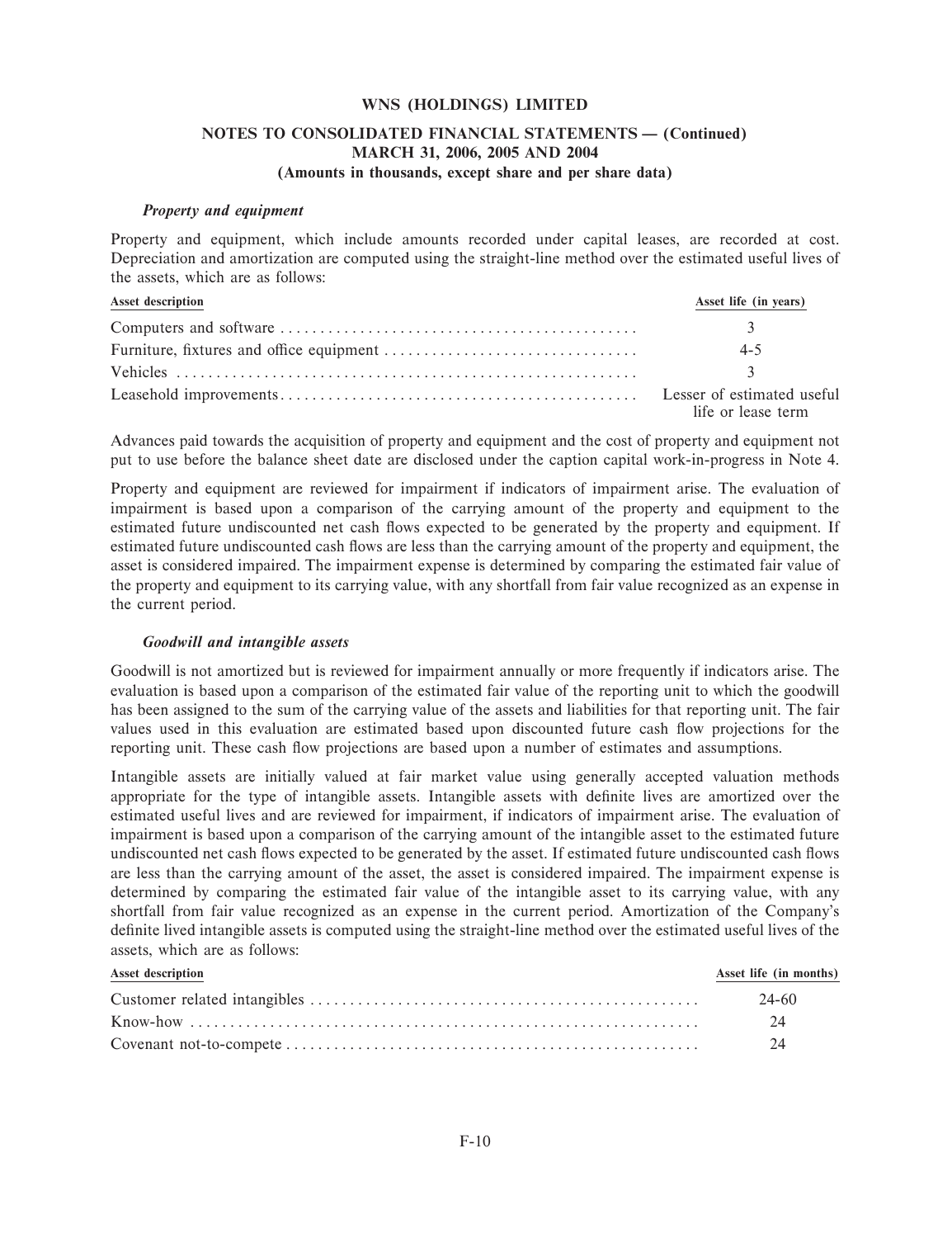### *Property and equipment*

Property and equipment, which include amounts recorded under capital leases, are recorded at cost. Depreciation and amortization are computed using the straight-line method over the estimated useful lives of the assets, which are as follows:

| Asset description | Asset life (in years) |
|---|---|
| Computers and software | 3 |
| Furniture, fixtures and office equipment | 4-5 |
| Vehicles | 3 |
| Leasehold improvements | Lesser of estimated useful life or lease term |

Advances paid towards the acquisition of property and equipment and the cost of property and equipment not put to use before the balance sheet date are disclosed under the caption capital work-in-progress in Note 4.

Property and equipment are reviewed for impairment if indicators of impairment arise. The evaluation of impairment is based upon a comparison of the carrying amount of the property and equipment to the estimated future undiscounted net cash flows expected to be generated by the property and equipment. If estimated future undiscounted cash flows are less than the carrying amount of the property and equipment, the asset is considered impaired. The impairment expense is determined by comparing the estimated fair value of the property and equipment to its carrying value, with any shortfall from fair value recognized as an expense in the current period.

### *Goodwill and intangible assets*

Goodwill is not amortized but is reviewed for impairment annually or more frequently if indicators arise. The evaluation is based upon a comparison of the estimated fair value of the reporting unit to which the goodwill has been assigned to the sum of the carrying value of the assets and liabilities for that reporting unit. The fair values used in this evaluation are estimated based upon discounted future cash flow projections for the reporting unit. These cash flow projections are based upon a number of estimates and assumptions.

Intangible assets are initially valued at fair market value using generally accepted valuation methods appropriate for the type of intangible assets. Intangible assets with definite lives are amortized over the estimated useful lives and are reviewed for impairment, if indicators of impairment arise. The evaluation of impairment is based upon a comparison of the carrying amount of the intangible asset to the estimated future undiscounted net cash flows expected to be generated by the asset. If estimated future undiscounted cash flows are less than the carrying amount of the asset, the asset is considered impaired. The impairment expense is determined by comparing the estimated fair value of the intangible asset to its carrying value, with any shortfall from fair value recognized as an expense in the current period. Amortization of the Company's definite lived intangible assets is computed using the straight-line method over the estimated useful lives of the assets, which are as follows:

| Asset description | Asset life (in months) |
|---|---|
| Customer related intangibles | 24-60 |
| Know-how | 24 |
| Covenant not-to-compete | 24 |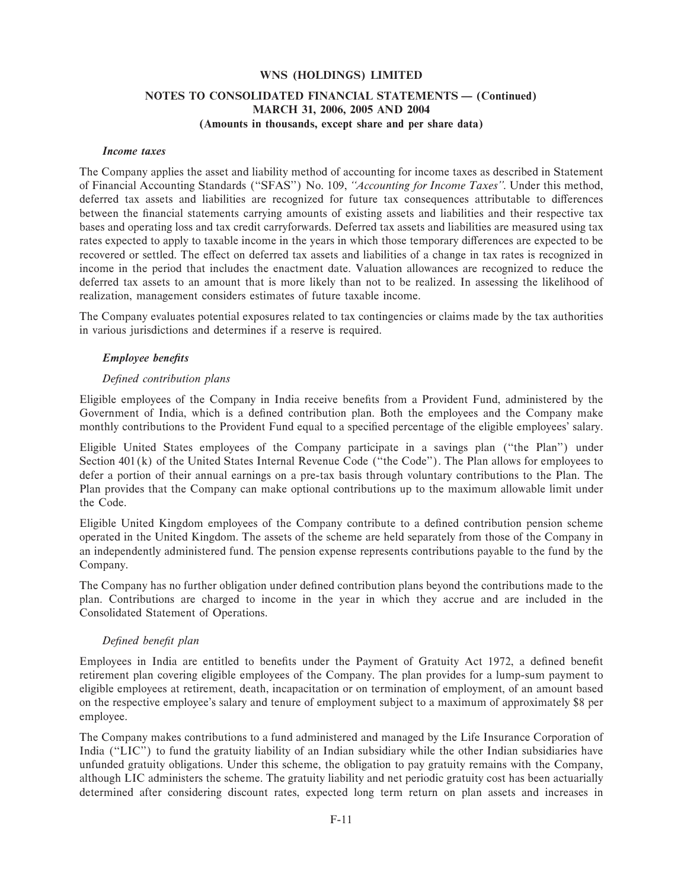### *Income taxes*

The Company applies the asset and liability method of accounting for income taxes as described in Statement of Financial Accounting Standards ("SFAS") No. 109, *"Accounting for Income Taxes"*. Under this method, deferred tax assets and liabilities are recognized for future tax consequences attributable to differences between the financial statements carrying amounts of existing assets and liabilities and their respective tax bases and operating loss and tax credit carryforwards. Deferred tax assets and liabilities are measured using tax rates expected to apply to taxable income in the years in which those temporary differences are expected to be recovered or settled. The effect on deferred tax assets and liabilities of a change in tax rates is recognized in income in the period that includes the enactment date. Valuation allowances are recognized to reduce the deferred tax assets to an amount that is more likely than not to be realized. In assessing the likelihood of realization, management considers estimates of future taxable income.

The Company evaluates potential exposures related to tax contingencies or claims made by the tax authorities in various jurisdictions and determines if a reserve is required.

### *Employee benefits*

#### *Defined contribution plans*

Eligible employees of the Company in India receive benefits from a Provident Fund, administered by the Government of India, which is a defined contribution plan. Both the employees and the Company make monthly contributions to the Provident Fund equal to a specified percentage of the eligible employees' salary.

Eligible United States employees of the Company participate in a savings plan ("the Plan") under Section 401(k) of the United States Internal Revenue Code ("the Code"). The Plan allows for employees to defer a portion of their annual earnings on a pre-tax basis through voluntary contributions to the Plan. The Plan provides that the Company can make optional contributions up to the maximum allowable limit under the Code.

Eligible United Kingdom employees of the Company contribute to a defined contribution pension scheme operated in the United Kingdom. The assets of the scheme are held separately from those of the Company in an independently administered fund. The pension expense represents contributions payable to the fund by the Company.

The Company has no further obligation under defined contribution plans beyond the contributions made to the plan. Contributions are charged to income in the year in which they accrue and are included in the Consolidated Statement of Operations.

#### *Defined benefit plan*

Employees in India are entitled to benefits under the Payment of Gratuity Act 1972, a defined benefit retirement plan covering eligible employees of the Company. The plan provides for a lump-sum payment to eligible employees at retirement, death, incapacitation or on termination of employment, of an amount based on the respective employee's salary and tenure of employment subject to a maximum of approximately $8 per employee.

The Company makes contributions to a fund administered and managed by the Life Insurance Corporation of India ("LIC") to fund the gratuity liability of an Indian subsidiary while the other Indian subsidiaries have unfunded gratuity obligations. Under this scheme, the obligation to pay gratuity remains with the Company, although LIC administers the scheme. The gratuity liability and net periodic gratuity cost has been actuarially determined after considering discount rates, expected long term return on plan assets and increases in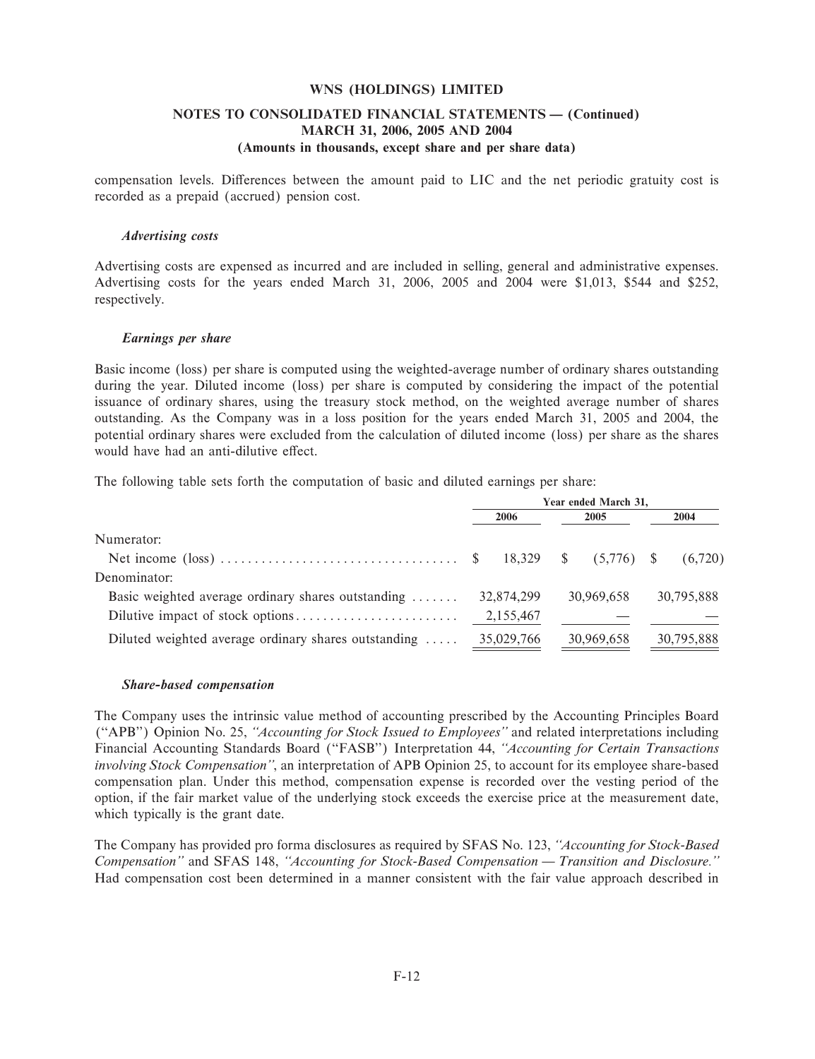compensation levels. Differences between the amount paid to LIC and the net periodic gratuity cost is recorded as a prepaid (accrued) pension cost.

### *Advertising costs*

Advertising costs are expensed as incurred and are included in selling, general and administrative expenses. Advertising costs for the years ended March 31, 2006, 2005 and 2004 were $1,013, $544 and $252, respectively.

### *Earnings per share*

Basic income (loss) per share is computed using the weighted-average number of ordinary shares outstanding during the year. Diluted income (loss) per share is computed by considering the impact of the potential issuance of ordinary shares, using the treasury stock method, on the weighted average number of shares outstanding. As the Company was in a loss position for the years ended March 31, 2005 and 2004, the potential ordinary shares were excluded from the calculation of diluted income (loss) per share as the shares would have had an anti-dilutive effect.

The following table sets forth the computation of basic and diluted earnings per share:

| | Year ended March 31, | | |
|---|---|---|---|
| | 2006 | 2005 | 2004 |
| Numerator: | | | |
| Net income (loss) | $ 18,329 | $ (5,776) | $ (6,720) |
| Denominator: | | | |
| Basic weighted average ordinary shares outstanding | 32,874,299 | 30,969,658 | 30,795,888 |
| Dilutive impact of stock options | 2,155,467 | — | — |
| Diluted weighted average ordinary shares outstanding | 35,029,766 | 30,969,658 | 30,795,888 |

### *Share-based compensation*

The Company uses the intrinsic value method of accounting prescribed by the Accounting Principles Board ("APB") Opinion No. 25, *"Accounting for Stock Issued to Employees"* and related interpretations including Financial Accounting Standards Board ("FASB") Interpretation 44, *"Accounting for Certain Transactions involving Stock Compensation"*, an interpretation of APB Opinion 25, to account for its employee share-based compensation plan. Under this method, compensation expense is recorded over the vesting period of the option, if the fair market value of the underlying stock exceeds the exercise price at the measurement date, which typically is the grant date.

The Company has provided pro forma disclosures as required by SFAS No. 123, *"Accounting for Stock-Based Compensation"* and SFAS 148, *"Accounting for Stock-Based Compensation — Transition and Disclosure."* Had compensation cost been determined in a manner consistent with the fair value approach described in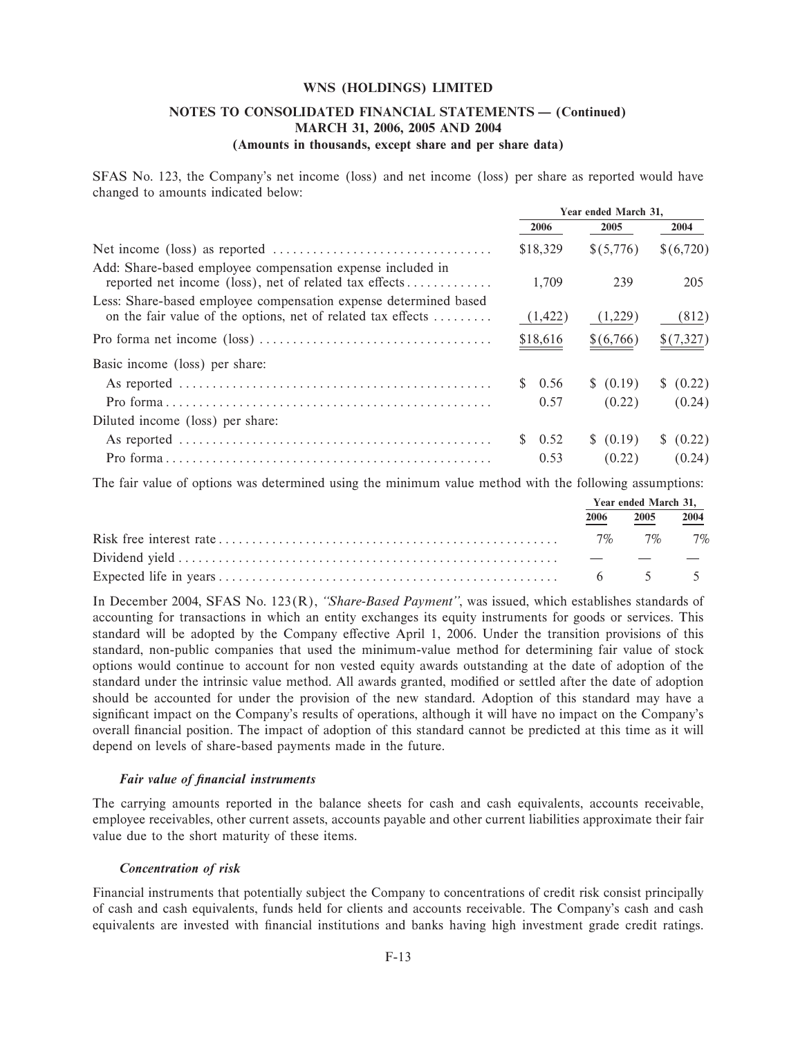SFAS No. 123, the Company's net income (loss) and net income (loss) per share as reported would have changed to amounts indicated below:

| | Year ended March 31, | | |
|---|---|---|---|
| | 2006 | 2005 | 2004 |
| Net income (loss) as reported | $18,329 | $(5,776) | $(6,720) |
| Add: Share-based employee compensation expense included in reported net income (loss), net of related tax effects | 1,709 | 239 | 205 |
| Less: Share-based employee compensation expense determined based on the fair value of the options, net of related tax effects | (1,422) | (1,229) | (812) |
| Pro forma net income (loss) | $18,616 | $(6,766) | $(7,327) |
| Basic income (loss) per share: | | | |
| As reported | $ 0.56 | $ (0.19) | $ (0.22) |
| Pro forma | 0.57 | (0.22) | (0.24) |
| Diluted income (loss) per share: | | | |
| As reported | $ 0.52 | $ (0.19) | $ (0.22) |
| Pro forma | 0.53 | (0.22) | (0.24) |

The fair value of options was determined using the minimum value method with the following assumptions:

| | Year ended March 31, | | |
|---|---|---|---|
| | 2006 | 2005 | 2004 |
| Risk free interest rate | 7% | 7% | 7% |
| Dividend yield | — | — | — |
| Expected life in years | 6 | 5 | 5 |

In December 2004, SFAS No. 123(R), *"Share-Based Payment"*, was issued, which establishes standards of accounting for transactions in which an entity exchanges its equity instruments for goods or services. This standard will be adopted by the Company effective April 1, 2006. Under the transition provisions of this standard, non-public companies that used the minimum-value method for determining fair value of stock options would continue to account for non vested equity awards outstanding at the date of adoption of the standard under the intrinsic value method. All awards granted, modified or settled after the date of adoption should be accounted for under the provision of the new standard. Adoption of this standard may have a significant impact on the Company's results of operations, although it will have no impact on the Company's overall financial position. The impact of adoption of this standard cannot be predicted at this time as it will depend on levels of share-based payments made in the future.

***Fair value of financial instruments***

The carrying amounts reported in the balance sheets for cash and cash equivalents, accounts receivable, employee receivables, other current assets, accounts payable and other current liabilities approximate their fair value due to the short maturity of these items.

***Concentration of risk***

Financial instruments that potentially subject the Company to concentrations of credit risk consist principally of cash and cash equivalents, funds held for clients and accounts receivable. The Company's cash and cash equivalents are invested with financial institutions and banks having high investment grade credit ratings.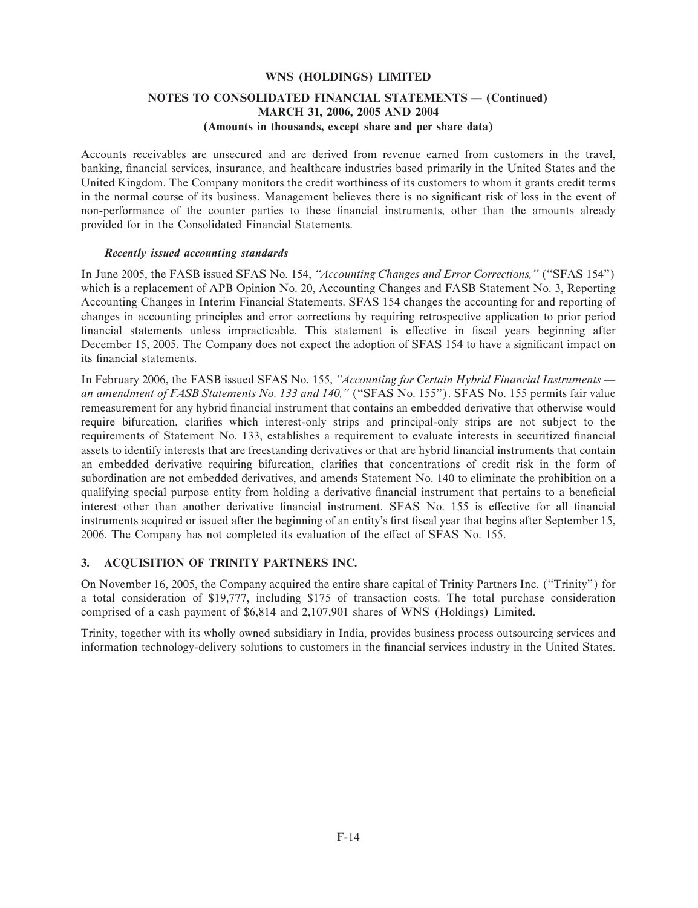Accounts receivables are unsecured and are derived from revenue earned from customers in the travel, banking, financial services, insurance, and healthcare industries based primarily in the United States and the United Kingdom. The Company monitors the credit worthiness of its customers to whom it grants credit terms in the normal course of its business. Management believes there is no significant risk of loss in the event of non-performance of the counter parties to these financial instruments, other than the amounts already provided for in the Consolidated Financial Statements.

***Recently issued accounting standards***

In June 2005, the FASB issued SFAS No. 154, *"Accounting Changes and Error Corrections,"* ("SFAS 154") which is a replacement of APB Opinion No. 20, Accounting Changes and FASB Statement No. 3, Reporting Accounting Changes in Interim Financial Statements. SFAS 154 changes the accounting for and reporting of changes in accounting principles and error corrections by requiring retrospective application to prior period financial statements unless impracticable. This statement is effective in fiscal years beginning after December 15, 2005. The Company does not expect the adoption of SFAS 154 to have a significant impact on its financial statements.

In February 2006, the FASB issued SFAS No. 155, *"Accounting for Certain Hybrid Financial Instruments — an amendment of FASB Statements No. 133 and 140,"* ("SFAS No. 155"). SFAS No. 155 permits fair value remeasurement for any hybrid financial instrument that contains an embedded derivative that otherwise would require bifurcation, clarifies which interest-only strips and principal-only strips are not subject to the requirements of Statement No. 133, establishes a requirement to evaluate interests in securitized financial assets to identify interests that are freestanding derivatives or that are hybrid financial instruments that contain an embedded derivative requiring bifurcation, clarifies that concentrations of credit risk in the form of subordination are not embedded derivatives, and amends Statement No. 140 to eliminate the prohibition on a qualifying special purpose entity from holding a derivative financial instrument that pertains to a beneficial interest other than another derivative financial instrument. SFAS No. 155 is effective for all financial instruments acquired or issued after the beginning of an entity's first fiscal year that begins after September 15, 2006. The Company has not completed its evaluation of the effect of SFAS No. 155.

## 3. ACQUISITION OF TRINITY PARTNERS INC.

On November 16, 2005, the Company acquired the entire share capital of Trinity Partners Inc. ("Trinity") for a total consideration of $19,777, including $175 of transaction costs. The total purchase consideration comprised of a cash payment of $6,814 and 2,107,901 shares of WNS (Holdings) Limited.

Trinity, together with its wholly owned subsidiary in India, provides business process outsourcing services and information technology-delivery solutions to customers in the financial services industry in the United States.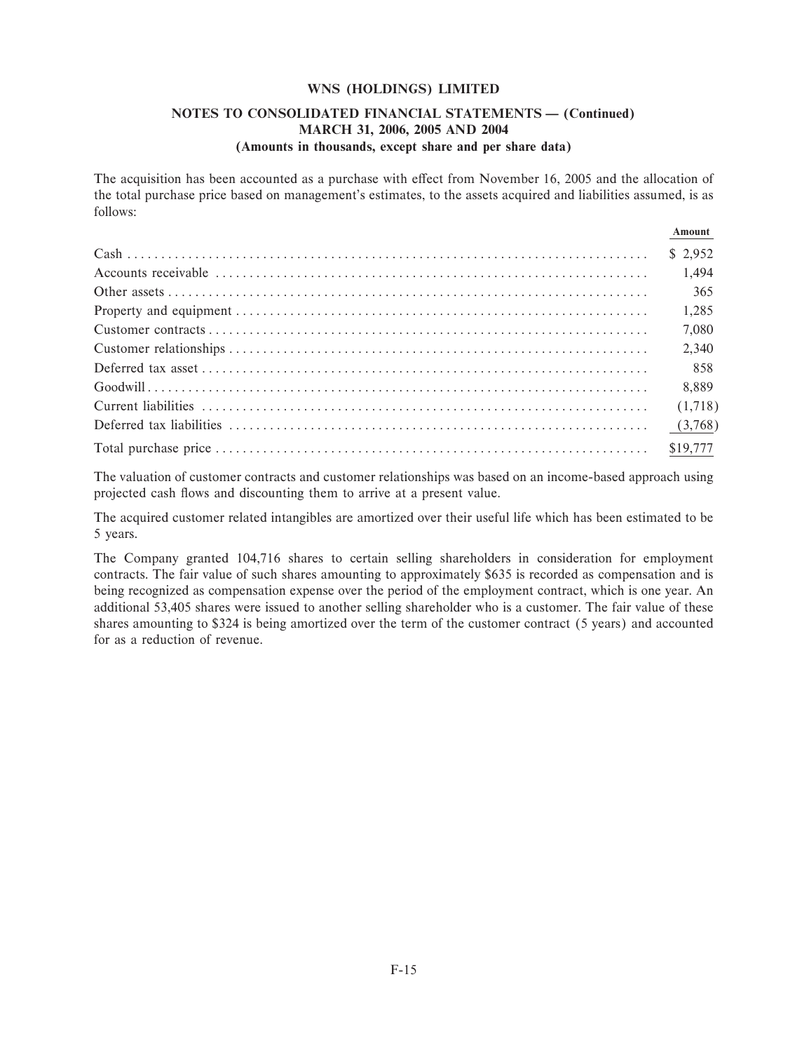The acquisition has been accounted as a purchase with effect from November 16, 2005 and the allocation of the total purchase price based on management's estimates, to the assets acquired and liabilities assumed, is as follows:

| | Amount |
|---|---|
| Cash | $ 2,952 |
| Accounts receivable | 1,494 |
| Other assets | 365 |
| Property and equipment | 1,285 |
| Customer contracts | 7,080 |
| Customer relationships | 2,340 |
| Deferred tax asset | 858 |
| Goodwill | 8,889 |
| Current liabilities | (1,718) |
| Deferred tax liabilities | (3,768) |
| Total purchase price | $19,777 |

The valuation of customer contracts and customer relationships was based on an income-based approach using projected cash flows and discounting them to arrive at a present value.

The acquired customer related intangibles are amortized over their useful life which has been estimated to be 5 years.

The Company granted 104,716 shares to certain selling shareholders in consideration for employment contracts. The fair value of such shares amounting to approximately $635 is recorded as compensation and is being recognized as compensation expense over the period of the employment contract, which is one year. An additional 53,405 shares were issued to another selling shareholder who is a customer. The fair value of these shares amounting to $324 is being amortized over the term of the customer contract (5 years) and accounted for as a reduction of revenue.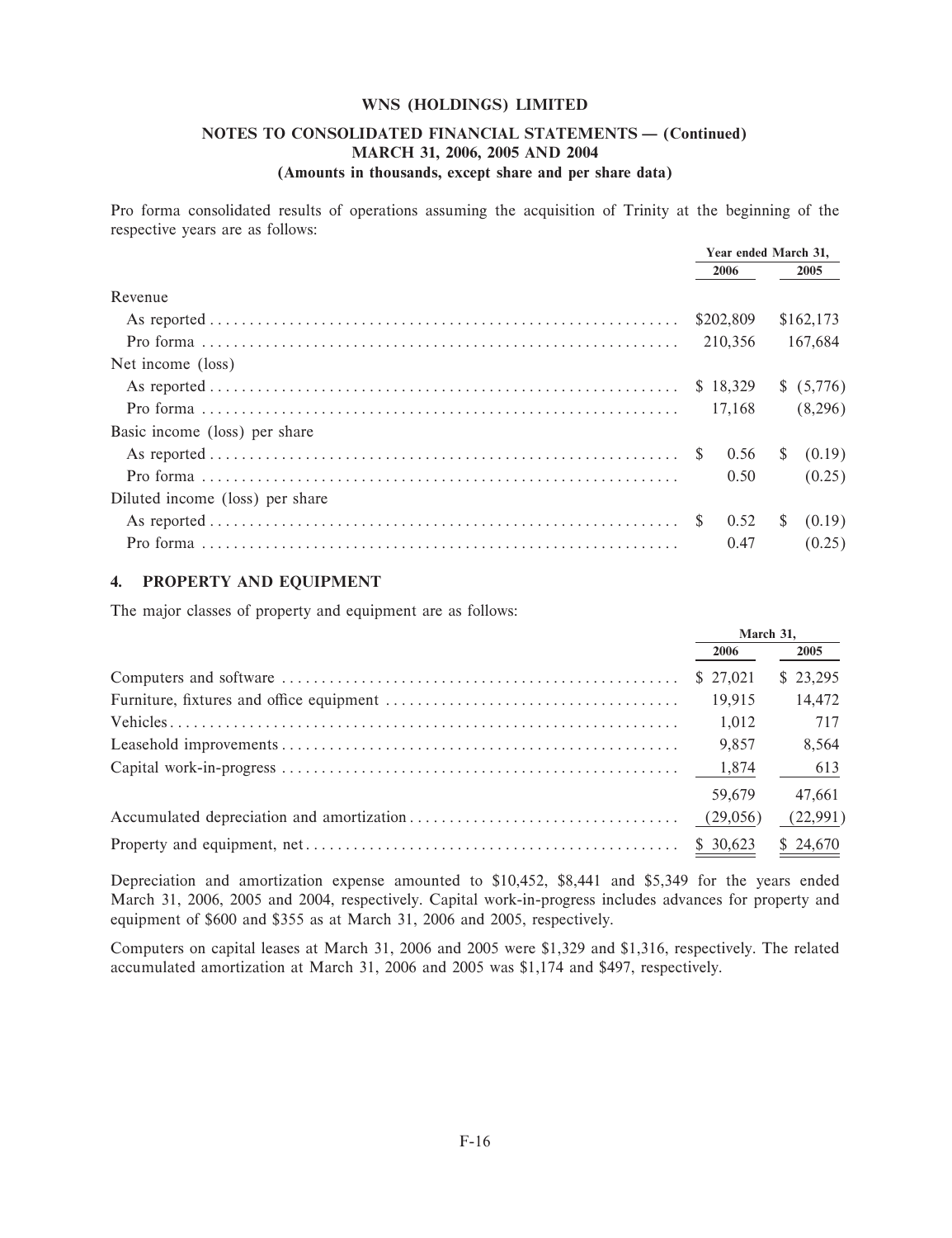Pro forma consolidated results of operations assuming the acquisition of Trinity at the beginning of the respective years are as follows:

| | Year ended March 31, | |
|---|---|---|
| | 2006 | 2005 |
| Revenue | | |
| As reported | $202,809 | $162,173 |
| Pro forma | 210,356 | 167,684 |
| Net income (loss) | | |
| As reported | $ 18,329 | $ (5,776) |
| Pro forma | 17,168 | (8,296) |
| Basic income (loss) per share | | |
| As reported | $ 0.56 | $ (0.19) |
| Pro forma | 0.50 | (0.25) |
| Diluted income (loss) per share | | |
| As reported | $ 0.52 | $ (0.19) |
| Pro forma | 0.47 | (0.25) |

## 4. PROPERTY AND EQUIPMENT

The major classes of property and equipment are as follows:

| | March 31, | |
|---|---|---|
| | 2006 | 2005 |
| Computers and software | $ 27,021 | $ 23,295 |
| Furniture, fixtures and office equipment | 19,915 | 14,472 |
| Vehicles | 1,012 | 717 |
| Leasehold improvements | 9,857 | 8,564 |
| Capital work-in-progress | 1,874 | 613 |
| | 59,679 | 47,661 |
| Accumulated depreciation and amortization | (29,056) | (22,991) |
| Property and equipment, net | $ 30,623 | $ 24,670 |

Depreciation and amortization expense amounted to $10,452, $8,441 and $5,349 for the years ended March 31, 2006, 2005 and 2004, respectively. Capital work-in-progress includes advances for property and equipment of $600 and $355 as at March 31, 2006 and 2005, respectively.

Computers on capital leases at March 31, 2006 and 2005 were $1,329 and $1,316, respectively. The related accumulated amortization at March 31, 2006 and 2005 was $1,174 and $497, respectively.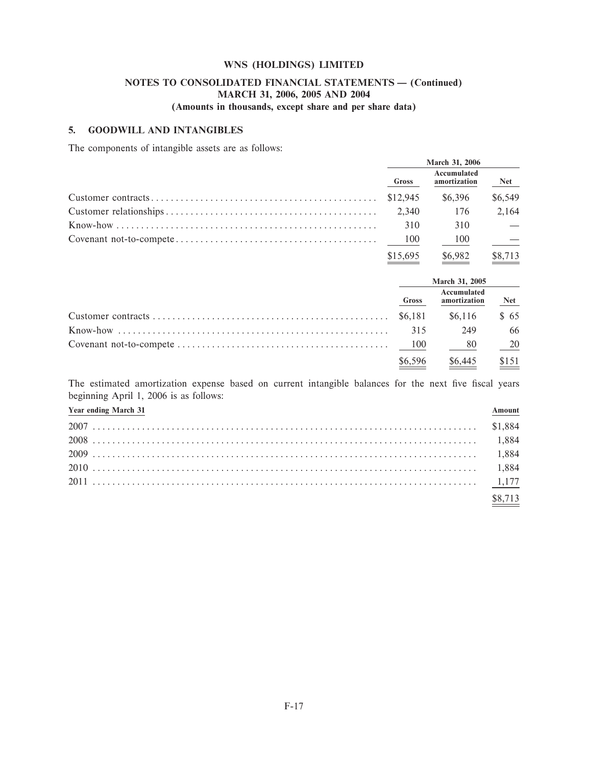**WNS (HOLDINGS) LIMITED**

**NOTES TO CONSOLIDATED FINANCIAL STATEMENTS — (Continued)**
**MARCH 31, 2006, 2005 AND 2004**
**(Amounts in thousands, except share and per share data)**

## 5. GOODWILL AND INTANGIBLES

The components of intangible assets are as follows:

| | March 31, 2006 | | |
|---|---|---|---|
| | Gross | Accumulated amortization | Net |
| Customer contracts | $12,945 | $6,396 | $6,549 |
| Customer relationships | 2,340 | 176 | 2,164 |
| Know-how | 310 | 310 | — |
| Covenant not-to-compete | 100 | 100 | — |
| | $15,695 | $6,982 | $8,713 |

| | March 31, 2005 | | |
|---|---|---|---|
| | Gross | Accumulated amortization | Net |
| Customer contracts | $6,181 | $6,116 | $ 65 |
| Know-how | 315 | 249 | 66 |
| Covenant not-to-compete | 100 | 80 | 20 |
| | $6,596 | $6,445 | $151 |

The estimated amortization expense based on current intangible balances for the next five fiscal years beginning April 1, 2006 is as follows:

| Year ending March 31 | Amount |
|---|---|
| 2007 | $1,884 |
| 2008 | 1,884 |
| 2009 | 1,884 |
| 2010 | 1,884 |
| 2011 | 1,177 |
| | $8,713 |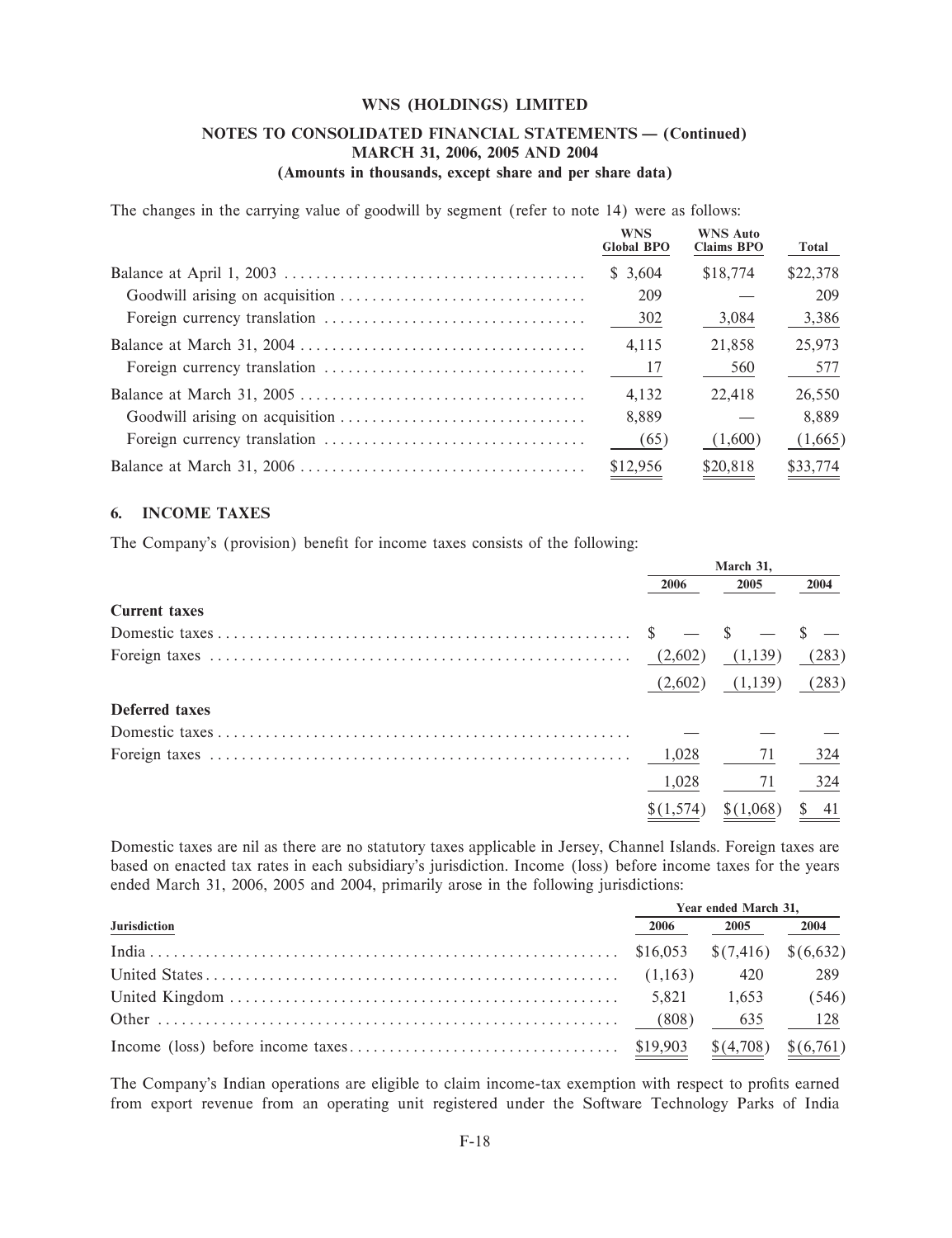The changes in the carrying value of goodwill by segment (refer to note 14) were as follows:

| | WNS Global BPO | WNS Auto Claims BPO | Total |
|---|---|---|---|
| Balance at April 1, 2003 | $ 3,604 | $18,774 | $22,378 |
| Goodwill arising on acquisition | 209 | — | 209 |
| Foreign currency translation | 302 | 3,084 | 3,386 |
| Balance at March 31, 2004 | 4,115 | 21,858 | 25,973 |
| Foreign currency translation | 17 | 560 | 577 |
| Balance at March 31, 2005 | 4,132 | 22,418 | 26,550 |
| Goodwill arising on acquisition | 8,889 | — | 8,889 |
| Foreign currency translation | (65) | (1,600) | (1,665) |
| Balance at March 31, 2006 | $12,956 | $20,818 | $33,774 |

## 6. INCOME TAXES

The Company's (provision) benefit for income taxes consists of the following:

| | March 31, | | |
|---|---|---|---|
| | 2006 | 2005 | 2004 |
| **Current taxes** | | | |
| Domestic taxes | $ — | $ — | $ — |
| Foreign taxes | (2,602) | (1,139) | (283) |
| | (2,602) | (1,139) | (283) |
| **Deferred taxes** | | | |
| Domestic taxes | — | — | — |
| Foreign taxes | 1,028 | 71 | 324 |
| | 1,028 | 71 | 324 |
| | $(1,574) | $(1,068) | $ 41 |

Domestic taxes are nil as there are no statutory taxes applicable in Jersey, Channel Islands. Foreign taxes are based on enacted tax rates in each subsidiary's jurisdiction. Income (loss) before income taxes for the years ended March 31, 2006, 2005 and 2004, primarily arose in the following jurisdictions:

| | Year ended March 31, | | |
|---|---|---|---|
| Jurisdiction | 2006 | 2005 | 2004 |
| India | $16,053 | $(7,416) | $(6,632) |
| United States | (1,163) | 420 | 289 |
| United Kingdom | 5,821 | 1,653 | (546) |
| Other | (808) | 635 | 128 |
| Income (loss) before income taxes | $19,903 | $(4,708) | $(6,761) |

The Company's Indian operations are eligible to claim income-tax exemption with respect to profits earned from export revenue from an operating unit registered under the Software Technology Parks of India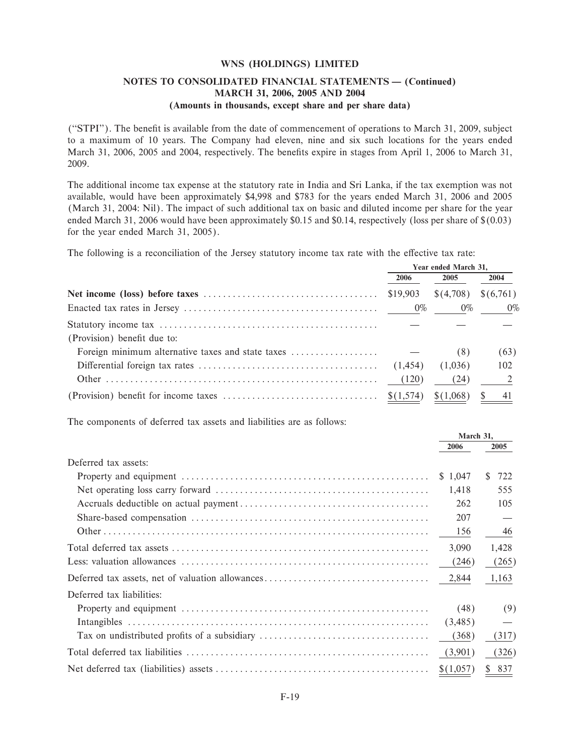("STPI"). The benefit is available from the date of commencement of operations to March 31, 2009, subject to a maximum of 10 years. The Company had eleven, nine and six such locations for the years ended March 31, 2006, 2005 and 2004, respectively. The benefits expire in stages from April 1, 2006 to March 31, 2009.

The additional income tax expense at the statutory rate in India and Sri Lanka, if the tax exemption was not available, would have been approximately $4,998 and $783 for the years ended March 31, 2006 and 2005 (March 31, 2004: Nil). The impact of such additional tax on basic and diluted income per share for the year ended March 31, 2006 would have been approximately $0.15 and $0.14, respectively (loss per share of $(0.03) for the year ended March 31, 2005).

The following is a reconciliation of the Jersey statutory income tax rate with the effective tax rate:

| | Year ended March 31, | | |
|---|---|---|---|
| | 2006 | 2005 | 2004 |
| **Net income (loss) before taxes** | $19,903 | $(4,708) | $(6,761) |
| Enacted tax rates in Jersey | 0% | 0% | 0% |
| Statutory income tax | — | — | — |
| (Provision) benefit due to: | | | |
| Foreign minimum alternative taxes and state taxes | — | (8) | (63) |
| Differential foreign tax rates | (1,454) | (1,036) | 102 |
| Other | (120) | (24) | 2 |
| (Provision) benefit for income taxes | $(1,574) | $(1,068) | $ 41 |

The components of deferred tax assets and liabilities are as follows:

| | March 31, | |
|---|---|---|
| | 2006 | 2005 |
| Deferred tax assets: | | |
| Property and equipment | $ 1,047 | $ 722 |
| Net operating loss carry forward | 1,418 | 555 |
| Accruals deductible on actual payment | 262 | 105 |
| Share-based compensation | 207 | — |
| Other | 156 | 46 |
| Total deferred tax assets | 3,090 | 1,428 |
| Less: valuation allowances | (246) | (265) |
| Deferred tax assets, net of valuation allowances | 2,844 | 1,163 |
| Deferred tax liabilities: | | |
| Property and equipment | (48) | (9) |
| Intangibles | (3,485) | — |
| Tax on undistributed profits of a subsidiary | (368) | (317) |
| Total deferred tax liabilities | (3,901) | (326) |
| Net deferred tax (liabilities) assets | $(1,057) | $ 837 |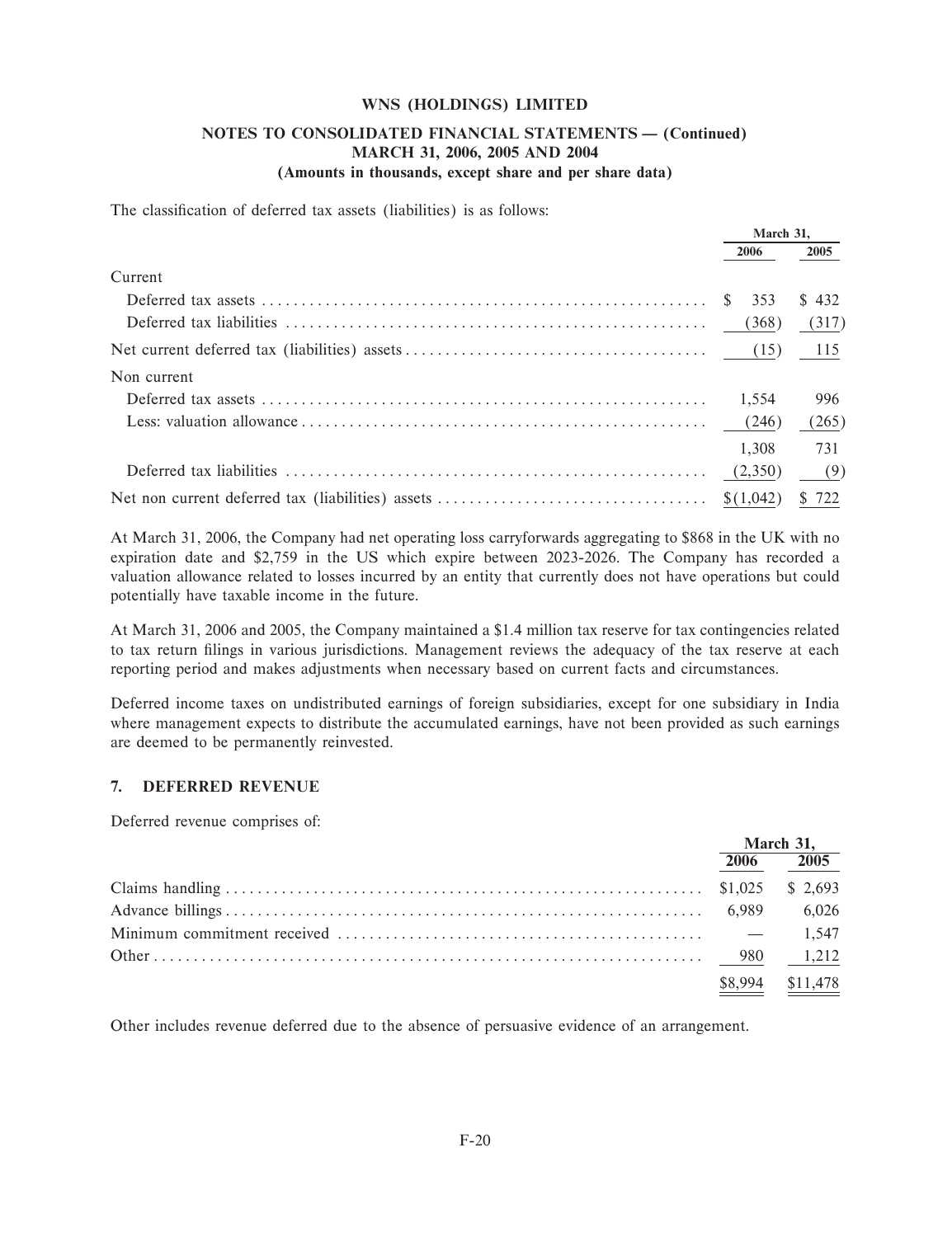The classification of deferred tax assets (liabilities) is as follows:

| | March 31, | |
|---|---|---|
| | 2006 | 2005 |
| Current | | |
| Deferred tax assets | $ 353 | $ 432 |
| Deferred tax liabilities | (368) | (317) |
| Net current deferred tax (liabilities) assets | (15) | 115 |
| Non current | | |
| Deferred tax assets | 1,554 | 996 |
| Less: valuation allowance | (246) | (265) |
| | 1,308 | 731 |
| Deferred tax liabilities | (2,350) | (9) |
| Net non current deferred tax (liabilities) assets | $(1,042) | $ 722 |

At March 31, 2006, the Company had net operating loss carryforwards aggregating to $868 in the UK with no expiration date and $2,759 in the US which expire between 2023-2026. The Company has recorded a valuation allowance related to losses incurred by an entity that currently does not have operations but could potentially have taxable income in the future.

At March 31, 2006 and 2005, the Company maintained a $1.4 million tax reserve for tax contingencies related to tax return filings in various jurisdictions. Management reviews the adequacy of the tax reserve at each reporting period and makes adjustments when necessary based on current facts and circumstances.

Deferred income taxes on undistributed earnings of foreign subsidiaries, except for one subsidiary in India where management expects to distribute the accumulated earnings, have not been provided as such earnings are deemed to be permanently reinvested.

## 7. DEFERRED REVENUE

Deferred revenue comprises of:

| | March 31, | |
|---|---|---|
| | 2006 | 2005 |
| Claims handling | $1,025 | $ 2,693 |
| Advance billings | 6,989 | 6,026 |
| Minimum commitment received | — | 1,547 |
| Other | 980 | 1,212 |
| | $8,994 | $11,478 |

Other includes revenue deferred due to the absence of persuasive evidence of an arrangement.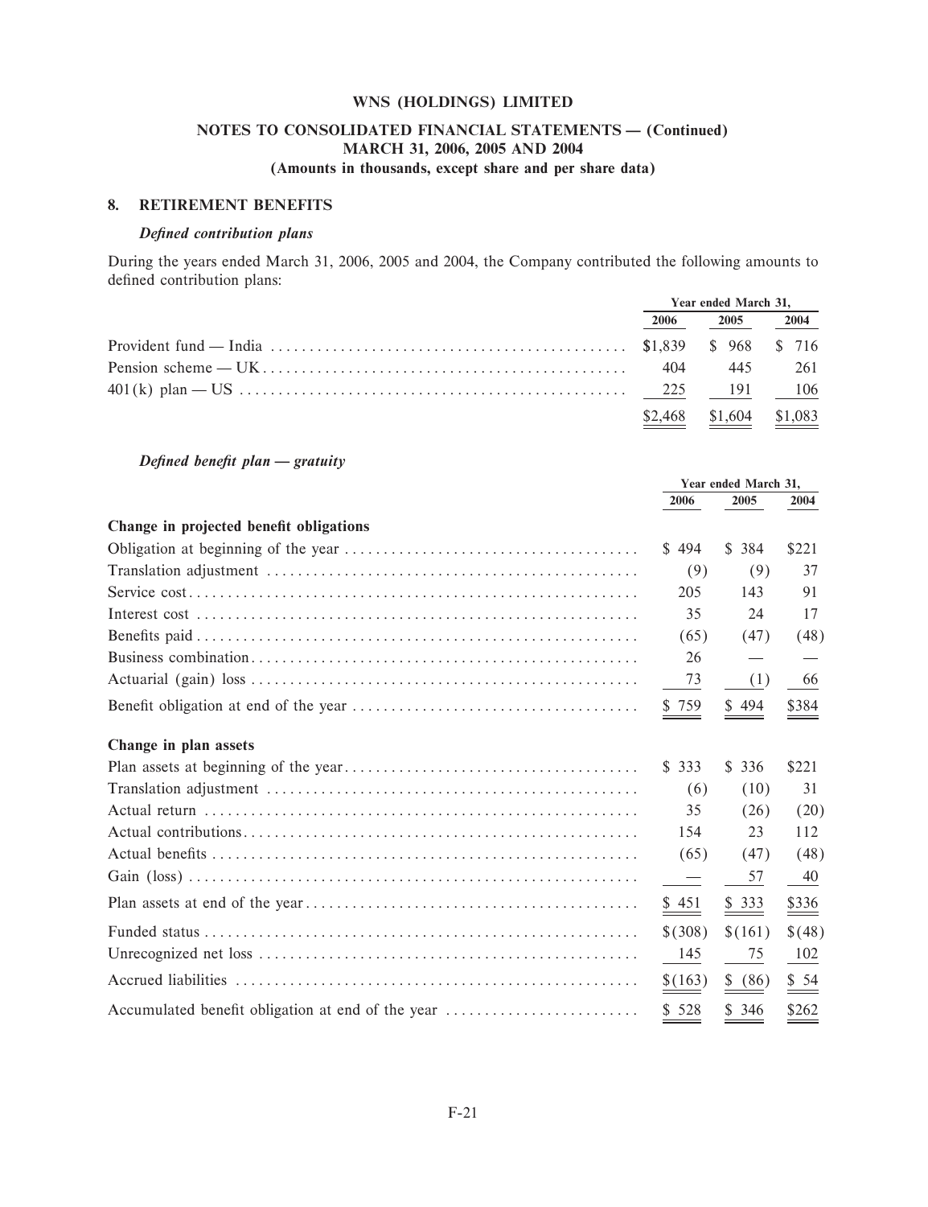# WNS (HOLDINGS) LIMITED

## NOTES TO CONSOLIDATED FINANCIAL STATEMENTS — (Continued) MARCH 31, 2006, 2005 AND 2004

### (Amounts in thousands, except share and per share data)

## 8. RETIREMENT BENEFITS

### *Defined contribution plans*

During the years ended March 31, 2006, 2005 and 2004, the Company contributed the following amounts to defined contribution plans:

| | Year ended March 31, | | |
|---|---|---|---|
| | 2006 | 2005 | 2004 |
| Provident fund — India | $1,839 | $ 968 | $ 716 |
| Pension scheme — UK | 404 | 445 | 261 |
| 401(k) plan — US | 225 | 191 | 106 |
| | $2,468 | $1,604 | $1,083 |

### *Defined benefit plan — gratuity*

| | Year ended March 31, | | |
|---|---|---|---|
| | 2006 | 2005 | 2004 |
| **Change in projected benefit obligations** | | | |
| Obligation at beginning of the year | $ 494 | $ 384 | $221 |
| Translation adjustment | (9) | (9) | 37 |
| Service cost | 205 | 143 | 91 |
| Interest cost | 35 | 24 | 17 |
| Benefits paid | (65) | (47) | (48) |
| Business combination | 26 | — | — |
| Actuarial (gain) loss | 73 | (1) | 66 |
| Benefit obligation at end of the year | $ 759 | $ 494 | $384 |
| **Change in plan assets** | | | |
| Plan assets at beginning of the year | $ 333 | $ 336 | $221 |
| Translation adjustment | (6) | (10) | 31 |
| Actual return | 35 | (26) | (20) |
| Actual contributions | 154 | 23 | 112 |
| Actual benefits | (65) | (47) | (48) |
| Gain (loss) | — | 57 | 40 |
| Plan assets at end of the year | $ 451 | $ 333 | $336 |
| Funded status | $(308) | $(161) | $(48) |
| Unrecognized net loss | 145 | 75 | 102 |
| Accrued liabilities | $(163) | $ (86) | $ 54 |
| Accumulated benefit obligation at end of the year | $ 528 | $ 346 | $262 |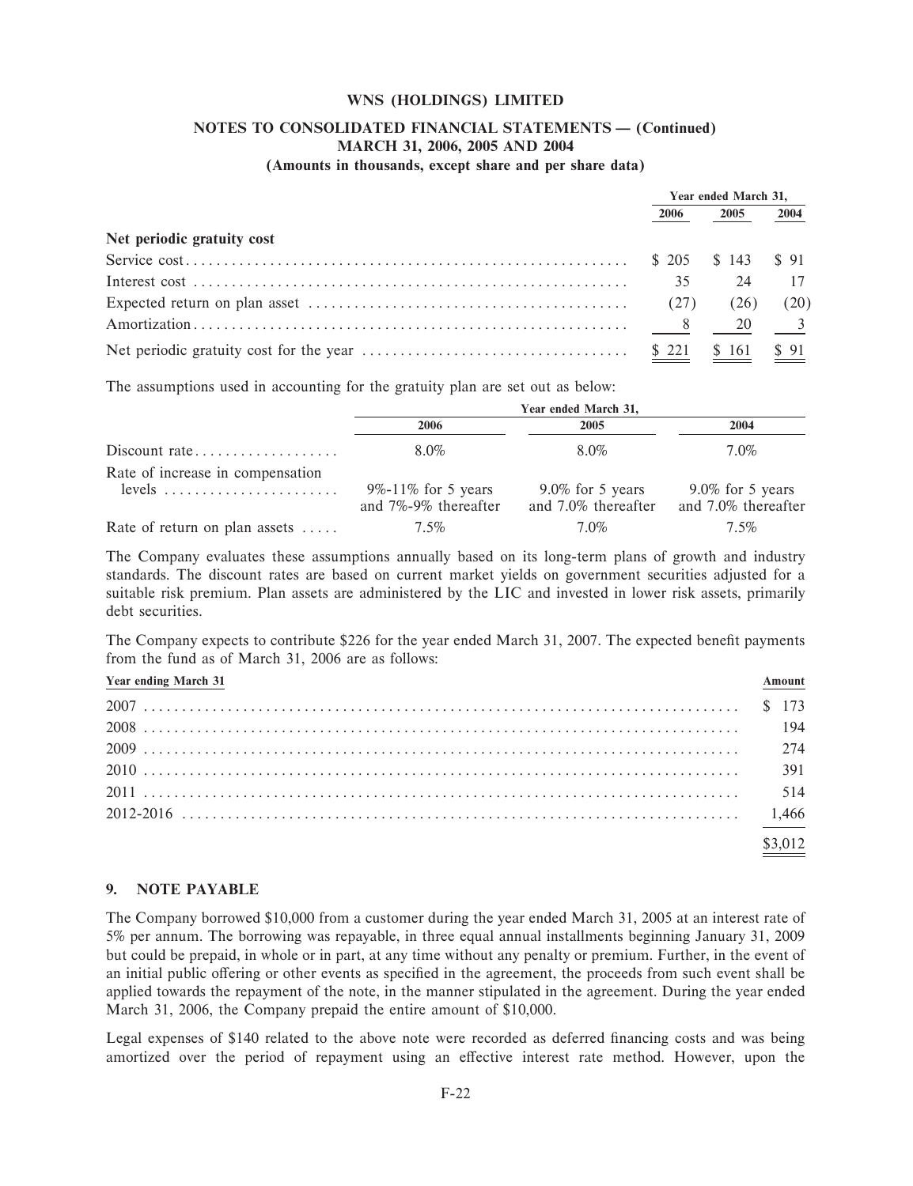| | Year ended March 31, | | |
|---|---|---|---|
| | 2006 | 2005 | 2004 |
| **Net periodic gratuity cost** | | | |
| Service cost | $ 205 | $ 143 | $ 91 |
| Interest cost | 35 | 24 | 17 |
| Expected return on plan asset | (27) | (26) | (20) |
| Amortization | 8 | 20 | 3 |
| Net periodic gratuity cost for the year | $ 221 | $ 161 | $ 91 |

The assumptions used in accounting for the gratuity plan are set out as below:

| | Year ended March 31, | | |
|---|---|---|---|
| | 2006 | 2005 | 2004 |
| Discount rate | 8.0% | 8.0% | 7.0% |
| Rate of increase in compensation levels | 9%-11% for 5 years and 7%-9% thereafter | 9.0% for 5 years and 7.0% thereafter | 9.0% for 5 years and 7.0% thereafter |
| Rate of return on plan assets | 7.5% | 7.0% | 7.5% |

The Company evaluates these assumptions annually based on its long-term plans of growth and industry standards. The discount rates are based on current market yields on government securities adjusted for a suitable risk premium. Plan assets are administered by the LIC and invested in lower risk assets, primarily debt securities.

The Company expects to contribute $226 for the year ended March 31, 2007. The expected benefit payments from the fund as of March 31, 2006 are as follows:

| Year ending March 31 | Amount |
|---|---|
| 2007 | $ 173 |
| 2008 | 194 |
| 2009 | 274 |
| 2010 | 391 |
| 2011 | 514 |
| 2012-2016 | 1,466 |
| | $3,012 |

## 9. NOTE PAYABLE

The Company borrowed $10,000 from a customer during the year ended March 31, 2005 at an interest rate of 5% per annum. The borrowing was repayable, in three equal annual installments beginning January 31, 2009 but could be prepaid, in whole or in part, at any time without any penalty or premium. Further, in the event of an initial public offering or other events as specified in the agreement, the proceeds from such event shall be applied towards the repayment of the note, in the manner stipulated in the agreement. During the year ended March 31, 2006, the Company prepaid the entire amount of $10,000.

Legal expenses of $140 related to the above note were recorded as deferred financing costs and was being amortized over the period of repayment using an effective interest rate method. However, upon the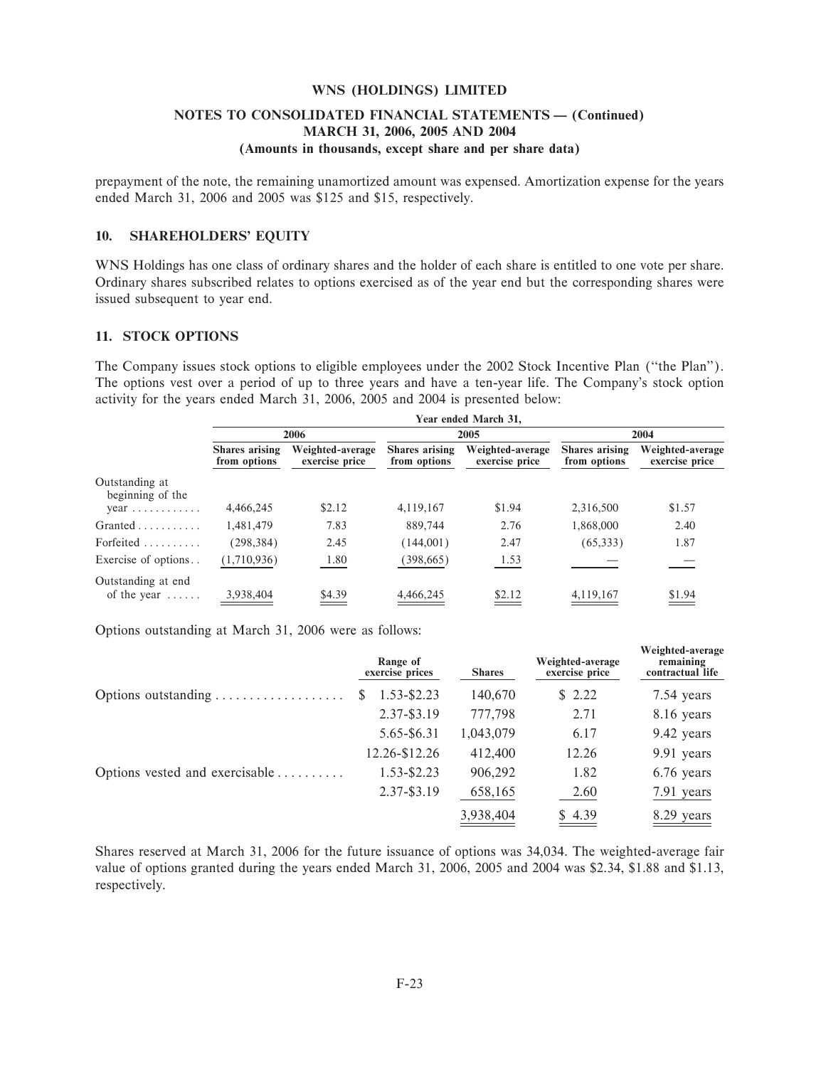prepayment of the note, the remaining unamortized amount was expensed. Amortization expense for the years ended March 31, 2006 and 2005 was $125 and $15, respectively.

## 10. SHAREHOLDERS' EQUITY

WNS Holdings has one class of ordinary shares and the holder of each share is entitled to one vote per share. Ordinary shares subscribed relates to options exercised as of the year end but the corresponding shares were issued subsequent to year end.

## 11. STOCK OPTIONS

The Company issues stock options to eligible employees under the 2002 Stock Incentive Plan ("the Plan"). The options vest over a period of up to three years and have a ten-year life. The Company's stock option activity for the years ended March 31, 2006, 2005 and 2004 is presented below:

| | Year ended March 31, | | | | | |
|---|---|---|---|---|---|---|
| | 2006 | | 2005 | | 2004 | |
| | Shares arising from options | Weighted-average exercise price | Shares arising from options | Weighted-average exercise price | Shares arising from options | Weighted-average exercise price |
| Outstanding at beginning of the year | 4,466,245 | $2.12 | 4,119,167 | $1.94 | 2,316,500 | $1.57 |
| Granted | 1,481,479 | 7.83 | 889,744 | 2.76 | 1,868,000 | 2.40 |
| Forfeited | (298,384) | 2.45 | (144,001) | 2.47 | (65,333) | 1.87 |
| Exercise of options | (1,710,936) | 1.80 | (398,665) | 1.53 | — | — |
| Outstanding at end of the year | 3,938,404 | $4.39 | 4,466,245 | $2.12 | 4,119,167 | $1.94 |

Options outstanding at March 31, 2006 were as follows:

| | Range of exercise prices | Shares | Weighted-average exercise price | Weighted-average remaining contractual life |
|---|---|---|---|---|
| Options outstanding | $ 1.53-$2.23 | 140,670 | $ 2.22 | 7.54 years |
| | 2.37-$3.19 | 777,798 | 2.71 | 8.16 years |
| | 5.65-$6.31 | 1,043,079 | 6.17 | 9.42 years |
| | 12.26-$12.26 | 412,400 | 12.26 | 9.91 years |
| Options vested and exercisable | 1.53-$2.23 | 906,292 | 1.82 | 6.76 years |
| | 2.37-$3.19 | 658,165 | 2.60 | 7.91 years |
| | | 3,938,404 | $ 4.39 | 8.29 years |

Shares reserved at March 31, 2006 for the future issuance of options was 34,034. The weighted-average fair value of options granted during the years ended March 31, 2006, 2005 and 2004 was $2.34, $1.88 and $1.13, respectively.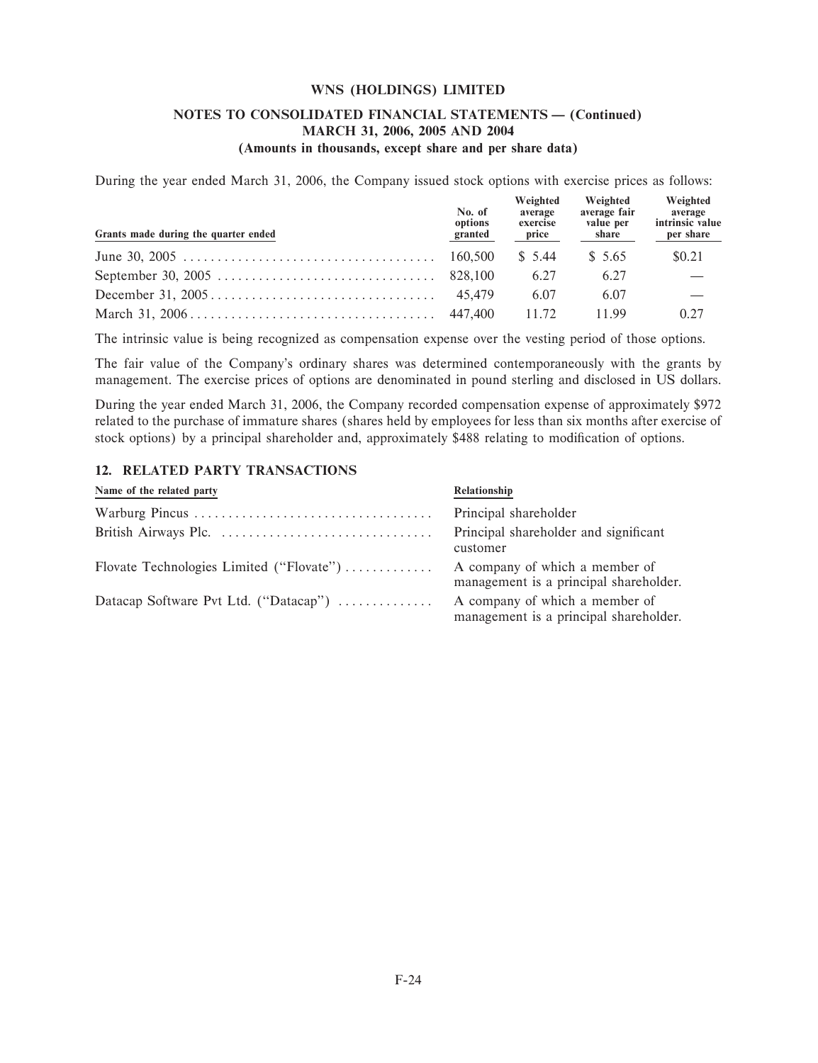During the year ended March 31, 2006, the Company issued stock options with exercise prices as follows:

| Grants made during the quarter ended | No. of options granted | Weighted average exercise price | Weighted average fair value per share | Weighted average intrinsic value per share |
|---|---|---|---|---|
| June 30, 2005 | 160,500 | $ 5.44 | $ 5.65 | $0.21 |
| September 30, 2005 | 828,100 | 6.27 | 6.27 | — |
| December 31, 2005 | 45,479 | 6.07 | 6.07 | — |
| March 31, 2006 | 447,400 | 11.72 | 11.99 | 0.27 |

The intrinsic value is being recognized as compensation expense over the vesting period of those options.

The fair value of the Company's ordinary shares was determined contemporaneously with the grants by management. The exercise prices of options are denominated in pound sterling and disclosed in US dollars.

During the year ended March 31, 2006, the Company recorded compensation expense of approximately $972 related to the purchase of immature shares (shares held by employees for less than six months after exercise of stock options) by a principal shareholder and, approximately $488 relating to modification of options.

## 12. RELATED PARTY TRANSACTIONS

| Name of the related party | Relationship |
|---|---|
| Warburg Pincus | Principal shareholder |
| British Airways Plc. | Principal shareholder and significant customer |
| Flovate Technologies Limited ("Flovate") | A company of which a member of management is a principal shareholder. |
| Datacap Software Pvt Ltd. ("Datacap") | A company of which a member of management is a principal shareholder. |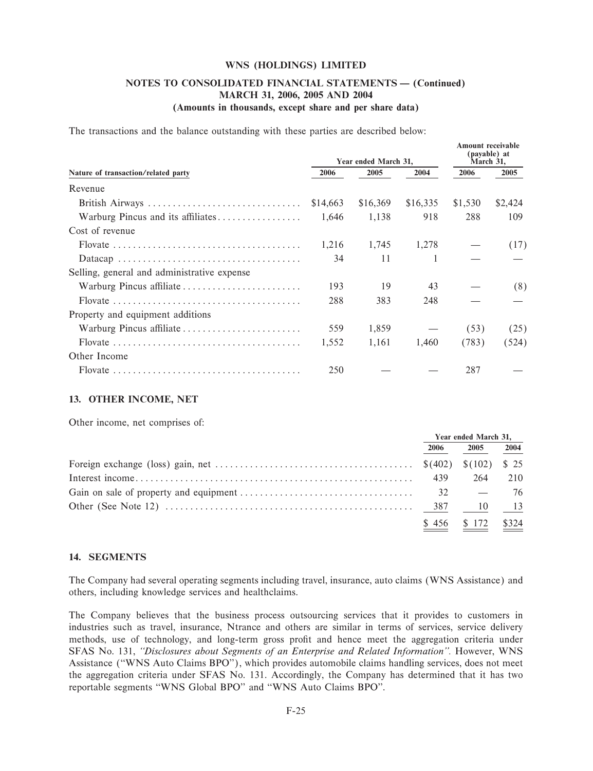The transactions and the balance outstanding with these parties are described below:

| Nature of transaction/related party | Year ended March 31, | | | Amount receivable (payable) at March 31, | |
|---|---|---|---|---|---|
| | 2006 | 2005 | 2004 | 2006 | 2005 |
| Revenue | | | | | |
| British Airways | $14,663 | $16,369 | $16,335 | $1,530 | $2,424 |
| Warburg Pincus and its affiliates | 1,646 | 1,138 | 918 | 288 | 109 |
| Cost of revenue | | | | | |
| Flovate | 1,216 | 1,745 | 1,278 | — | (17) |
| Datacap | 34 | 11 | 1 | — | — |
| Selling, general and administrative expense | | | | | |
| Warburg Pincus affiliate | 193 | 19 | 43 | — | (8) |
| Flovate | 288 | 383 | 248 | — | — |
| Property and equipment additions | | | | | |
| Warburg Pincus affiliate | 559 | 1,859 | — | (53) | (25) |
| Flovate | 1,552 | 1,161 | 1,460 | (783) | (524) |
| Other Income | | | | | |
| Flovate | 250 | — | — | 287 | — |

## 13. OTHER INCOME, NET

Other income, net comprises of:

| | Year ended March 31, | | |
|---|---|---|---|
| | 2006 | 2005 | 2004 |
| Foreign exchange (loss) gain, net | $(402) | $(102) | $ 25 |
| Interest income | 439 | 264 | 210 |
| Gain on sale of property and equipment | 32 | — | 76 |
| Other (See Note 12) | 387 | 10 | 13 |
| | $ 456 | $ 172 | $324 |

## 14. SEGMENTS

The Company had several operating segments including travel, insurance, auto claims (WNS Assistance) and others, including knowledge services and healthclaims.

The Company believes that the business process outsourcing services that it provides to customers in industries such as travel, insurance, Ntrance and others are similar in terms of services, service delivery methods, use of technology, and long-term gross profit and hence meet the aggregation criteria under SFAS No. 131, *"Disclosures about Segments of an Enterprise and Related Information".* However, WNS Assistance ("WNS Auto Claims BPO"), which provides automobile claims handling services, does not meet the aggregation criteria under SFAS No. 131. Accordingly, the Company has determined that it has two reportable segments "WNS Global BPO" and "WNS Auto Claims BPO".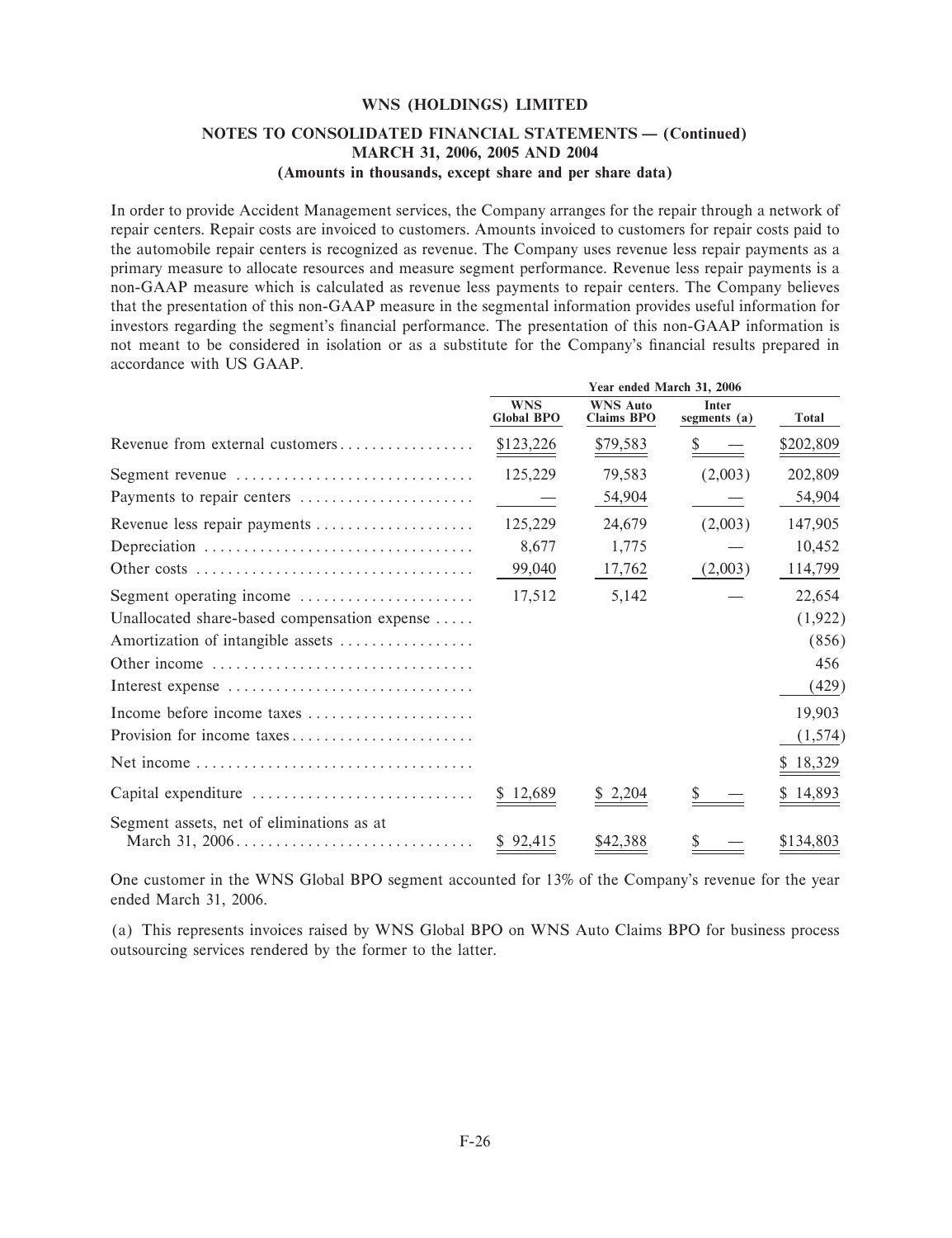# WNS (HOLDINGS) LIMITED

## NOTES TO CONSOLIDATED FINANCIAL STATEMENTS — (Continued)
### MARCH 31, 2006, 2005 AND 2004
### (Amounts in thousands, except share and per share data)

In order to provide Accident Management services, the Company arranges for the repair through a network of repair centers. Repair costs are invoiced to customers. Amounts invoiced to customers for repair costs paid to the automobile repair centers is recognized as revenue. The Company uses revenue less repair payments as a primary measure to allocate resources and measure segment performance. Revenue less repair payments is a non-GAAP measure which is calculated as revenue less payments to repair centers. The Company believes that the presentation of this non-GAAP measure in the segmental information provides useful information for investors regarding the segment's financial performance. The presentation of this non-GAAP information is not meant to be considered in isolation or as a substitute for the Company's financial results prepared in accordance with US GAAP.

| | Year ended March 31, 2006 | | | |
|---|---|---|---|---|
| | WNS Global BPO | WNS Auto Claims BPO | Inter segments (a) | Total |
| Revenue from external customers | $123,226 | $79,583 | $ — | $202,809 |
| Segment revenue | 125,229 | 79,583 | (2,003) | 202,809 |
| Payments to repair centers | — | 54,904 | — | 54,904 |
| Revenue less repair payments | 125,229 | 24,679 | (2,003) | 147,905 |
| Depreciation | 8,677 | 1,775 | — | 10,452 |
| Other costs | 99,040 | 17,762 | (2,003) | 114,799 |
| Segment operating income | 17,512 | 5,142 | — | 22,654 |
| Unallocated share-based compensation expense | | | | (1,922) |
| Amortization of intangible assets | | | | (856) |
| Other income | | | | 456 |
| Interest expense | | | | (429) |
| Income before income taxes | | | | 19,903 |
| Provision for income taxes | | | | (1,574) |
| Net income | | | | $ 18,329 |
| Capital expenditure | $ 12,689 | $ 2,204 | $ — | $ 14,893 |
| Segment assets, net of eliminations as at March 31, 2006 | $ 92,415 | $42,388 | $ — | $134,803 |

One customer in the WNS Global BPO segment accounted for 13% of the Company's revenue for the year ended March 31, 2006.

(a) This represents invoices raised by WNS Global BPO on WNS Auto Claims BPO for business process outsourcing services rendered by the former to the latter.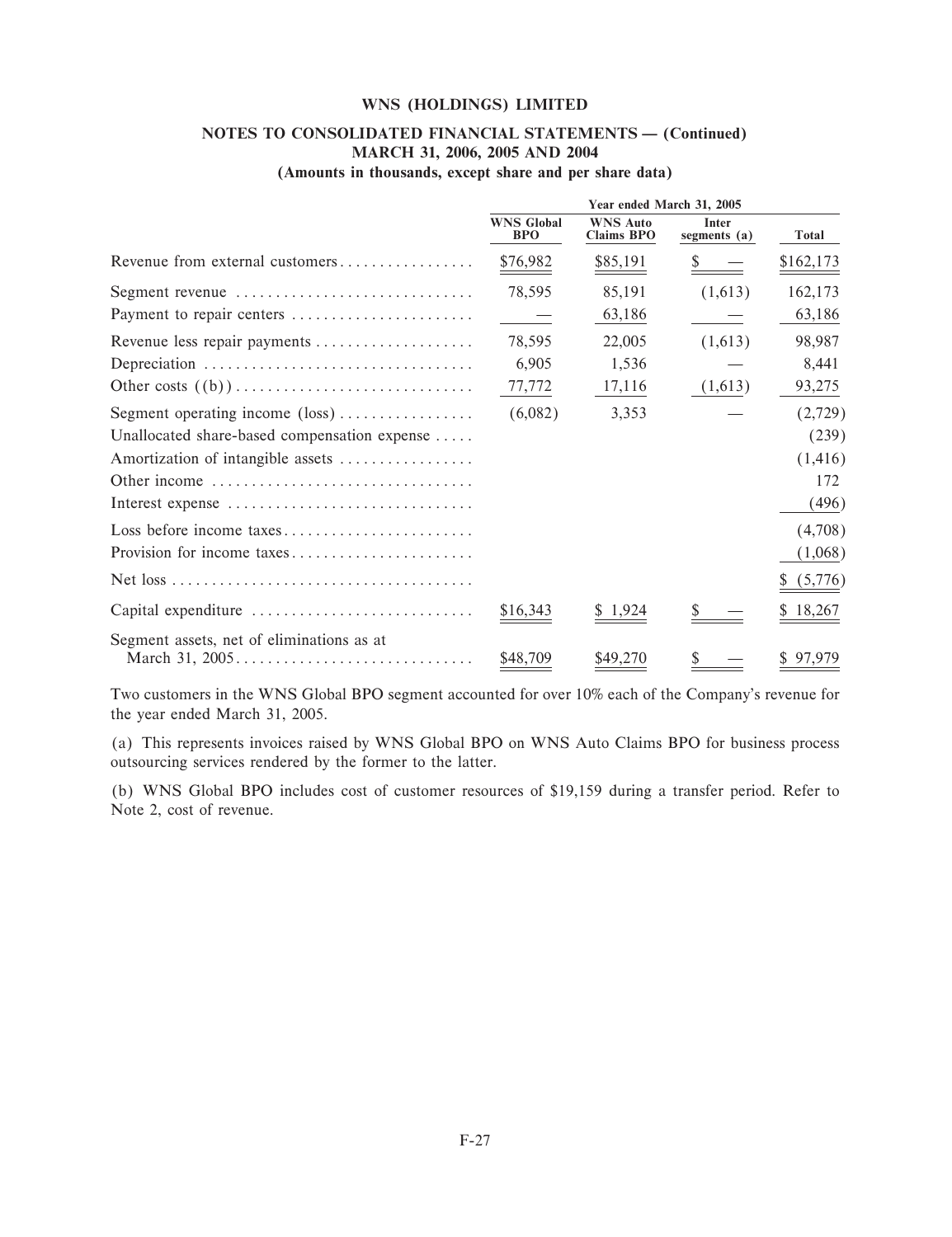**WNS (HOLDINGS) LIMITED**

**NOTES TO CONSOLIDATED FINANCIAL STATEMENTS — (Continued)**
**MARCH 31, 2006, 2005 AND 2004**
**(Amounts in thousands, except share and per share data)**

| | Year ended March 31, 2005 | | | |
|---|---|---|---|---|
| | WNS Global BPO | WNS Auto Claims BPO | Inter segments (a) | Total |
| Revenue from external customers | $76,982 | $85,191 | $ — | $162,173 |
| Segment revenue | 78,595 | 85,191 | (1,613) | 162,173 |
| Payment to repair centers | — | 63,186 | — | 63,186 |
| Revenue less repair payments | 78,595 | 22,005 | (1,613) | 98,987 |
| Depreciation | 6,905 | 1,536 | — | 8,441 |
| Other costs ((b)) | 77,772 | 17,116 | (1,613) | 93,275 |
| Segment operating income (loss) | (6,082) | 3,353 | — | (2,729) |
| Unallocated share-based compensation expense | | | | (239) |
| Amortization of intangible assets | | | | (1,416) |
| Other income | | | | 172 |
| Interest expense | | | | (496) |
| Loss before income taxes | | | | (4,708) |
| Provision for income taxes | | | | (1,068) |
| Net loss | | | | $ (5,776) |
| Capital expenditure | $16,343 | $ 1,924 | $ — | $ 18,267 |
| Segment assets, net of eliminations as at March 31, 2005 | $48,709 | $49,270 | $ — | $ 97,979 |

Two customers in the WNS Global BPO segment accounted for over 10% each of the Company's revenue for the year ended March 31, 2005.

(a) This represents invoices raised by WNS Global BPO on WNS Auto Claims BPO for business process outsourcing services rendered by the former to the latter.

(b) WNS Global BPO includes cost of customer resources of $19,159 during a transfer period. Refer to Note 2, cost of revenue.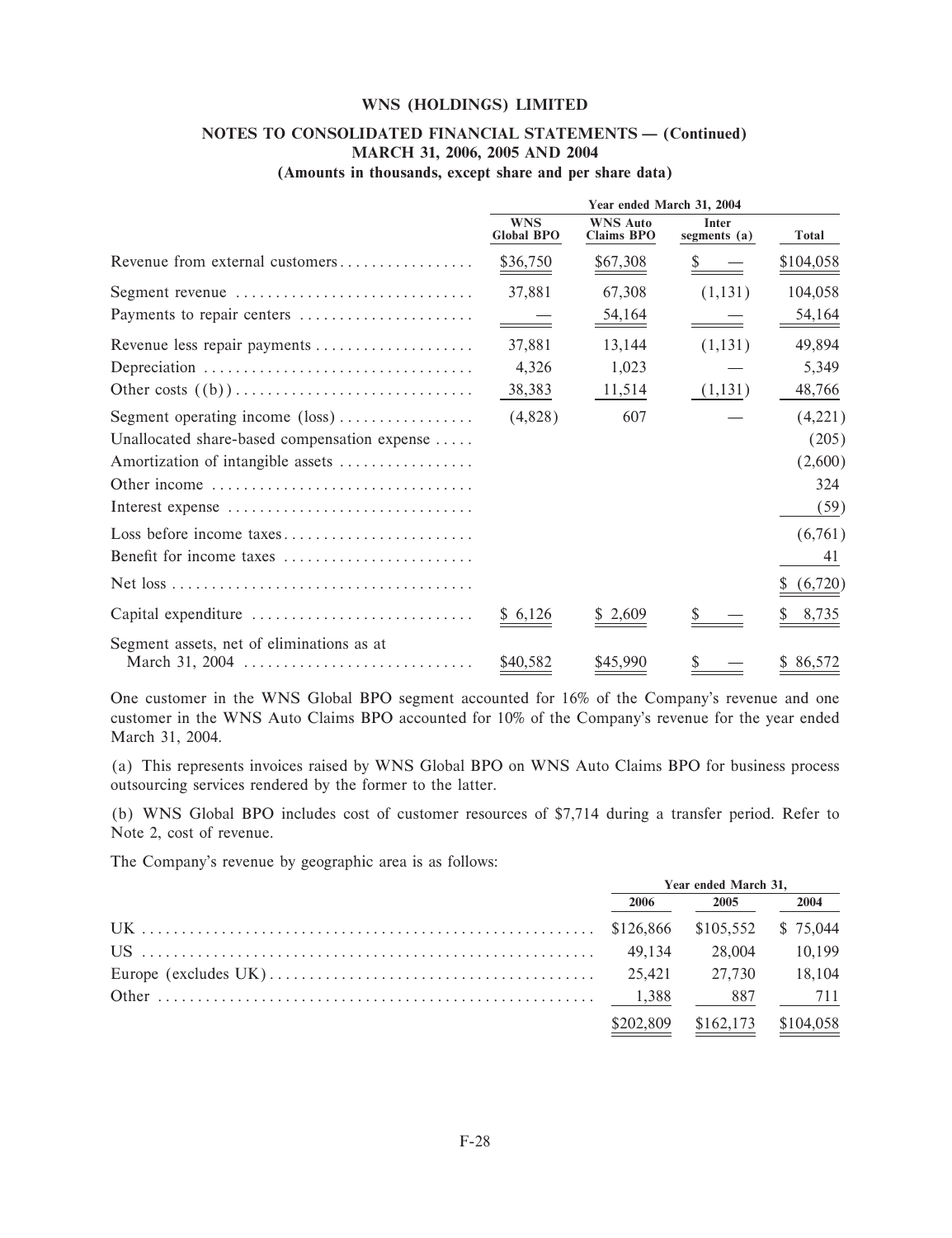# WNS (HOLDINGS) LIMITED

## NOTES TO CONSOLIDATED FINANCIAL STATEMENTS — (Continued)
## MARCH 31, 2006, 2005 AND 2004
### (Amounts in thousands, except share and per share data)

| | Year ended March 31, 2004 | | | |
|---|---|---|---|---|
| | WNS Global BPO | WNS Auto Claims BPO | Inter segments (a) | Total |
| Revenue from external customers | $36,750 | $67,308 | $ — | $104,058 |
| Segment revenue | 37,881 | 67,308 | (1,131) | 104,058 |
| Payments to repair centers | — | 54,164 | — | 54,164 |
| Revenue less repair payments | 37,881 | 13,144 | (1,131) | 49,894 |
| Depreciation | 4,326 | 1,023 | — | 5,349 |
| Other costs ((b)) | 38,383 | 11,514 | (1,131) | 48,766 |
| Segment operating income (loss) | (4,828) | 607 | — | (4,221) |
| Unallocated share-based compensation expense | | | | (205) |
| Amortization of intangible assets | | | | (2,600) |
| Other income | | | | 324 |
| Interest expense | | | | (59) |
| Loss before income taxes | | | | (6,761) |
| Benefit for income taxes | | | | 41 |
| Net loss | | | | $ (6,720) |
| Capital expenditure | $ 6,126 | $ 2,609 | $ — | $ 8,735 |
| Segment assets, net of eliminations as at March 31, 2004 | $40,582 | $45,990 | $ — | $ 86,572 |

One customer in the WNS Global BPO segment accounted for 16% of the Company's revenue and one customer in the WNS Auto Claims BPO accounted for 10% of the Company's revenue for the year ended March 31, 2004.

(a) This represents invoices raised by WNS Global BPO on WNS Auto Claims BPO for business process outsourcing services rendered by the former to the latter.

(b) WNS Global BPO includes cost of customer resources of $7,714 during a transfer period. Refer to Note 2, cost of revenue.

The Company's revenue by geographic area is as follows:

| | Year ended March 31, | | |
|---|---|---|---|
| | 2006 | 2005 | 2004 |
| UK | $126,866 | $105,552 | $ 75,044 |
| US | 49,134 | 28,004 | 10,199 |
| Europe (excludes UK) | 25,421 | 27,730 | 18,104 |
| Other | 1,388 | 887 | 711 |
| | $202,809 | $162,173 | $104,058 |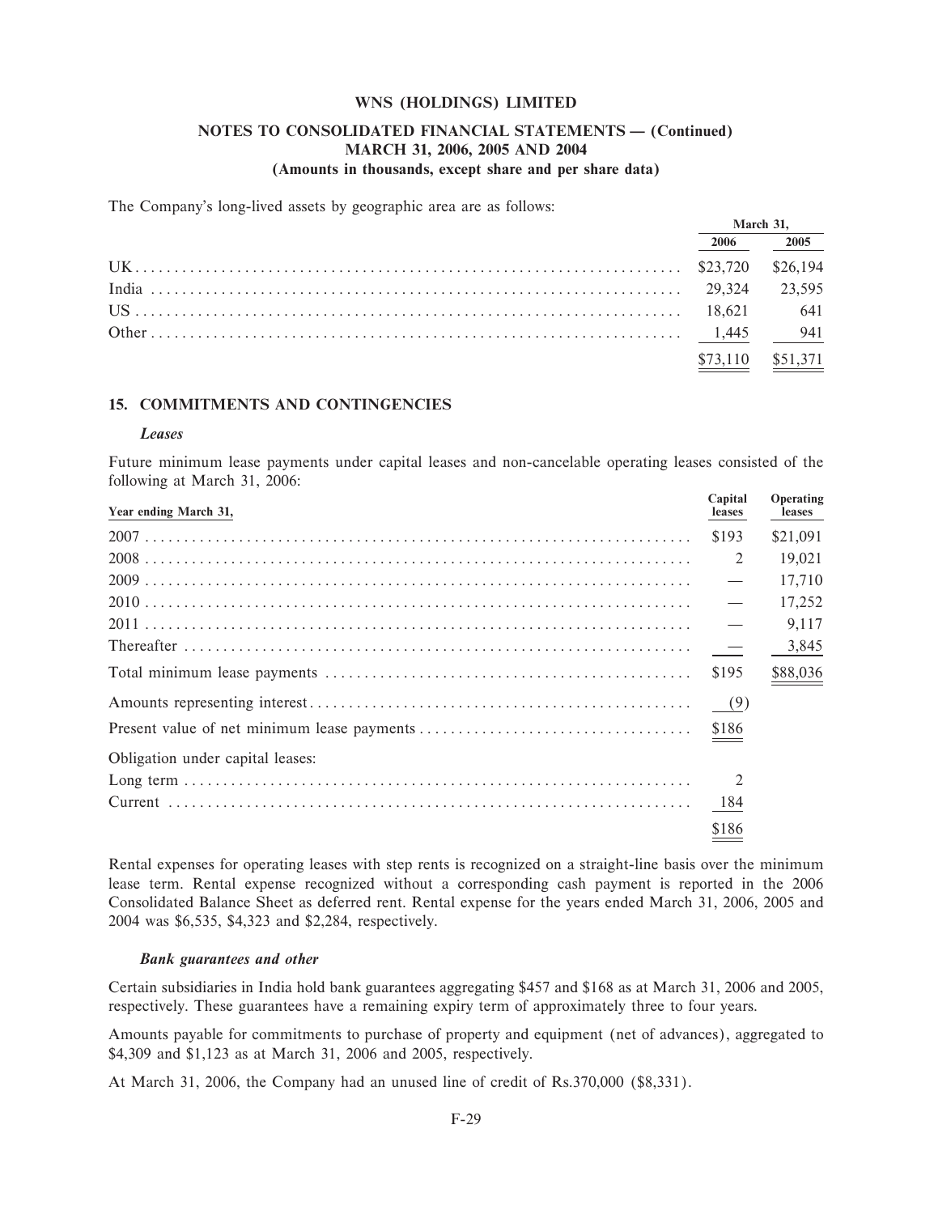The Company's long-lived assets by geographic area are as follows:

| | March 31, | |
|---|---|---|
| | 2006 | 2005 |
| UK | $23,720 | $26,194 |
| India | 29,324 | 23,595 |
| US | 18,621 | 641 |
| Other | 1,445 | 941 |
| | $73,110 | $51,371 |

## 15. COMMITMENTS AND CONTINGENCIES

### *Leases*

Future minimum lease payments under capital leases and non-cancelable operating leases consisted of the following at March 31, 2006:

| Year ending March 31, | Capital leases | Operating leases |
|---|---|---|
| 2007 | $193 | $21,091 |
| 2008 | 2 | 19,021 |
| 2009 | — | 17,710 |
| 2010 | — | 17,252 |
| 2011 | — | 9,117 |
| Thereafter | — | 3,845 |
| Total minimum lease payments | $195 | $88,036 |
| Amounts representing interest | (9) | |
| Present value of net minimum lease payments | $186 | |
| Obligation under capital leases: | | |
| Long term | 2 | |
| Current | 184 | |
| | $186 | |

Rental expenses for operating leases with step rents is recognized on a straight-line basis over the minimum lease term. Rental expense recognized without a corresponding cash payment is reported in the 2006 Consolidated Balance Sheet as deferred rent. Rental expense for the years ended March 31, 2006, 2005 and 2004 was $6,535, $4,323 and $2,284, respectively.

### *Bank guarantees and other*

Certain subsidiaries in India hold bank guarantees aggregating $457 and $168 as at March 31, 2006 and 2005, respectively. These guarantees have a remaining expiry term of approximately three to four years.

Amounts payable for commitments to purchase of property and equipment (net of advances), aggregated to $4,309 and $1,123 as at March 31, 2006 and 2005, respectively.

At March 31, 2006, the Company had an unused line of credit of Rs.370,000 ($8,331).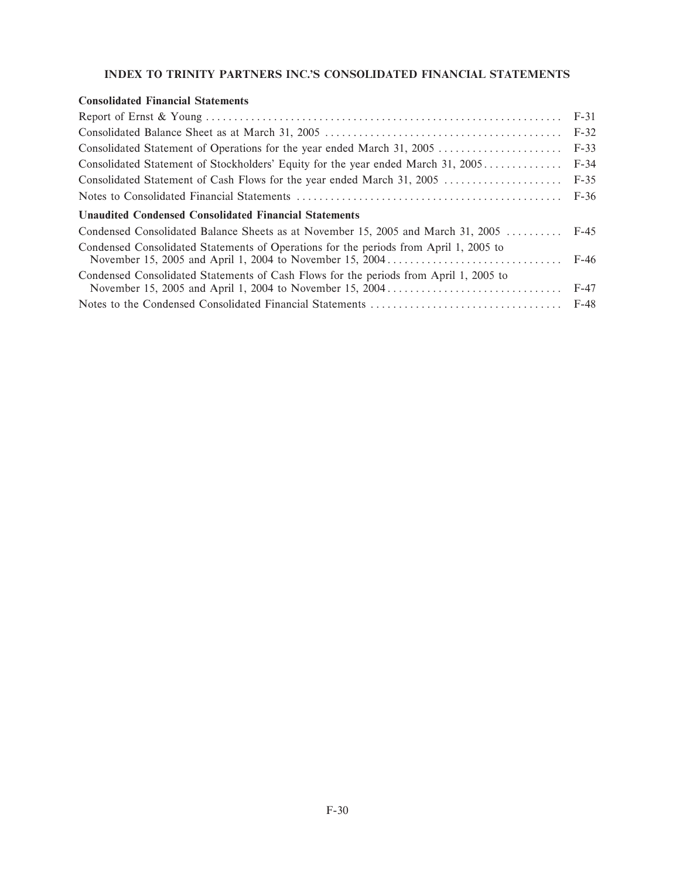## INDEX TO TRINITY PARTNERS INC.'S CONSOLIDATED FINANCIAL STATEMENTS

| **Consolidated Financial Statements** | |
|---|---|
| Report of Ernst & Young | F-31 |
| Consolidated Balance Sheet as at March 31, 2005 | F-32 |
| Consolidated Statement of Operations for the year ended March 31, 2005 | F-33 |
| Consolidated Statement of Stockholders' Equity for the year ended March 31, 2005 | F-34 |
| Consolidated Statement of Cash Flows for the year ended March 31, 2005 | F-35 |
| Notes to Consolidated Financial Statements | F-36 |
| **Unaudited Condensed Consolidated Financial Statements** | |
| Condensed Consolidated Balance Sheets as at November 15, 2005 and March 31, 2005 | F-45 |
| Condensed Consolidated Statements of Operations for the periods from April 1, 2005 to November 15, 2005 and April 1, 2004 to November 15, 2004 | F-46 |
| Condensed Consolidated Statements of Cash Flows for the periods from April 1, 2005 to November 15, 2005 and April 1, 2004 to November 15, 2004 | F-47 |
| Notes to the Condensed Consolidated Financial Statements | F-48 |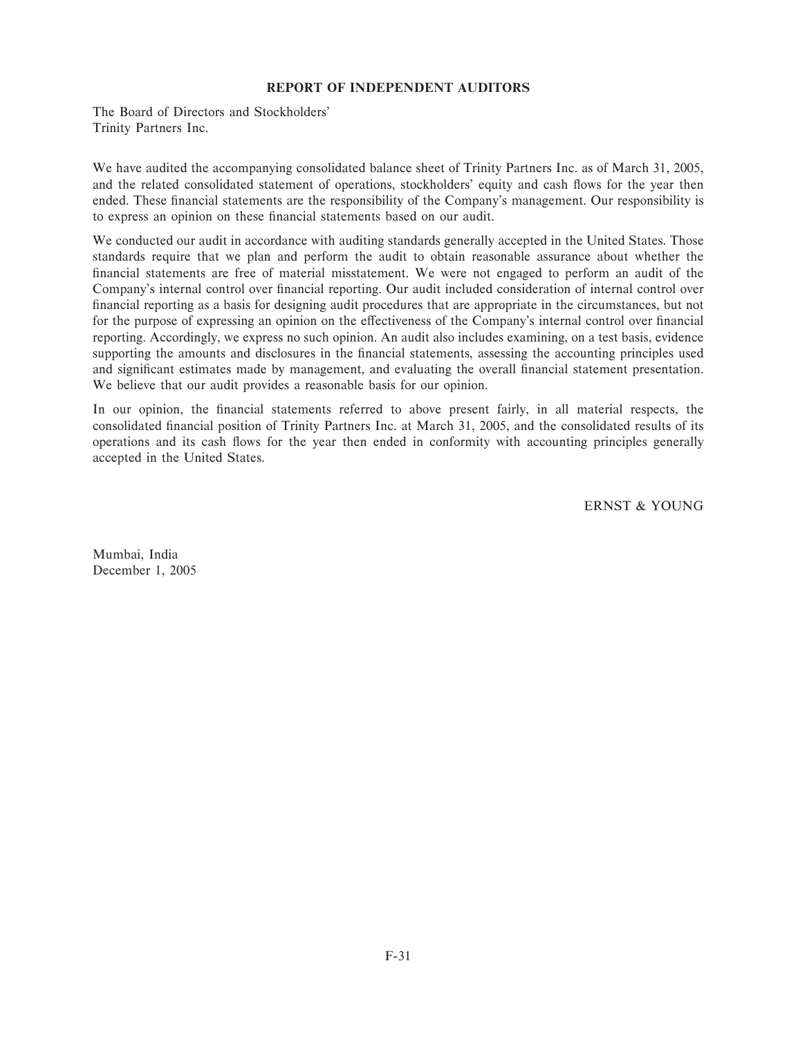**REPORT OF INDEPENDENT AUDITORS**

The Board of Directors and Stockholders'
Trinity Partners Inc.

We have audited the accompanying consolidated balance sheet of Trinity Partners Inc. as of March 31, 2005, and the related consolidated statement of operations, stockholders' equity and cash flows for the year then ended. These financial statements are the responsibility of the Company's management. Our responsibility is to express an opinion on these financial statements based on our audit.

We conducted our audit in accordance with auditing standards generally accepted in the United States. Those standards require that we plan and perform the audit to obtain reasonable assurance about whether the financial statements are free of material misstatement. We were not engaged to perform an audit of the Company's internal control over financial reporting. Our audit included consideration of internal control over financial reporting as a basis for designing audit procedures that are appropriate in the circumstances, but not for the purpose of expressing an opinion on the effectiveness of the Company's internal control over financial reporting. Accordingly, we express no such opinion. An audit also includes examining, on a test basis, evidence supporting the amounts and disclosures in the financial statements, assessing the accounting principles used and significant estimates made by management, and evaluating the overall financial statement presentation. We believe that our audit provides a reasonable basis for our opinion.

In our opinion, the financial statements referred to above present fairly, in all material respects, the consolidated financial position of Trinity Partners Inc. at March 31, 2005, and the consolidated results of its operations and its cash flows for the year then ended in conformity with accounting principles generally accepted in the United States.

ERNST & YOUNG

Mumbai, India
December 1, 2005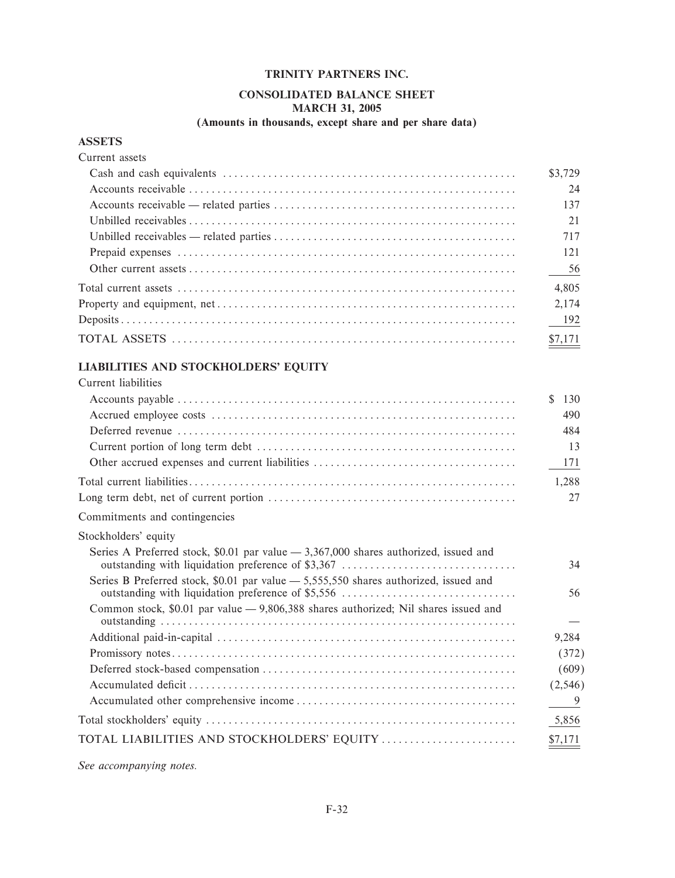**TRINITY PARTNERS INC.**

**CONSOLIDATED BALANCE SHEET**
**MARCH 31, 2005**
**(Amounts in thousands, except share and per share data)**

**ASSETS**

| | |
|---|---|
| Current assets | |
| Cash and cash equivalents | $3,729 |
| Accounts receivable | 24 |
| Accounts receivable — related parties | 137 |
| Unbilled receivables | 21 |
| Unbilled receivables — related parties | 717 |
| Prepaid expenses | 121 |
| Other current assets | 56 |
| Total current assets | 4,805 |
| Property and equipment, net | 2,174 |
| Deposits | 192 |
| TOTAL ASSETS | $7,171 |

**LIABILITIES AND STOCKHOLDERS' EQUITY**

| | |
|---|---|
| Current liabilities | |
| Accounts payable | $ 130 |
| Accrued employee costs | 490 |
| Deferred revenue | 484 |
| Current portion of long term debt | 13 |
| Other accrued expenses and current liabilities | 171 |
| Total current liabilities | 1,288 |
| Long term debt, net of current portion | 27 |
| Commitments and contingencies | |
| Stockholders' equity | |
| Series A Preferred stock, $0.01 par value — 3,367,000 shares authorized, issued and outstanding with liquidation preference of $3,367 | 34 |
| Series B Preferred stock, $0.01 par value — 5,555,550 shares authorized, issued and outstanding with liquidation preference of $5,556 | 56 |
| Common stock, $0.01 par value — 9,806,388 shares authorized; Nil shares issued and outstanding | — |
| Additional paid-in-capital | 9,284 |
| Promissory notes | (372) |
| Deferred stock-based compensation | (609) |
| Accumulated deficit | (2,546) |
| Accumulated other comprehensive income | 9 |
| Total stockholders' equity | 5,856 |
| TOTAL LIABILITIES AND STOCKHOLDERS' EQUITY | $7,171 |

*See accompanying notes.*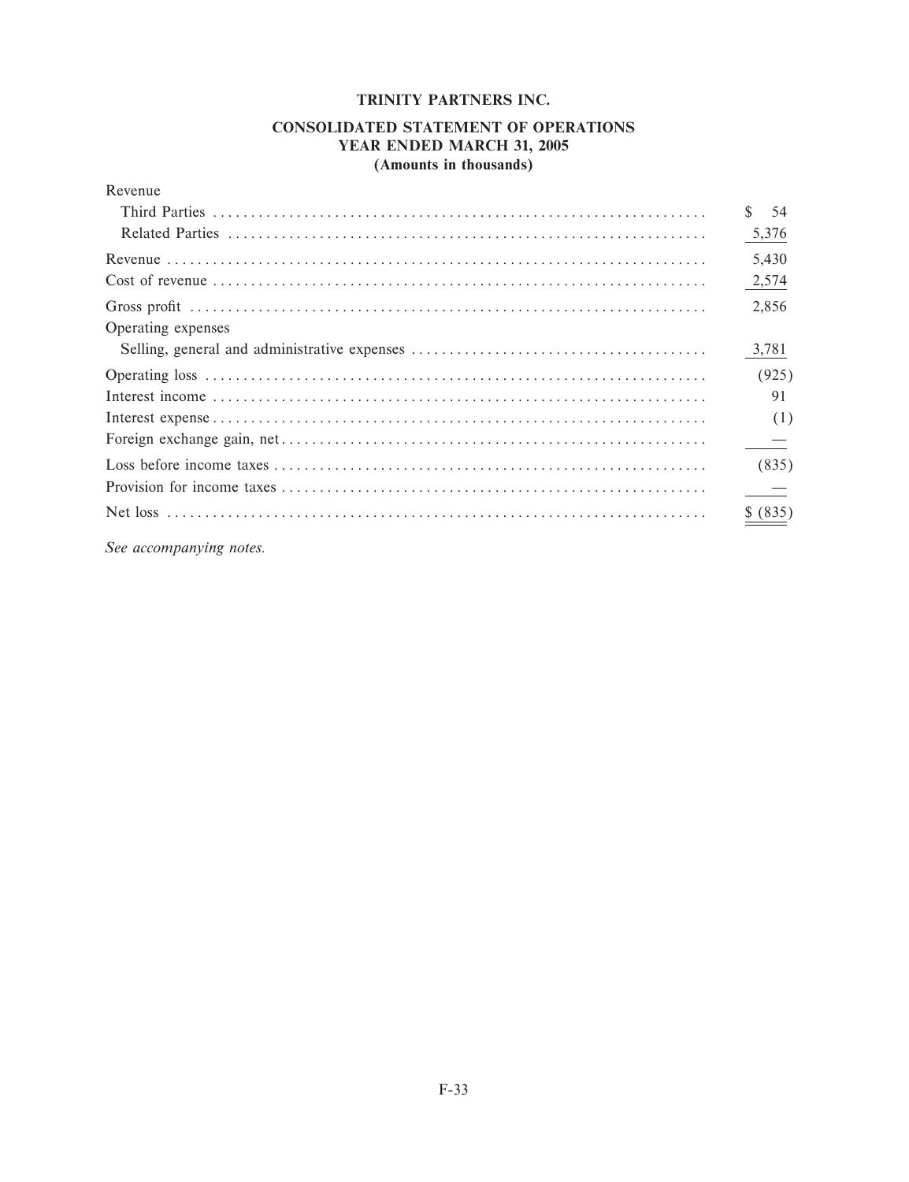# TRINITY PARTNERS INC.

## CONSOLIDATED STATEMENT OF OPERATIONS
## YEAR ENDED MARCH 31, 2005
## (Amounts in thousands)

| | |
|---|---|
| Revenue | |
| Third Parties | $ 54 |
| Related Parties | 5,376 |
| Revenue | 5,430 |
| Cost of revenue | 2,574 |
| Gross profit | 2,856 |
| Operating expenses | |
| Selling, general and administrative expenses | 3,781 |
| Operating loss | (925) |
| Interest income | 91 |
| Interest expense | (1) |
| Foreign exchange gain, net | — |
| Loss before income taxes | (835) |
| Provision for income taxes | — |
| Net loss | $ (835) |

*See accompanying notes.*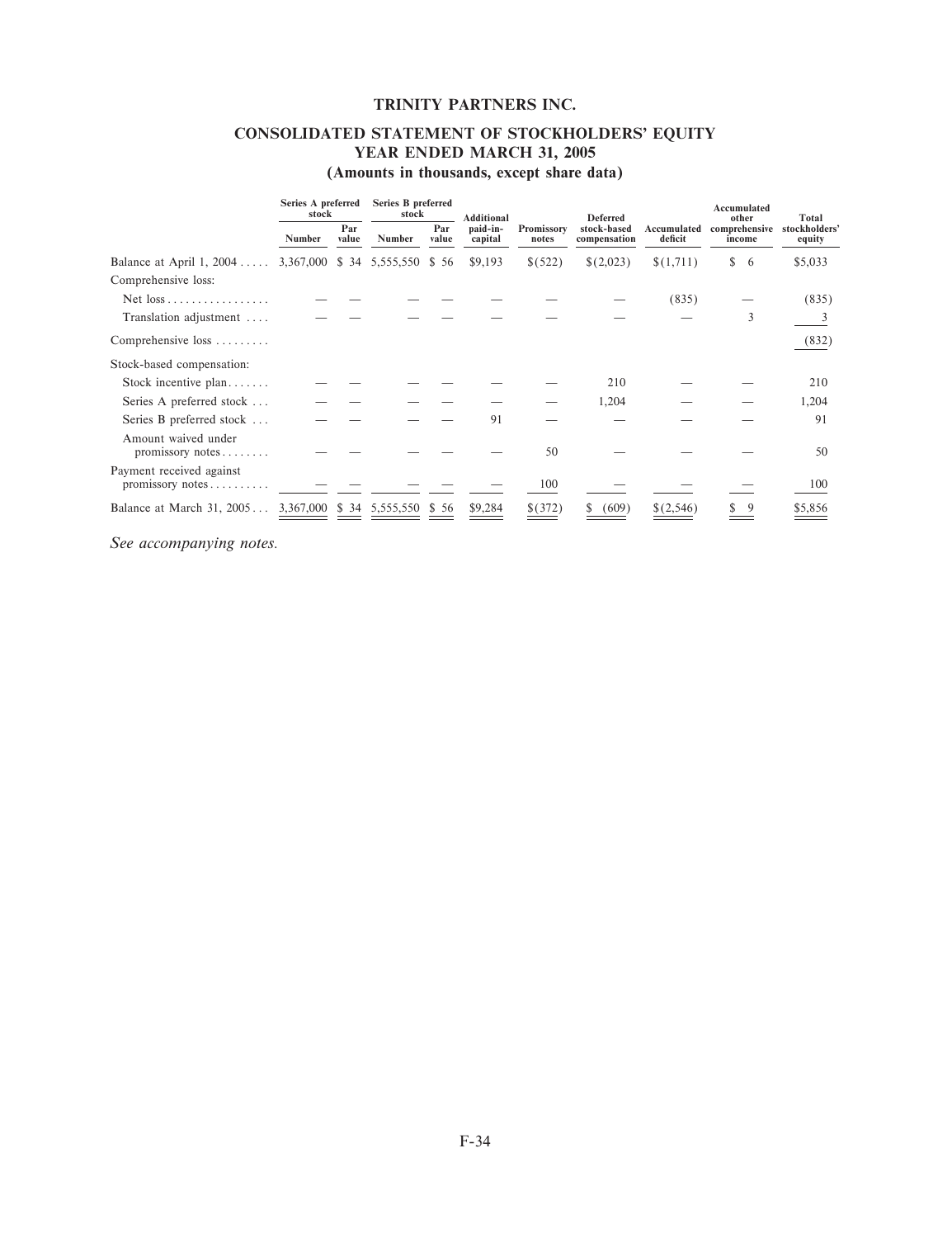# TRINITY PARTNERS INC.

## CONSOLIDATED STATEMENT OF STOCKHOLDERS' EQUITY
## YEAR ENDED MARCH 31, 2005
## (Amounts in thousands, except share data)

| | Series A preferred stock | | Series B preferred stock | | Additional paid-in-capital | Promissory notes | Deferred stock-based compensation | Accumulated deficit | Accumulated other comprehensive income | Total stockholders' equity |
|---|---|---|---|---|---|---|---|---|---|---|
| | Number | Par value | Number | Par value | | | | | | |
| Balance at April 1, 2004 | 3,367,000 | $ 34 | 5,555,550 | $ 56 | $9,193 | $(522) | $(2,023) | $(1,711) | $ 6 | $5,033 |
| Comprehensive loss: | | | | | | | | | | |
| Net loss | — | — | — | — | — | — | — | (835) | — | (835) |
| Translation adjustment | — | — | — | — | — | — | — | — | 3 | 3 |
| Comprehensive loss | | | | | | | | | | (832) |
| Stock-based compensation: | | | | | | | | | | |
| Stock incentive plan | — | — | — | — | — | — | 210 | — | — | 210 |
| Series A preferred stock | — | — | — | — | — | — | 1,204 | — | — | 1,204 |
| Series B preferred stock | — | — | — | — | 91 | — | — | — | — | 91 |
| Amount waived under promissory notes | — | — | — | — | — | 50 | — | — | — | 50 |
| Payment received against promissory notes | — | — | — | — | — | 100 | — | — | — | 100 |
| Balance at March 31, 2005 | 3,367,000 | $ 34 | 5,555,550 | $ 56 | $9,284 | $(372) | $ (609) | $(2,546) | $ 9 | $5,856 |

*See accompanying notes.*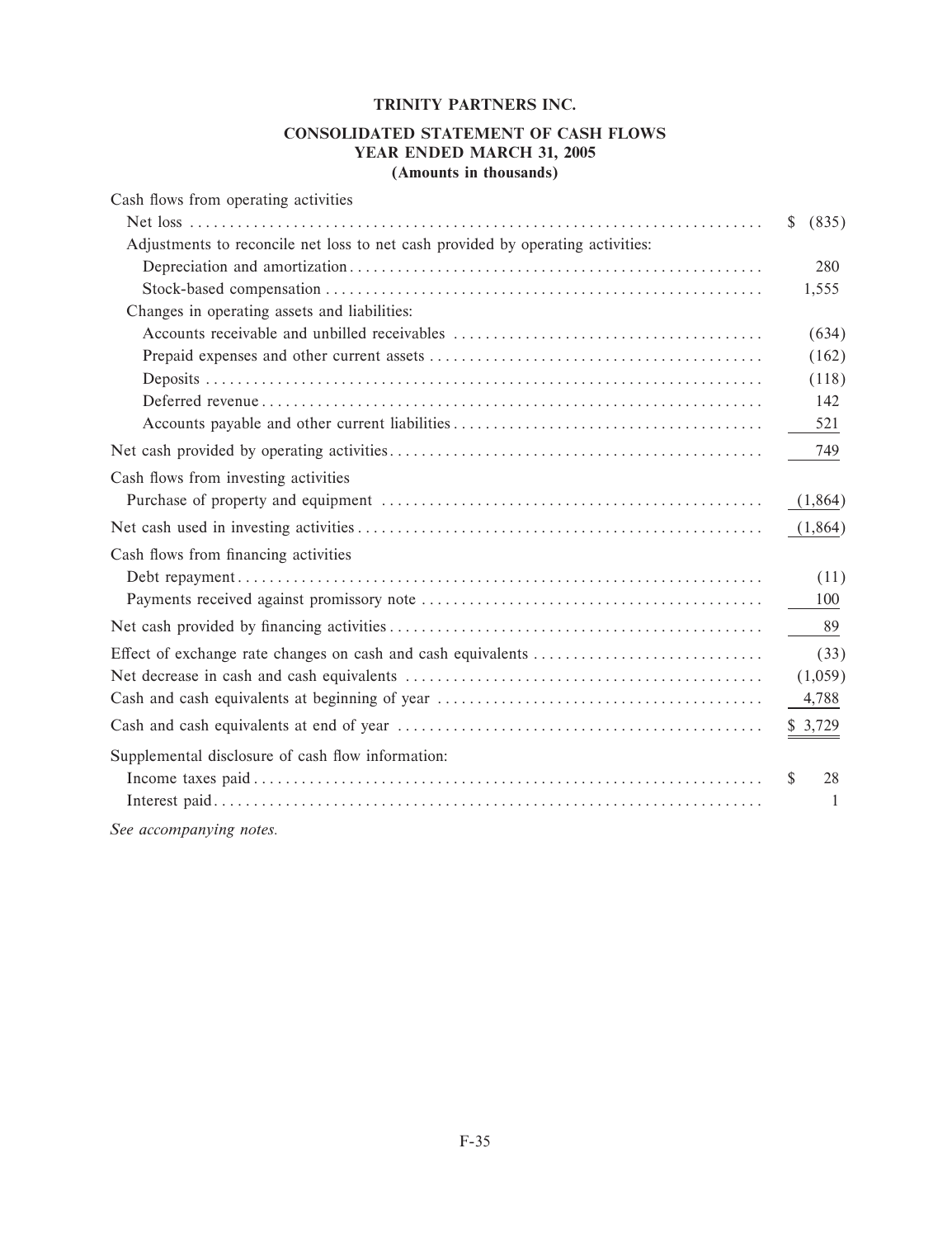# TRINITY PARTNERS INC.

## CONSOLIDATED STATEMENT OF CASH FLOWS
## YEAR ENDED MARCH 31, 2005
## (Amounts in thousands)

| | |
|---|---|
| Cash flows from operating activities | |
| Net loss | $ (835) |
| Adjustments to reconcile net loss to net cash provided by operating activities: | |
| Depreciation and amortization | 280 |
| Stock-based compensation | 1,555 |
| Changes in operating assets and liabilities: | |
| Accounts receivable and unbilled receivables | (634) |
| Prepaid expenses and other current assets | (162) |
| Deposits | (118) |
| Deferred revenue | 142 |
| Accounts payable and other current liabilities | 521 |
| Net cash provided by operating activities | 749 |
| Cash flows from investing activities | |
| Purchase of property and equipment | (1,864) |
| Net cash used in investing activities | (1,864) |
| Cash flows from financing activities | |
| Debt repayment | (11) |
| Payments received against promissory note | 100 |
| Net cash provided by financing activities | 89 |
| Effect of exchange rate changes on cash and cash equivalents | (33) |
| Net decrease in cash and cash equivalents | (1,059) |
| Cash and cash equivalents at beginning of year | 4,788 |
| Cash and cash equivalents at end of year | $ 3,729 |
| Supplemental disclosure of cash flow information: | |
| Income taxes paid | $ 28 |
| Interest paid | 1 |

*See accompanying notes.*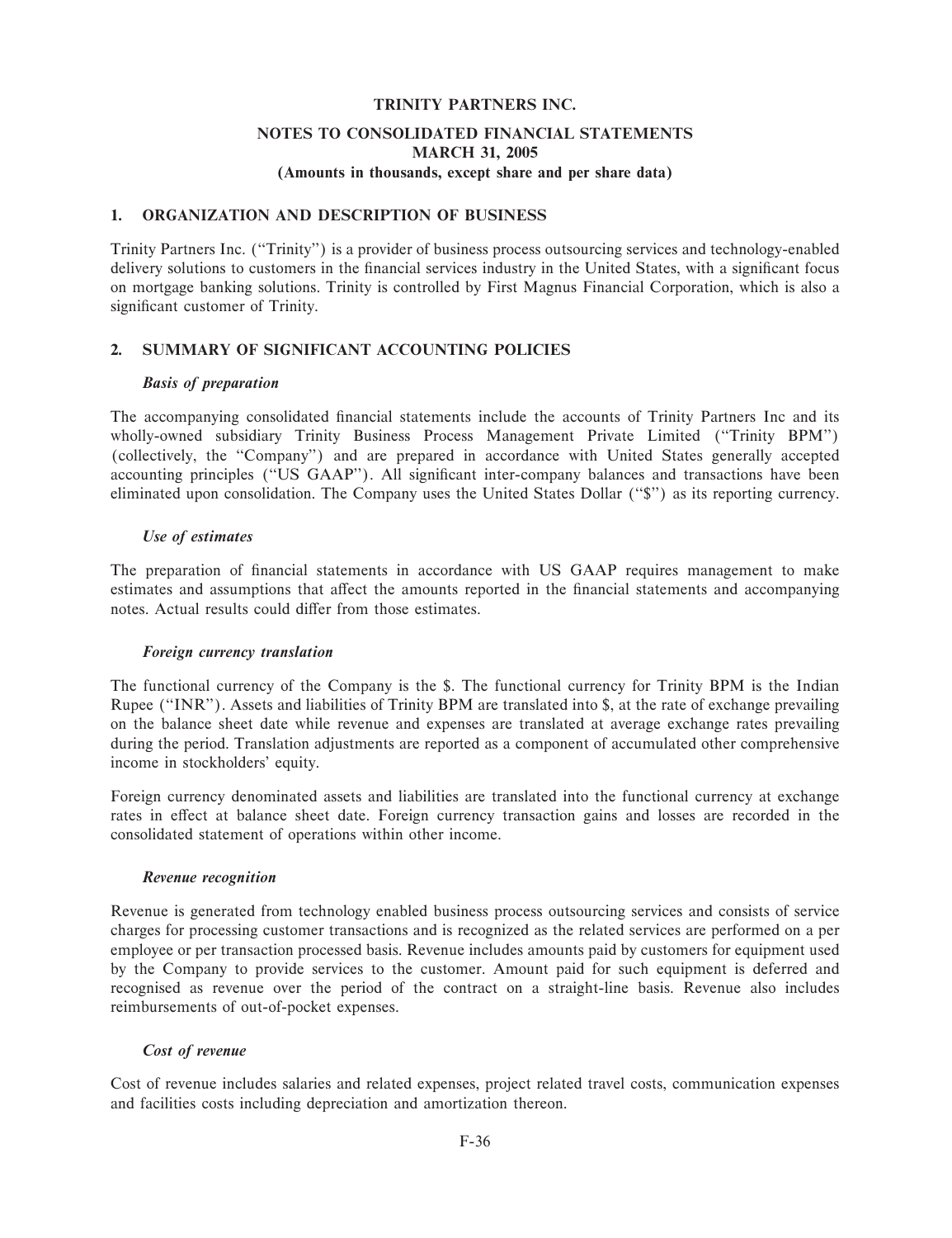# TRINITY PARTNERS INC.

## NOTES TO CONSOLIDATED FINANCIAL STATEMENTS
## MARCH 31, 2005
### (Amounts in thousands, except share and per share data)

## 1. ORGANIZATION AND DESCRIPTION OF BUSINESS

Trinity Partners Inc. (''Trinity'') is a provider of business process outsourcing services and technology-enabled delivery solutions to customers in the financial services industry in the United States, with a significant focus on mortgage banking solutions. Trinity is controlled by First Magnus Financial Corporation, which is also a significant customer of Trinity.

## 2. SUMMARY OF SIGNIFICANT ACCOUNTING POLICIES

***Basis of preparation***

The accompanying consolidated financial statements include the accounts of Trinity Partners Inc and its wholly-owned subsidiary Trinity Business Process Management Private Limited (''Trinity BPM'') (collectively, the ''Company'') and are prepared in accordance with United States generally accepted accounting principles (''US GAAP''). All significant inter-company balances and transactions have been eliminated upon consolidation. The Company uses the United States Dollar (''$'') as its reporting currency.

***Use of estimates***

The preparation of financial statements in accordance with US GAAP requires management to make estimates and assumptions that affect the amounts reported in the financial statements and accompanying notes. Actual results could differ from those estimates.

***Foreign currency translation***

The functional currency of the Company is the $. The functional currency for Trinity BPM is the Indian Rupee (''INR''). Assets and liabilities of Trinity BPM are translated into $, at the rate of exchange prevailing on the balance sheet date while revenue and expenses are translated at average exchange rates prevailing during the period. Translation adjustments are reported as a component of accumulated other comprehensive income in stockholders' equity.

Foreign currency denominated assets and liabilities are translated into the functional currency at exchange rates in effect at balance sheet date. Foreign currency transaction gains and losses are recorded in the consolidated statement of operations within other income.

***Revenue recognition***

Revenue is generated from technology enabled business process outsourcing services and consists of service charges for processing customer transactions and is recognized as the related services are performed on a per employee or per transaction processed basis. Revenue includes amounts paid by customers for equipment used by the Company to provide services to the customer. Amount paid for such equipment is deferred and recognised as revenue over the period of the contract on a straight-line basis. Revenue also includes reimbursements of out-of-pocket expenses.

***Cost of revenue***

Cost of revenue includes salaries and related expenses, project related travel costs, communication expenses and facilities costs including depreciation and amortization thereon.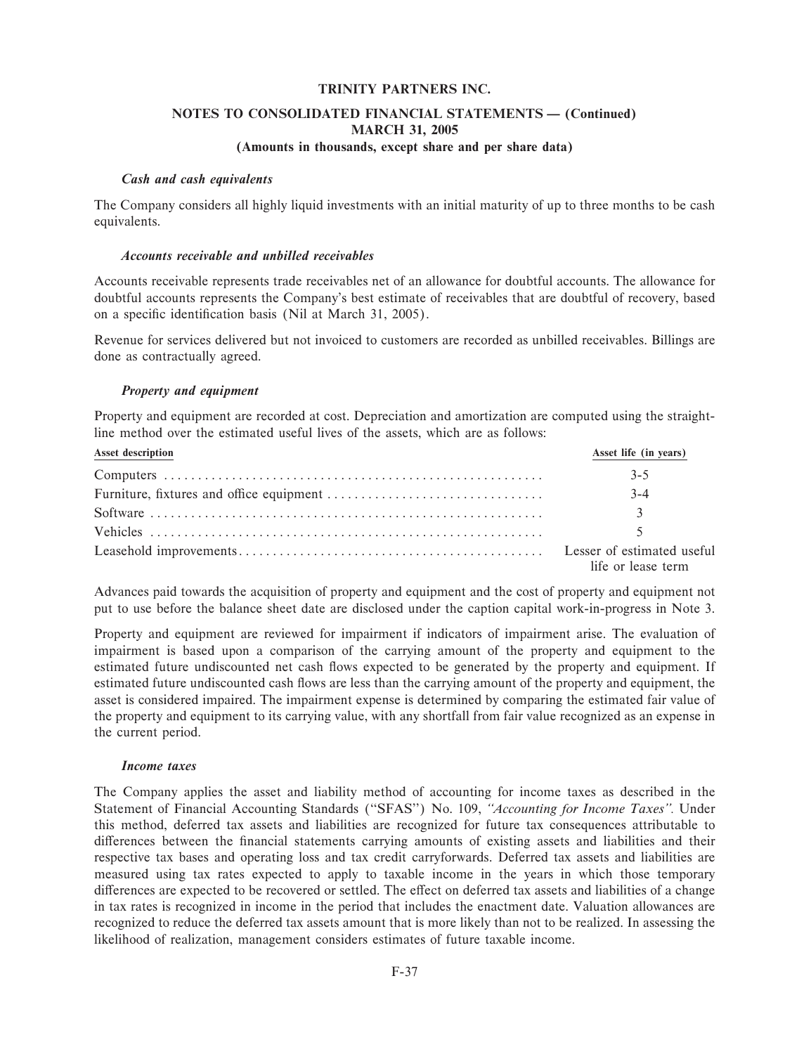**TRINITY PARTNERS INC.**

**NOTES TO CONSOLIDATED FINANCIAL STATEMENTS — (Continued)**
**MARCH 31, 2005**
**(Amounts in thousands, except share and per share data)**

***Cash and cash equivalents***

The Company considers all highly liquid investments with an initial maturity of up to three months to be cash equivalents.

***Accounts receivable and unbilled receivables***

Accounts receivable represents trade receivables net of an allowance for doubtful accounts. The allowance for doubtful accounts represents the Company's best estimate of receivables that are doubtful of recovery, based on a specific identification basis (Nil at March 31, 2005).

Revenue for services delivered but not invoiced to customers are recorded as unbilled receivables. Billings are done as contractually agreed.

***Property and equipment***

Property and equipment are recorded at cost. Depreciation and amortization are computed using the straight-line method over the estimated useful lives of the assets, which are as follows:

| Asset description | Asset life (in years) |
|---|---|
| Computers | 3-5 |
| Furniture, fixtures and office equipment | 3-4 |
| Software | 3 |
| Vehicles | 5 |
| Leasehold improvements | Lesser of estimated useful life or lease term |

Advances paid towards the acquisition of property and equipment and the cost of property and equipment not put to use before the balance sheet date are disclosed under the caption capital work-in-progress in Note 3.

Property and equipment are reviewed for impairment if indicators of impairment arise. The evaluation of impairment is based upon a comparison of the carrying amount of the property and equipment to the estimated future undiscounted net cash flows expected to be generated by the property and equipment. If estimated future undiscounted cash flows are less than the carrying amount of the property and equipment, the asset is considered impaired. The impairment expense is determined by comparing the estimated fair value of the property and equipment to its carrying value, with any shortfall from fair value recognized as an expense in the current period.

***Income taxes***

The Company applies the asset and liability method of accounting for income taxes as described in the Statement of Financial Accounting Standards ("SFAS") No. 109, *"Accounting for Income Taxes"*. Under this method, deferred tax assets and liabilities are recognized for future tax consequences attributable to differences between the financial statements carrying amounts of existing assets and liabilities and their respective tax bases and operating loss and tax credit carryforwards. Deferred tax assets and liabilities are measured using tax rates expected to apply to taxable income in the years in which those temporary differences are expected to be recovered or settled. The effect on deferred tax assets and liabilities of a change in tax rates is recognized in income in the period that includes the enactment date. Valuation allowances are recognized to reduce the deferred tax assets amount that is more likely than not to be realized. In assessing the likelihood of realization, management considers estimates of future taxable income.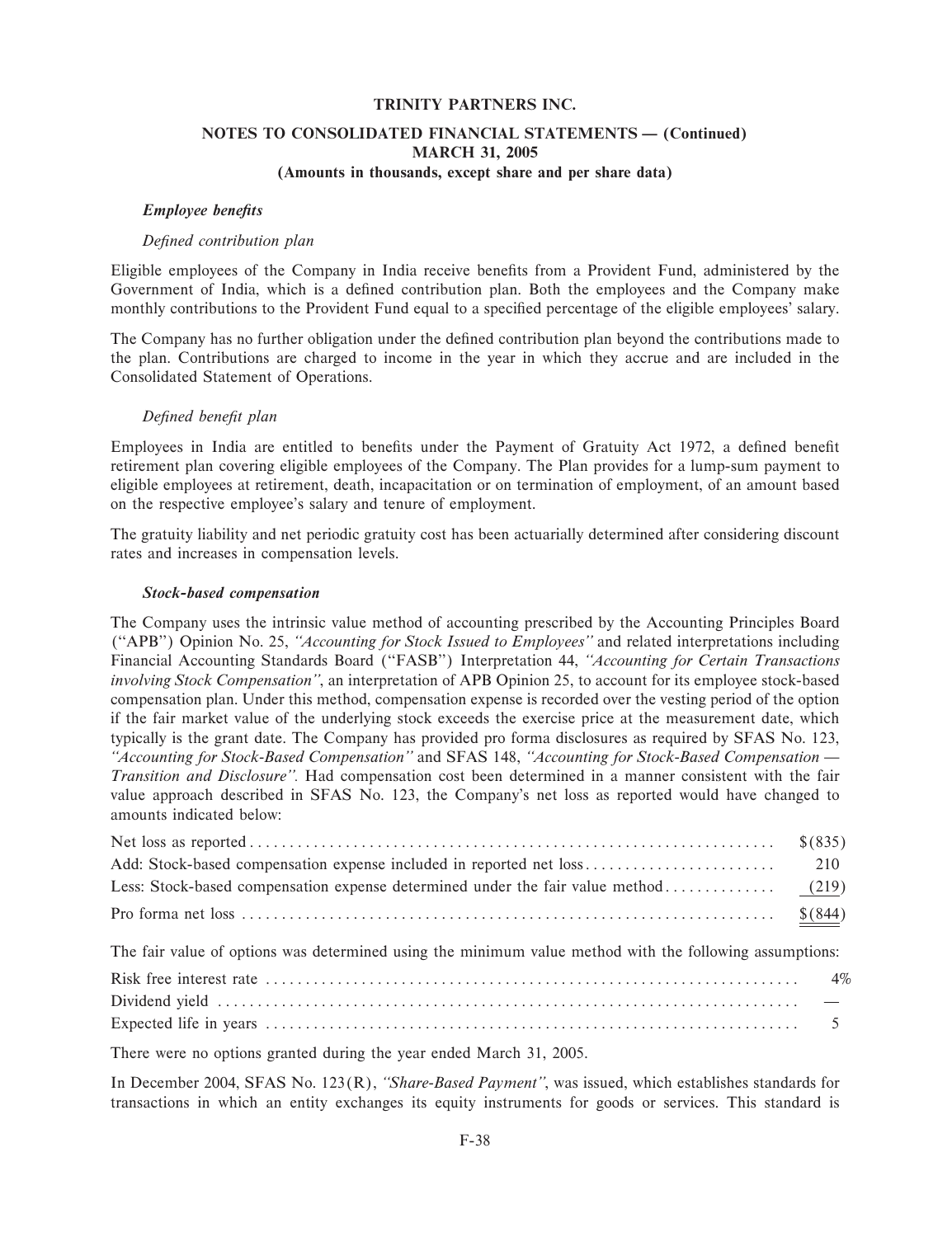**TRINITY PARTNERS INC.**

**NOTES TO CONSOLIDATED FINANCIAL STATEMENTS — (Continued)**
**MARCH 31, 2005**
**(Amounts in thousands, except share and per share data)**

***Employee benefits***

*Defined contribution plan*

Eligible employees of the Company in India receive benefits from a Provident Fund, administered by the Government of India, which is a defined contribution plan. Both the employees and the Company make monthly contributions to the Provident Fund equal to a specified percentage of the eligible employees' salary.

The Company has no further obligation under the defined contribution plan beyond the contributions made to the plan. Contributions are charged to income in the year in which they accrue and are included in the Consolidated Statement of Operations.

*Defined benefit plan*

Employees in India are entitled to benefits under the Payment of Gratuity Act 1972, a defined benefit retirement plan covering eligible employees of the Company. The Plan provides for a lump-sum payment to eligible employees at retirement, death, incapacitation or on termination of employment, of an amount based on the respective employee's salary and tenure of employment.

The gratuity liability and net periodic gratuity cost has been actuarially determined after considering discount rates and increases in compensation levels.

***Stock-based compensation***

The Company uses the intrinsic value method of accounting prescribed by the Accounting Principles Board ("APB") Opinion No. 25, *"Accounting for Stock Issued to Employees"* and related interpretations including Financial Accounting Standards Board ("FASB") Interpretation 44, *"Accounting for Certain Transactions involving Stock Compensation"*, an interpretation of APB Opinion 25, to account for its employee stock-based compensation plan. Under this method, compensation expense is recorded over the vesting period of the option if the fair market value of the underlying stock exceeds the exercise price at the measurement date, which typically is the grant date. The Company has provided pro forma disclosures as required by SFAS No. 123, *"Accounting for Stock-Based Compensation"* and SFAS 148, *"Accounting for Stock-Based Compensation — Transition and Disclosure".* Had compensation cost been determined in a manner consistent with the fair value approach described in SFAS No. 123, the Company's net loss as reported would have changed to amounts indicated below:

| | |
|---|---|
| Net loss as reported | $(835) |
| Add: Stock-based compensation expense included in reported net loss | 210 |
| Less: Stock-based compensation expense determined under the fair value method | (219) |
| Pro forma net loss | $(844) |

The fair value of options was determined using the minimum value method with the following assumptions:

| | |
|---|---|
| Risk free interest rate | 4% |
| Dividend yield | — |
| Expected life in years | 5 |

There were no options granted during the year ended March 31, 2005.

In December 2004, SFAS No. 123(R), *"Share-Based Payment"*, was issued, which establishes standards for transactions in which an entity exchanges its equity instruments for goods or services. This standard is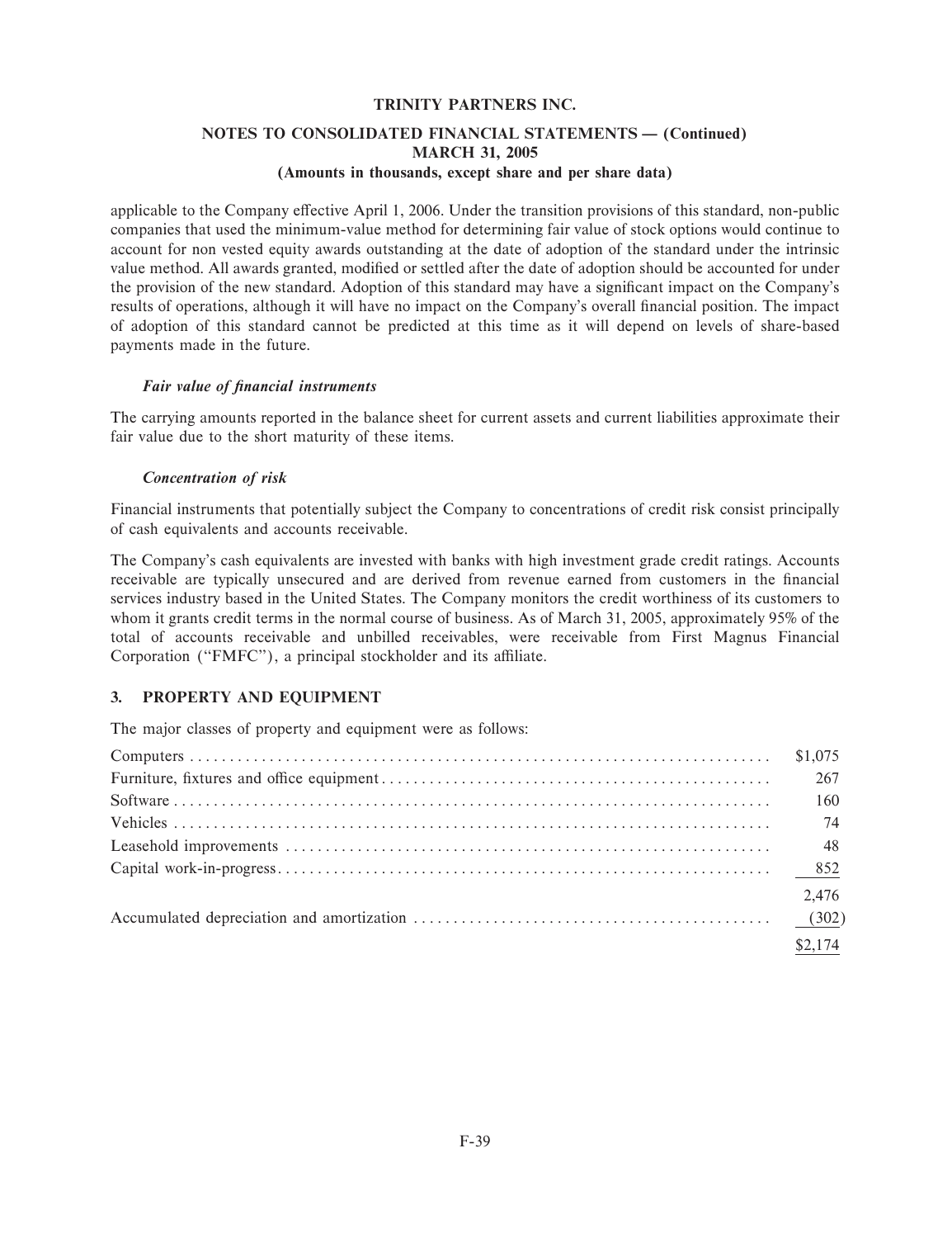applicable to the Company effective April 1, 2006. Under the transition provisions of this standard, non-public companies that used the minimum-value method for determining fair value of stock options would continue to account for non vested equity awards outstanding at the date of adoption of the standard under the intrinsic value method. All awards granted, modified or settled after the date of adoption should be accounted for under the provision of the new standard. Adoption of this standard may have a significant impact on the Company's results of operations, although it will have no impact on the Company's overall financial position. The impact of adoption of this standard cannot be predicted at this time as it will depend on levels of share-based payments made in the future.

***Fair value of financial instruments***

The carrying amounts reported in the balance sheet for current assets and current liabilities approximate their fair value due to the short maturity of these items.

***Concentration of risk***

Financial instruments that potentially subject the Company to concentrations of credit risk consist principally of cash equivalents and accounts receivable.

The Company's cash equivalents are invested with banks with high investment grade credit ratings. Accounts receivable are typically unsecured and are derived from revenue earned from customers in the financial services industry based in the United States. The Company monitors the credit worthiness of its customers to whom it grants credit terms in the normal course of business. As of March 31, 2005, approximately 95% of the total of accounts receivable and unbilled receivables, were receivable from First Magnus Financial Corporation ("FMFC"), a principal stockholder and its affiliate.

## 3. PROPERTY AND EQUIPMENT

The major classes of property and equipment were as follows:

| | |
|---|---|
| Computers | $1,075 |
| Furniture, fixtures and office equipment | 267 |
| Software | 160 |
| Vehicles | 74 |
| Leasehold improvements | 48 |
| Capital work-in-progress | 852 |
| | 2,476 |
| Accumulated depreciation and amortization | (302) |
| | $2,174 |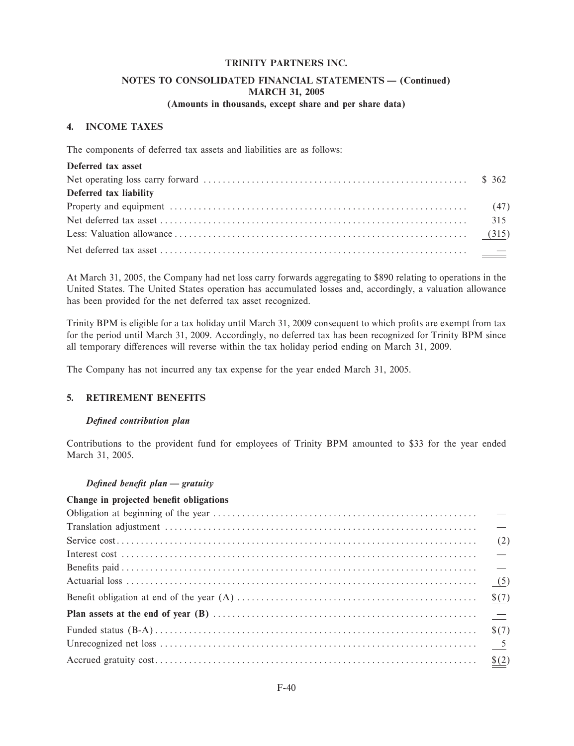# TRINITY PARTNERS INC.

## NOTES TO CONSOLIDATED FINANCIAL STATEMENTS — (Continued)
## MARCH 31, 2005
### (Amounts in thousands, except share and per share data)

### 4. INCOME TAXES

The components of deferred tax assets and liabilities are as follows:

| | |
|---|---|
| **Deferred tax asset** | |
| Net operating loss carry forward | $ 362 |
| **Deferred tax liability** | |
| Property and equipment | (47) |
| Net deferred tax asset | 315 |
| Less: Valuation allowance | (315) |
| Net deferred tax asset | — |

At March 31, 2005, the Company had net loss carry forwards aggregating to $890 relating to operations in the United States. The United States operation has accumulated losses and, accordingly, a valuation allowance has been provided for the net deferred tax asset recognized.

Trinity BPM is eligible for a tax holiday until March 31, 2009 consequent to which profits are exempt from tax for the period until March 31, 2009. Accordingly, no deferred tax has been recognized for Trinity BPM since all temporary differences will reverse within the tax holiday period ending on March 31, 2009.

The Company has not incurred any tax expense for the year ended March 31, 2005.

### 5. RETIREMENT BENEFITS

***Defined contribution plan***

Contributions to the provident fund for employees of Trinity BPM amounted to $33 for the year ended March 31, 2005.

***Defined benefit plan — gratuity***

| | |
|---|---|
| **Change in projected benefit obligations** | |
| Obligation at beginning of the year | — |
| Translation adjustment | — |
| Service cost | (2) |
| Interest cost | — |
| Benefits paid | — |
| Actuarial loss | (5) |
| Benefit obligation at end of the year (A) | $(7) |
| **Plan assets at the end of year (B)** | — |
| Funded status (B-A) | $(7) |
| Unrecognized net loss | 5 |
| Accrued gratuity cost | $(2) |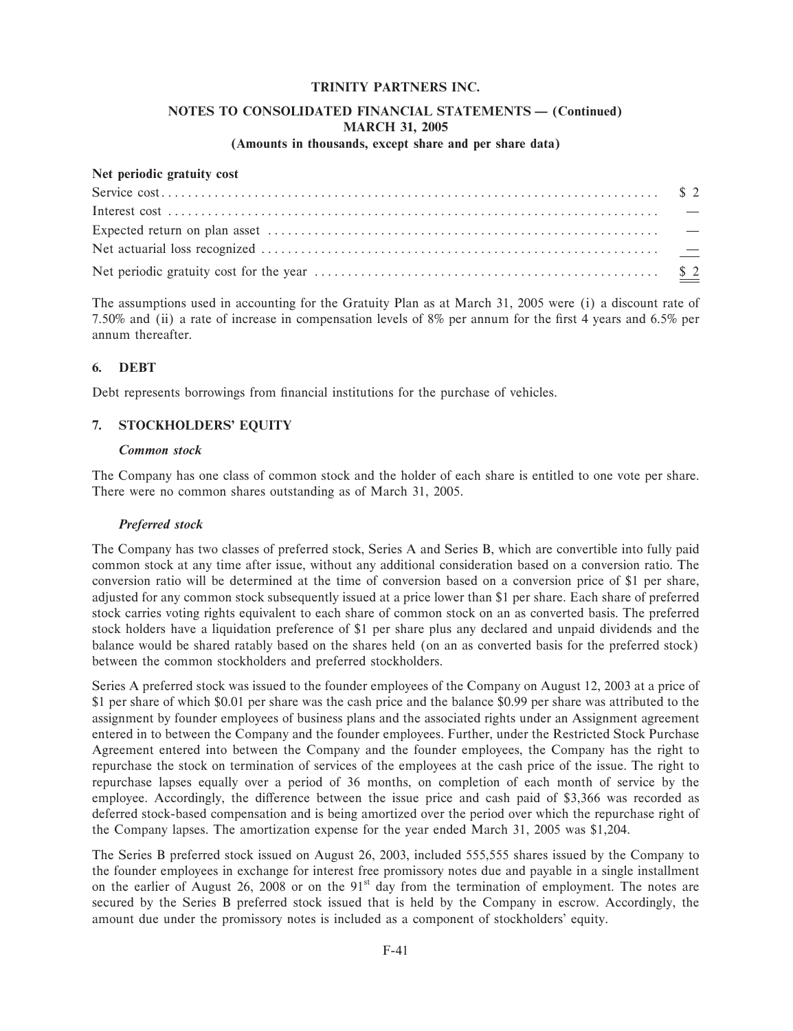**Net periodic gratuity cost**

| | |
|---|---|
| Service cost | $ 2 |
| Interest cost | — |
| Expected return on plan asset | — |
| Net actuarial loss recognized | — |
| Net periodic gratuity cost for the year | $ 2 |

The assumptions used in accounting for the Gratuity Plan as at March 31, 2005 were (i) a discount rate of 7.50% and (ii) a rate of increase in compensation levels of 8% per annum for the first 4 years and 6.5% per annum thereafter.

## 6. DEBT

Debt represents borrowings from financial institutions for the purchase of vehicles.

## 7. STOCKHOLDERS' EQUITY

### *Common stock*

The Company has one class of common stock and the holder of each share is entitled to one vote per share. There were no common shares outstanding as of March 31, 2005.

### *Preferred stock*

The Company has two classes of preferred stock, Series A and Series B, which are convertible into fully paid common stock at any time after issue, without any additional consideration based on a conversion ratio. The conversion ratio will be determined at the time of conversion based on a conversion price of $1 per share, adjusted for any common stock subsequently issued at a price lower than $1 per share. Each share of preferred stock carries voting rights equivalent to each share of common stock on an as converted basis. The preferred stock holders have a liquidation preference of $1 per share plus any declared and unpaid dividends and the balance would be shared ratably based on the shares held (on an as converted basis for the preferred stock) between the common stockholders and preferred stockholders.

Series A preferred stock was issued to the founder employees of the Company on August 12, 2003 at a price of $1 per share of which $0.01 per share was the cash price and the balance $0.99 per share was attributed to the assignment by founder employees of business plans and the associated rights under an Assignment agreement entered in to between the Company and the founder employees. Further, under the Restricted Stock Purchase Agreement entered into between the Company and the founder employees, the Company has the right to repurchase the stock on termination of services of the employees at the cash price of the issue. The right to repurchase lapses equally over a period of 36 months, on completion of each month of service by the employee. Accordingly, the difference between the issue price and cash paid of $3,366 was recorded as deferred stock-based compensation and is being amortized over the period over which the repurchase right of the Company lapses. The amortization expense for the year ended March 31, 2005 was $1,204.

The Series B preferred stock issued on August 26, 2003, included 555,555 shares issued by the Company to the founder employees in exchange for interest free promissory notes due and payable in a single installment on the earlier of August 26, 2008 or on the 91st day from the termination of employment. The notes are secured by the Series B preferred stock issued that is held by the Company in escrow. Accordingly, the amount due under the promissory notes is included as a component of stockholders' equity.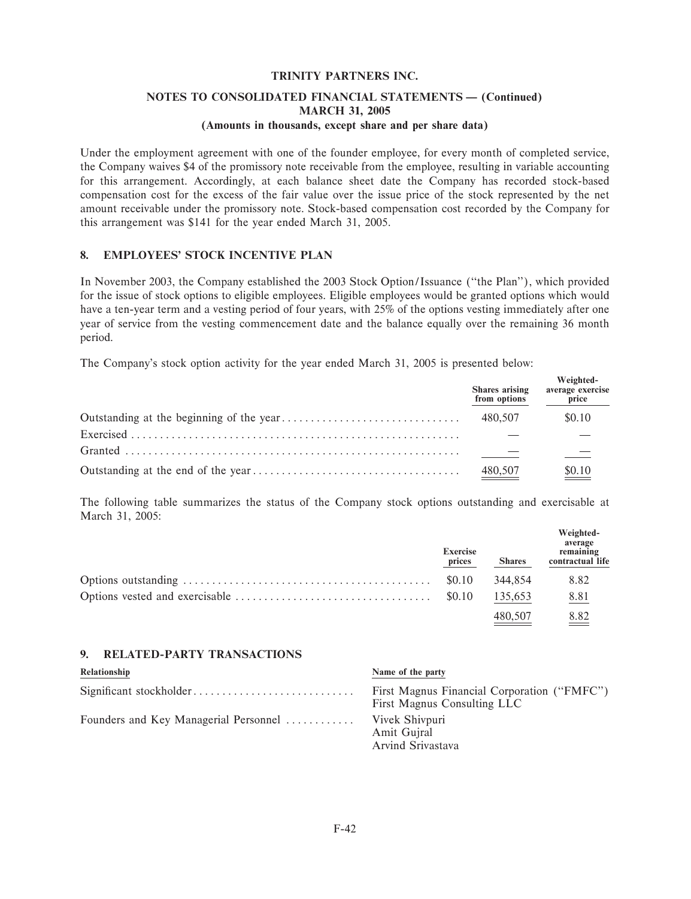TRINITY PARTNERS INC.

NOTES TO CONSOLIDATED FINANCIAL STATEMENTS — (Continued)
MARCH 31, 2005
(Amounts in thousands, except share and per share data)

Under the employment agreement with one of the founder employee, for every month of completed service, the Company waives $4 of the promissory note receivable from the employee, resulting in variable accounting for this arrangement. Accordingly, at each balance sheet date the Company has recorded stock-based compensation cost for the excess of the fair value over the issue price of the stock represented by the net amount receivable under the promissory note. Stock-based compensation cost recorded by the Company for this arrangement was $141 for the year ended March 31, 2005.

## 8. EMPLOYEES' STOCK INCENTIVE PLAN

In November 2003, the Company established the 2003 Stock Option/Issuance (''the Plan''), which provided for the issue of stock options to eligible employees. Eligible employees would be granted options which would have a ten-year term and a vesting period of four years, with 25% of the options vesting immediately after one year of service from the vesting commencement date and the balance equally over the remaining 36 month period.

The Company's stock option activity for the year ended March 31, 2005 is presented below:

| | Shares arising from options | Weighted-average exercise price |
|---|---|---|
| Outstanding at the beginning of the year | 480,507 | $0.10 |
| Exercised | — | — |
| Granted | — | — |
| Outstanding at the end of the year | 480,507 | $0.10 |

The following table summarizes the status of the Company stock options outstanding and exercisable at March 31, 2005:

| | Exercise prices | Shares | Weighted-average remaining contractual life |
|---|---|---|---|
| Options outstanding | $0.10 | 344,854 | 8.82 |
| Options vested and exercisable | $0.10 | 135,653 | 8.81 |
| | | 480,507 | 8.82 |

## 9. RELATED-PARTY TRANSACTIONS

| Relationship | Name of the party |
|---|---|
| Significant stockholder | First Magnus Financial Corporation (''FMFC'')<br>First Magnus Consulting LLC |
| Founders and Key Managerial Personnel | Vivek Shivpuri<br>Amit Gujral<br>Arvind Srivastava |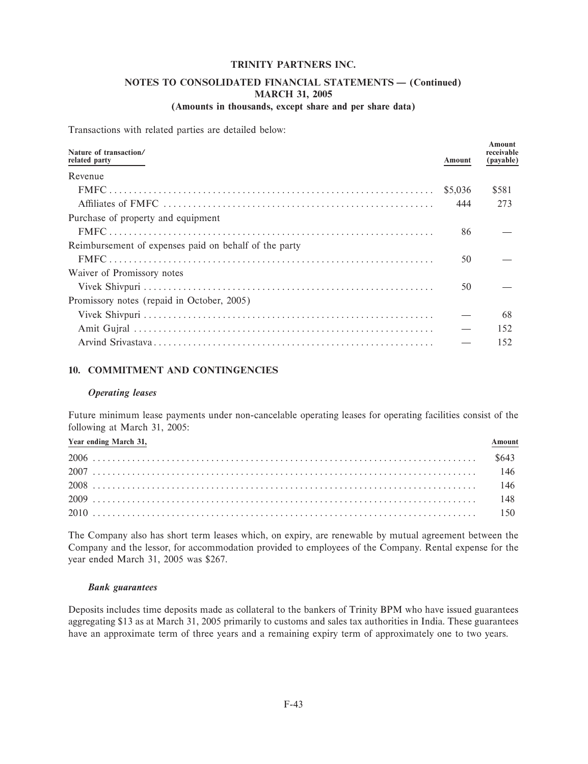Transactions with related parties are detailed below:

| Nature of transaction/ related party | Amount | Amount receivable (payable) |
|---|---|---|
| Revenue | | |
| FMFC | $5,036 | $581 |
| Affiliates of FMFC | 444 | 273 |
| Purchase of property and equipment | | |
| FMFC | 86 | — |
| Reimbursement of expenses paid on behalf of the party | | |
| FMFC | 50 | — |
| Waiver of Promissory notes | | |
| Vivek Shivpuri | 50 | — |
| Promissory notes (repaid in October, 2005) | | |
| Vivek Shivpuri | — | 68 |
| Amit Gujral | — | 152 |
| Arvind Srivastava | — | 152 |

## 10. COMMITMENT AND CONTINGENCIES

### *Operating leases*

Future minimum lease payments under non-cancelable operating leases for operating facilities consist of the following at March 31, 2005:

| Year ending March 31, | Amount |
|---|---|
| 2006 | $643 |
| 2007 | 146 |
| 2008 | 146 |
| 2009 | 148 |
| 2010 | 150 |

The Company also has short term leases which, on expiry, are renewable by mutual agreement between the Company and the lessor, for accommodation provided to employees of the Company. Rental expense for the year ended March 31, 2005 was $267.

### *Bank guarantees*

Deposits includes time deposits made as collateral to the bankers of Trinity BPM who have issued guarantees aggregating $13 as at March 31, 2005 primarily to customs and sales tax authorities in India. These guarantees have an approximate term of three years and a remaining expiry term of approximately one to two years.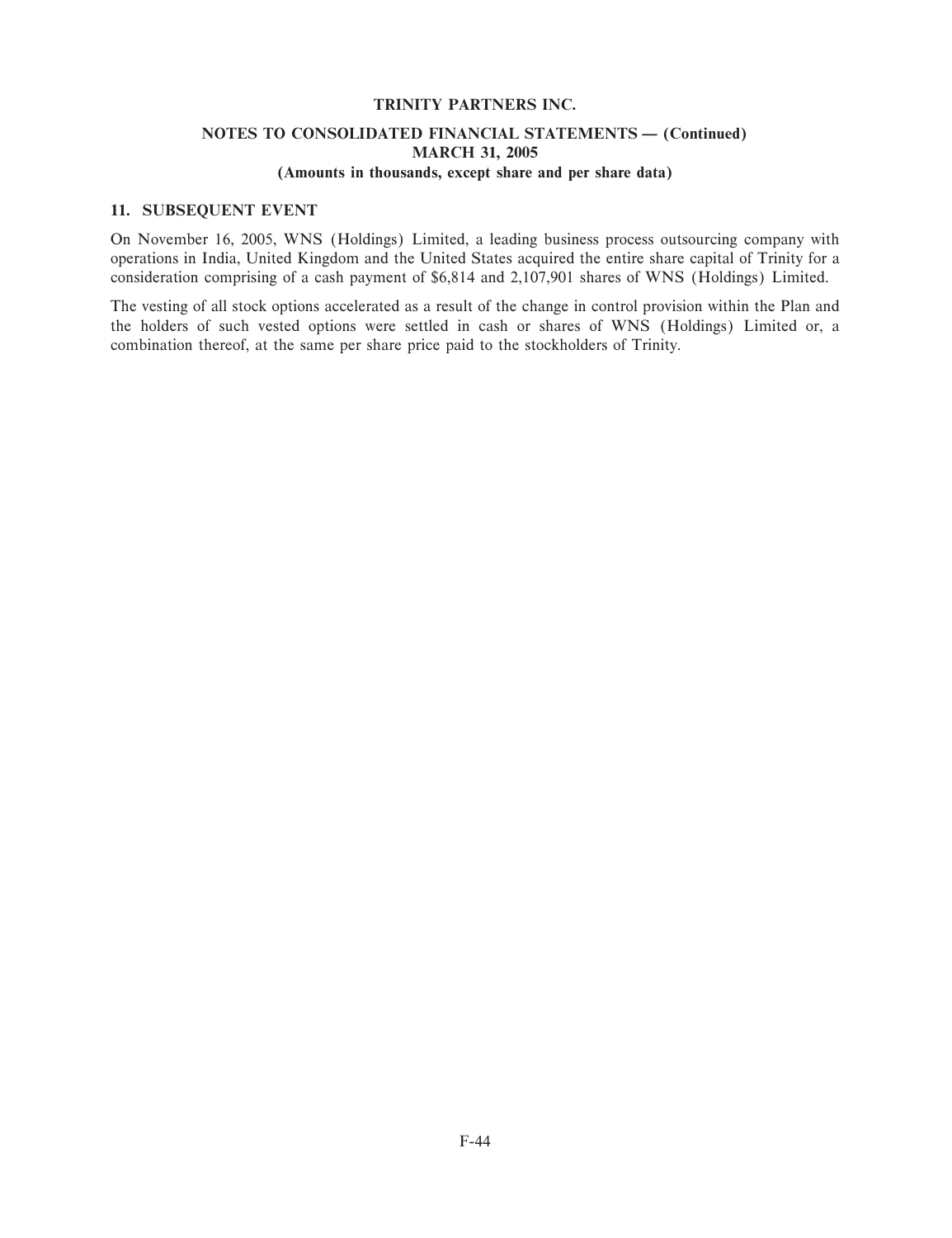**TRINITY PARTNERS INC.**

**NOTES TO CONSOLIDATED FINANCIAL STATEMENTS — (Continued)**
**MARCH 31, 2005**
**(Amounts in thousands, except share and per share data)**

## 11. SUBSEQUENT EVENT

On November 16, 2005, WNS (Holdings) Limited, a leading business process outsourcing company with operations in India, United Kingdom and the United States acquired the entire share capital of Trinity for a consideration comprising of a cash payment of $6,814 and 2,107,901 shares of WNS (Holdings) Limited.

The vesting of all stock options accelerated as a result of the change in control provision within the Plan and the holders of such vested options were settled in cash or shares of WNS (Holdings) Limited or, a combination thereof, at the same per share price paid to the stockholders of Trinity.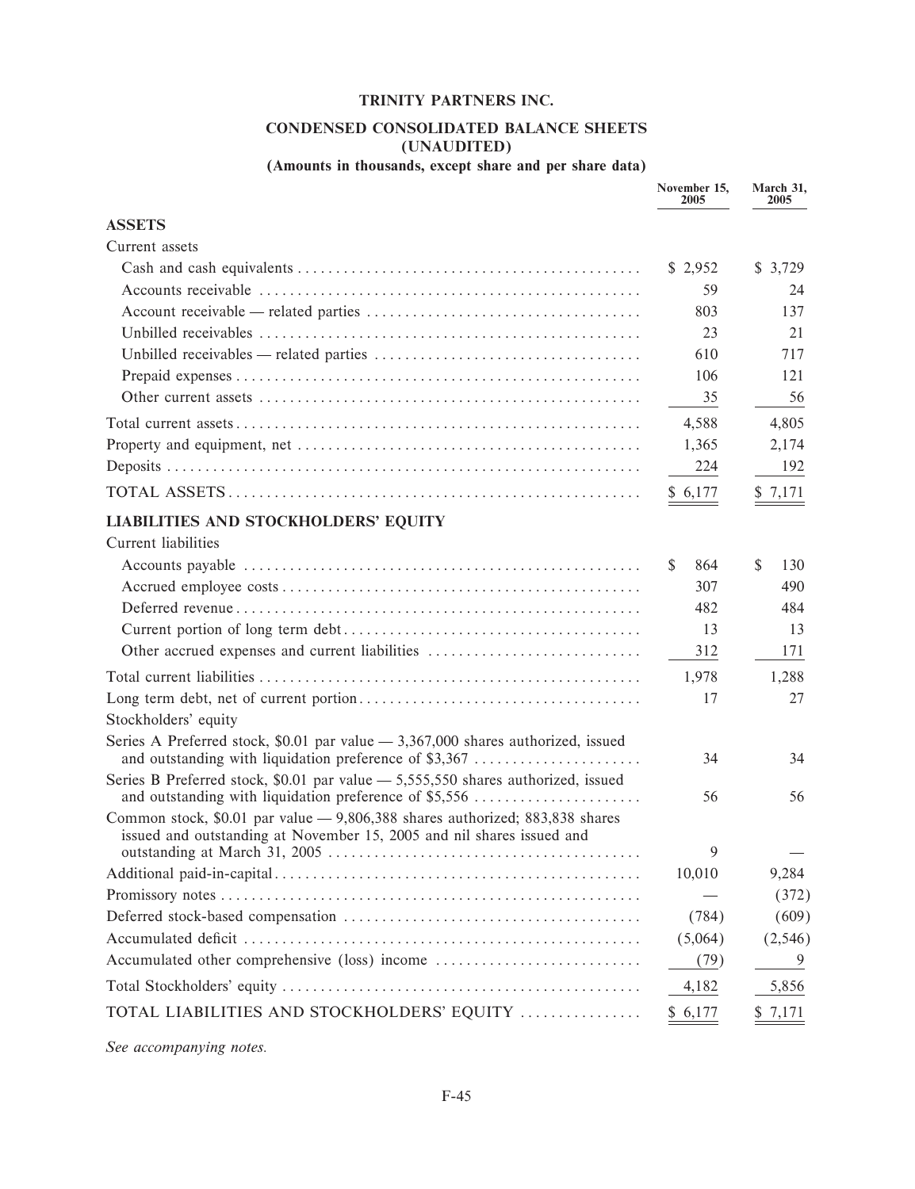# TRINITY PARTNERS INC.

## CONDENSED CONSOLIDATED BALANCE SHEETS (UNAUDITED)

### (Amounts in thousands, except share and per share data)

| | November 15, 2005 | March 31, 2005 |
|---|---|---|
| **ASSETS** | | |
| Current assets | | |
| Cash and cash equivalents | $ 2,952 | $ 3,729 |
| Accounts receivable | 59 | 24 |
| Account receivable — related parties | 803 | 137 |
| Unbilled receivables | 23 | 21 |
| Unbilled receivables — related parties | 610 | 717 |
| Prepaid expenses | 106 | 121 |
| Other current assets | 35 | 56 |
| Total current assets | 4,588 | 4,805 |
| Property and equipment, net | 1,365 | 2,174 |
| Deposits | 224 | 192 |
| TOTAL ASSETS | $ 6,177 | $ 7,171 |
| **LIABILITIES AND STOCKHOLDERS' EQUITY** | | |
| Current liabilities | | |
| Accounts payable | $ 864 | $ 130 |
| Accrued employee costs | 307 | 490 |
| Deferred revenue | 482 | 484 |
| Current portion of long term debt | 13 | 13 |
| Other accrued expenses and current liabilities | 312 | 171 |
| Total current liabilities | 1,978 | 1,288 |
| Long term debt, net of current portion | 17 | 27 |
| Stockholders' equity | | |
| Series A Preferred stock, $0.01 par value — 3,367,000 shares authorized, issued and outstanding with liquidation preference of $3,367 | 34 | 34 |
| Series B Preferred stock, $0.01 par value — 5,555,550 shares authorized, issued and outstanding with liquidation preference of $5,556 | 56 | 56 |
| Common stock, $0.01 par value — 9,806,388 shares authorized; 883,838 shares issued and outstanding at November 15, 2005 and nil shares issued and outstanding at March 31, 2005 | 9 | — |
| Additional paid-in-capital | 10,010 | 9,284 |
| Promissory notes | — | (372) |
| Deferred stock-based compensation | (784) | (609) |
| Accumulated deficit | (5,064) | (2,546) |
| Accumulated other comprehensive (loss) income | (79) | 9 |
| Total Stockholders' equity | 4,182 | 5,856 |
| TOTAL LIABILITIES AND STOCKHOLDERS' EQUITY | $ 6,177 | $ 7,171 |

*See accompanying notes.*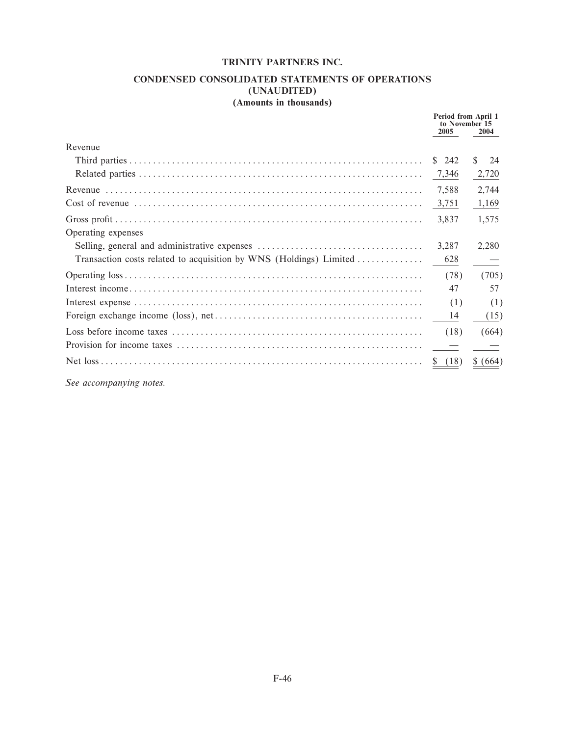# TRINITY PARTNERS INC.

## CONDENSED CONSOLIDATED STATEMENTS OF OPERATIONS (UNAUDITED) (Amounts in thousands)

| | Period from April 1 to November 15 | |
|---|---|---|
| | 2005 | 2004 |
| Revenue | | |
| Third parties | $ 242 | $ 24 |
| Related parties | 7,346 | 2,720 |
| Revenue | 7,588 | 2,744 |
| Cost of revenue | 3,751 | 1,169 |
| Gross profit | 3,837 | 1,575 |
| Operating expenses | | |
| Selling, general and administrative expenses | 3,287 | 2,280 |
| Transaction costs related to acquisition by WNS (Holdings) Limited | 628 | — |
| Operating loss | (78) | (705) |
| Interest income | 47 | 57 |
| Interest expense | (1) | (1) |
| Foreign exchange income (loss), net | 14 | (15) |
| Loss before income taxes | (18) | (664) |
| Provision for income taxes | — | — |
| Net loss | $ (18) | $ (664) |

*See accompanying notes.*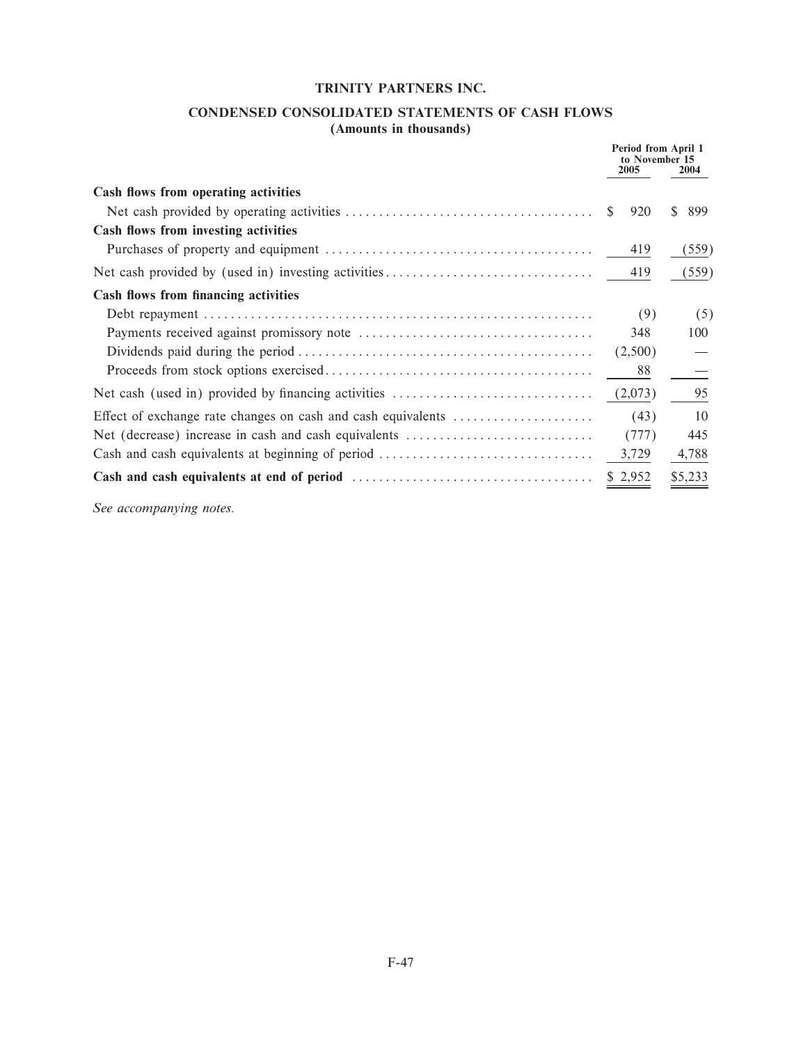# TRINITY PARTNERS INC.

## CONDENSED CONSOLIDATED STATEMENTS OF CASH FLOWS

**(Amounts in thousands)**

| | Period from April 1 to November 15 | |
|---|---|---|
| | 2005 | 2004 |
| **Cash flows from operating activities** | | |
| Net cash provided by operating activities | $ 920 | $ 899 |
| **Cash flows from investing activities** | | |
| Purchases of property and equipment | 419 | (559) |
| Net cash provided by (used in) investing activities | 419 | (559) |
| **Cash flows from financing activities** | | |
| Debt repayment | (9) | (5) |
| Payments received against promissory note | 348 | 100 |
| Dividends paid during the period | (2,500) | — |
| Proceeds from stock options exercised | 88 | — |
| Net cash (used in) provided by financing activities | (2,073) | 95 |
| Effect of exchange rate changes on cash and cash equivalents | (43) | 10 |
| Net (decrease) increase in cash and cash equivalents | (777) | 445 |
| Cash and cash equivalents at beginning of period | 3,729 | 4,788 |
| **Cash and cash equivalents at end of period** | $ 2,952 | $5,233 |

*See accompanying notes.*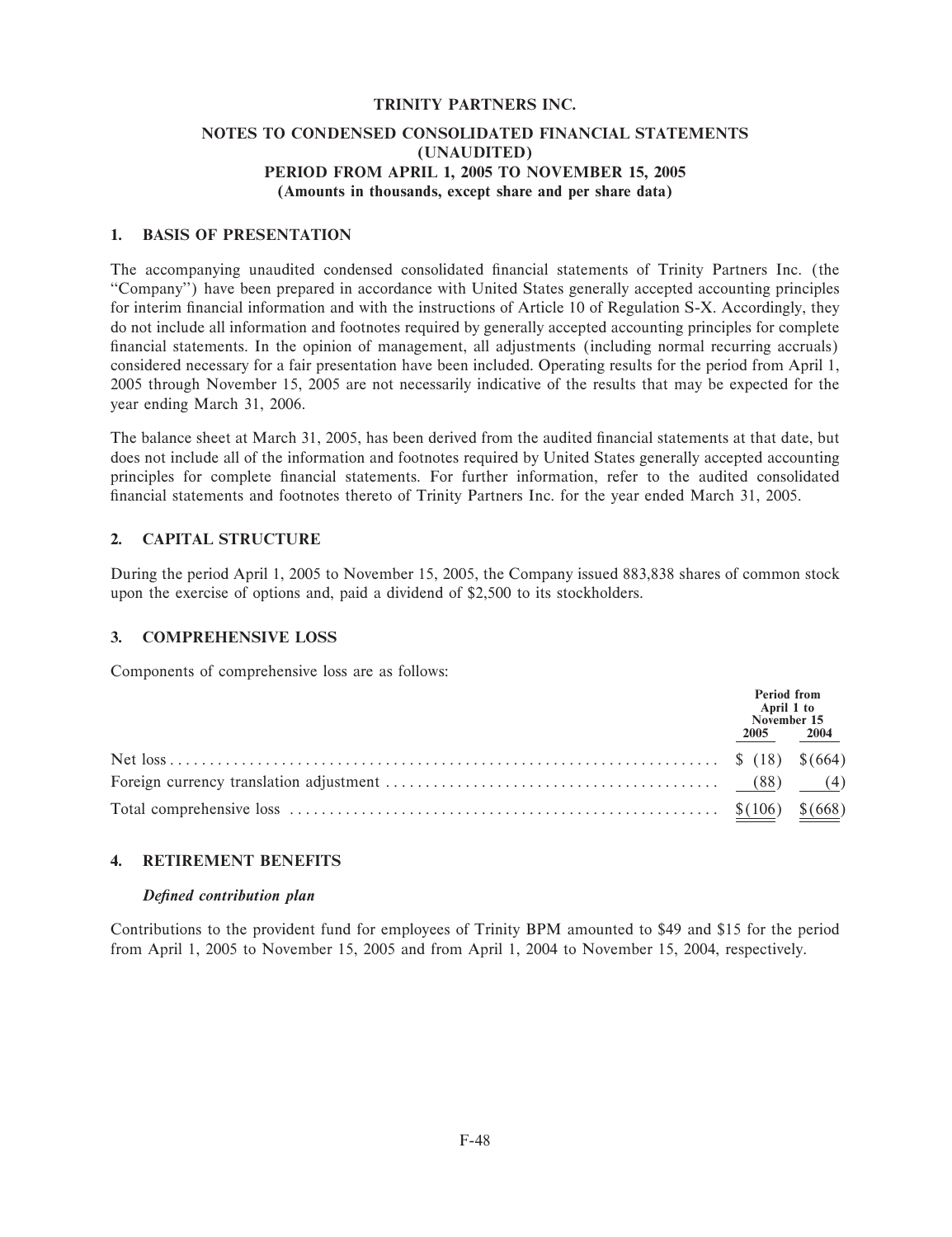# TRINITY PARTNERS INC.

## NOTES TO CONDENSED CONSOLIDATED FINANCIAL STATEMENTS (UNAUDITED) PERIOD FROM APRIL 1, 2005 TO NOVEMBER 15, 2005 (Amounts in thousands, except share and per share data)

### 1. BASIS OF PRESENTATION

The accompanying unaudited condensed consolidated financial statements of Trinity Partners Inc. (the "Company") have been prepared in accordance with United States generally accepted accounting principles for interim financial information and with the instructions of Article 10 of Regulation S-X. Accordingly, they do not include all information and footnotes required by generally accepted accounting principles for complete financial statements. In the opinion of management, all adjustments (including normal recurring accruals) considered necessary for a fair presentation have been included. Operating results for the period from April 1, 2005 through November 15, 2005 are not necessarily indicative of the results that may be expected for the year ending March 31, 2006.

The balance sheet at March 31, 2005, has been derived from the audited financial statements at that date, but does not include all of the information and footnotes required by United States generally accepted accounting principles for complete financial statements. For further information, refer to the audited consolidated financial statements and footnotes thereto of Trinity Partners Inc. for the year ended March 31, 2005.

### 2. CAPITAL STRUCTURE

During the period April 1, 2005 to November 15, 2005, the Company issued 883,838 shares of common stock upon the exercise of options and, paid a dividend of $2,500 to its stockholders.

### 3. COMPREHENSIVE LOSS

Components of comprehensive loss are as follows:

| | Period from April 1 to November 15 | |
|---|---|---|
| | 2005 | 2004 |
| Net loss | $ (18) | $(664) |
| Foreign currency translation adjustment | (88) | (4) |
| Total comprehensive loss | $(106) | $(668) |

### 4. RETIREMENT BENEFITS

#### *Defined contribution plan*

Contributions to the provident fund for employees of Trinity BPM amounted to $49 and $15 for the period from April 1, 2005 to November 15, 2005 and from April 1, 2004 to November 15, 2004, respectively.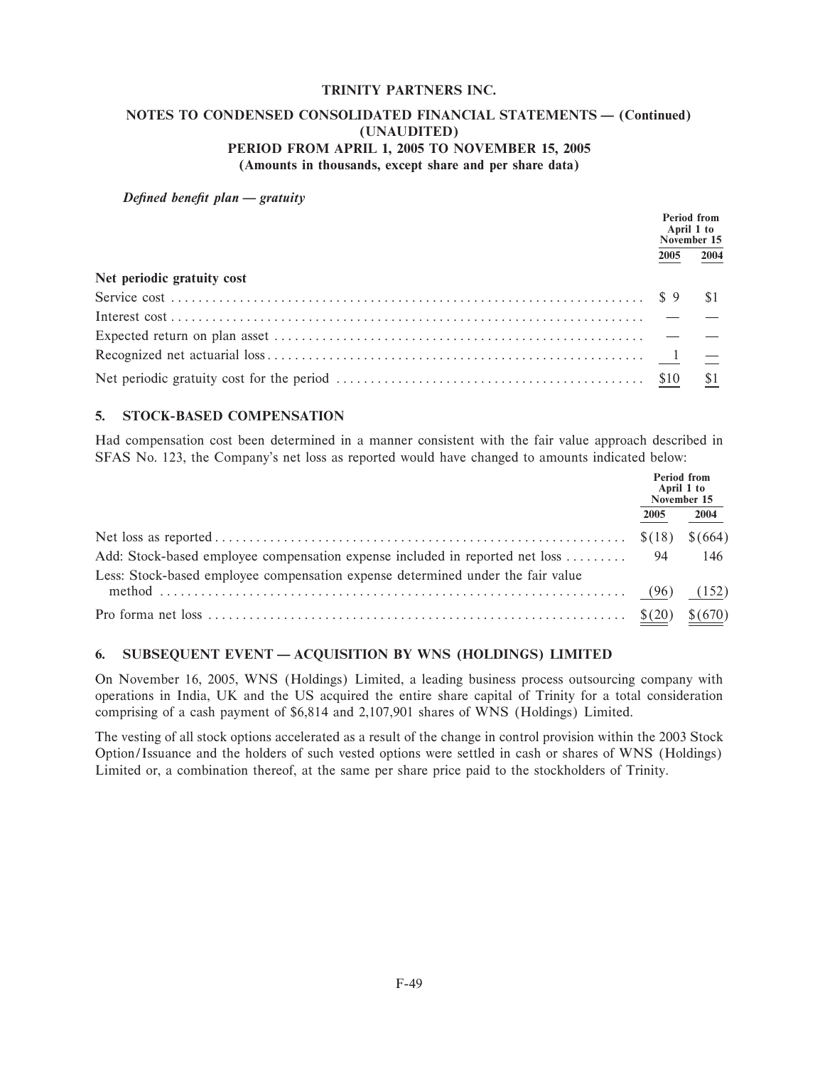# TRINITY PARTNERS INC.

## NOTES TO CONDENSED CONSOLIDATED FINANCIAL STATEMENTS — (Continued) (UNAUDITED) PERIOD FROM APRIL 1, 2005 TO NOVEMBER 15, 2005 (Amounts in thousands, except share and per share data)

***Defined benefit plan — gratuity***

| | Period from April 1 to November 15 | |
|---|---|---|
| | 2005 | 2004 |
| **Net periodic gratuity cost** | | |
| Service cost | $ 9 | $1 |
| Interest cost | — | — |
| Expected return on plan asset | — | — |
| Recognized net actuarial loss | 1 | — |
| Net periodic gratuity cost for the period | $10 | $1 |

## 5. STOCK-BASED COMPENSATION

Had compensation cost been determined in a manner consistent with the fair value approach described in SFAS No. 123, the Company's net loss as reported would have changed to amounts indicated below:

| | Period from April 1 to November 15 | |
|---|---|---|
| | 2005 | 2004 |
| Net loss as reported | $(18) | $(664) |
| Add: Stock-based employee compensation expense included in reported net loss | 94 | 146 |
| Less: Stock-based employee compensation expense determined under the fair value method | (96) | (152) |
| Pro forma net loss | $(20) | $(670) |

## 6. SUBSEQUENT EVENT — ACQUISITION BY WNS (HOLDINGS) LIMITED

On November 16, 2005, WNS (Holdings) Limited, a leading business process outsourcing company with operations in India, UK and the US acquired the entire share capital of Trinity for a total consideration comprising of a cash payment of $6,814 and 2,107,901 shares of WNS (Holdings) Limited.

The vesting of all stock options accelerated as a result of the change in control provision within the 2003 Stock Option/Issuance and the holders of such vested options were settled in cash or shares of WNS (Holdings) Limited or, a combination thereof, at the same per share price paid to the stockholders of Trinity.